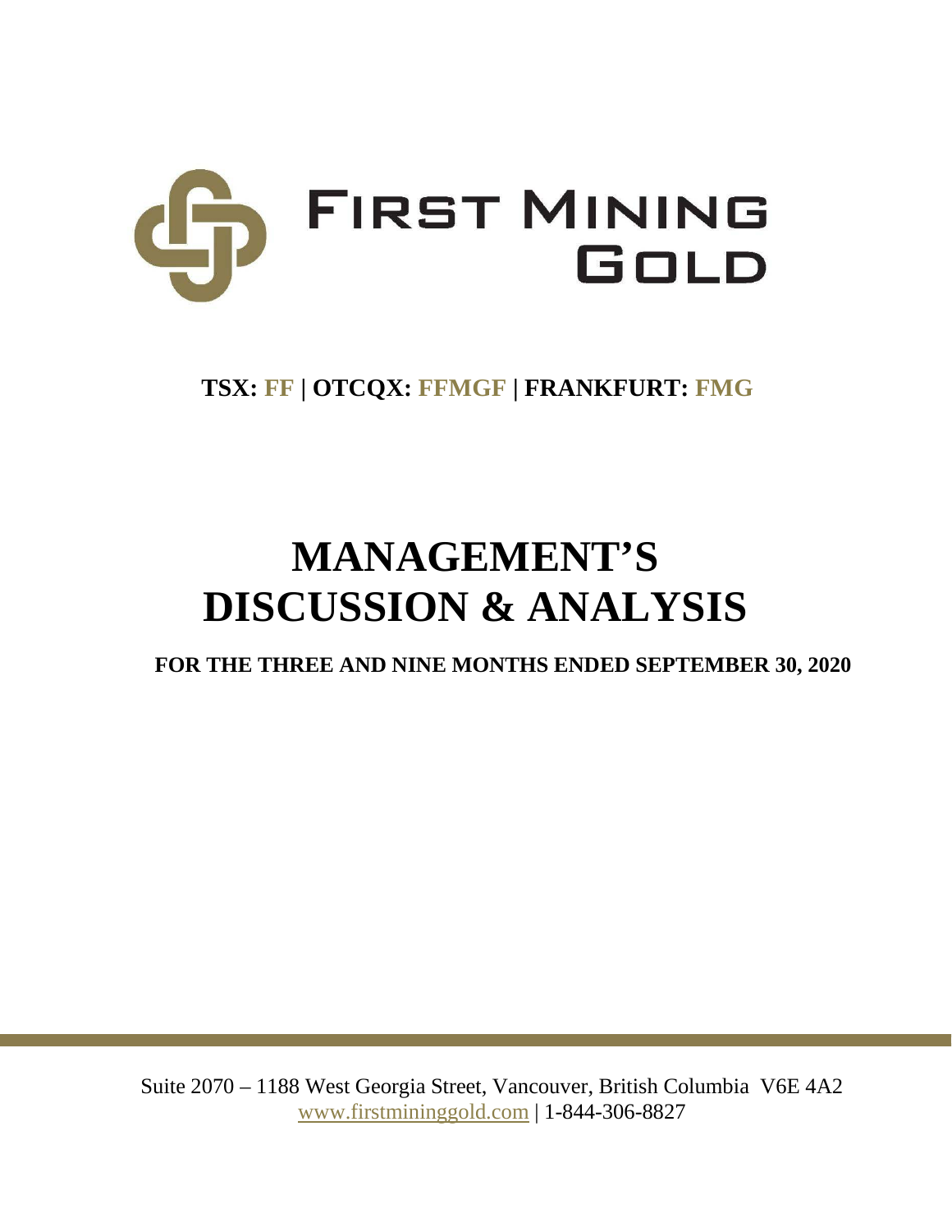# FIRST MINING GOLD

**TSX: FF | OTCQX: FFMGF | FRANKFURT: FMG**

# MANAGEMENT'S DISCUSSION & ANALYSIS

**FOR THE THREE AND NINE MONTHS ENDED SEPTEMBER 30, 2020**

Suite 2070 – 1188 West Georgia Street, Vancouver, British Columbia V6E 4A2
www.firstmininggold.com | 1-844-306-8827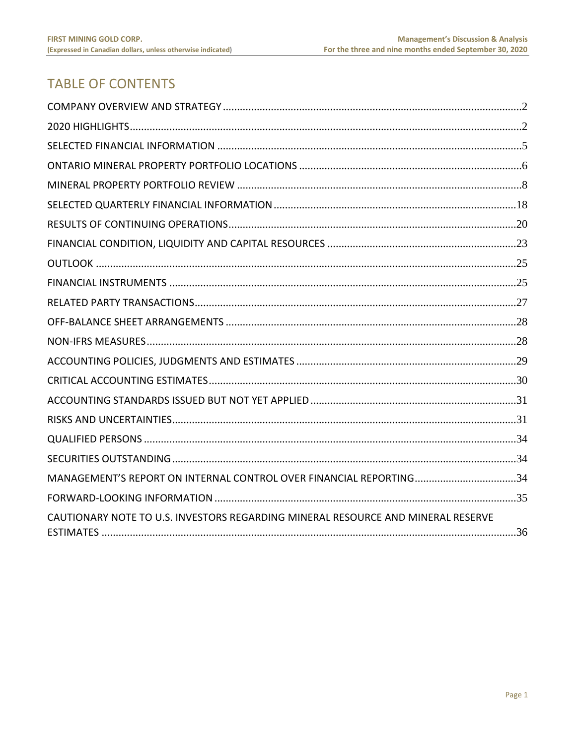# TABLE OF CONTENTS

COMPANY OVERVIEW AND STRATEGY ........................................................................................................2

2020 HIGHLIGHTS.........................................................................................................................................2

SELECTED FINANCIAL INFORMATION ..........................................................................................................5

ONTARIO MINERAL PROPERTY PORTFOLIO LOCATIONS ...............................................................................6

MINERAL PROPERTY PORTFOLIO REVIEW .....................................................................................................8

SELECTED QUARTERLY FINANCIAL INFORMATION .....................................................................................18

RESULTS OF CONTINUING OPERATIONS.......................................................................................................20

FINANCIAL CONDITION, LIQUIDITY AND CAPITAL RESOURCES ..................................................................23

OUTLOOK .....................................................................................................................................................25

FINANCIAL INSTRUMENTS ..........................................................................................................................25

RELATED PARTY TRANSACTIONS..................................................................................................................27

OFF-BALANCE SHEET ARRANGEMENTS .......................................................................................................28

NON-IFRS MEASURES....................................................................................................................................28

ACCOUNTING POLICIES, JUDGMENTS AND ESTIMATES .............................................................................29

CRITICAL ACCOUNTING ESTIMATES.............................................................................................................30

ACCOUNTING STANDARDS ISSUED BUT NOT YET APPLIED .........................................................................31

RISKS AND UNCERTAINTIES..........................................................................................................................31

QUALIFIED PERSONS ....................................................................................................................................34

SECURITIES OUTSTANDING...........................................................................................................................34

MANAGEMENT'S REPORT ON INTERNAL CONTROL OVER FINANCIAL REPORTING....................................34

FORWARD-LOOKING INFORMATION ...........................................................................................................35

CAUTIONARY NOTE TO U.S. INVESTORS REGARDING MINERAL RESOURCE AND MINERAL RESERVE ESTIMATES ....................................................................................................................................................36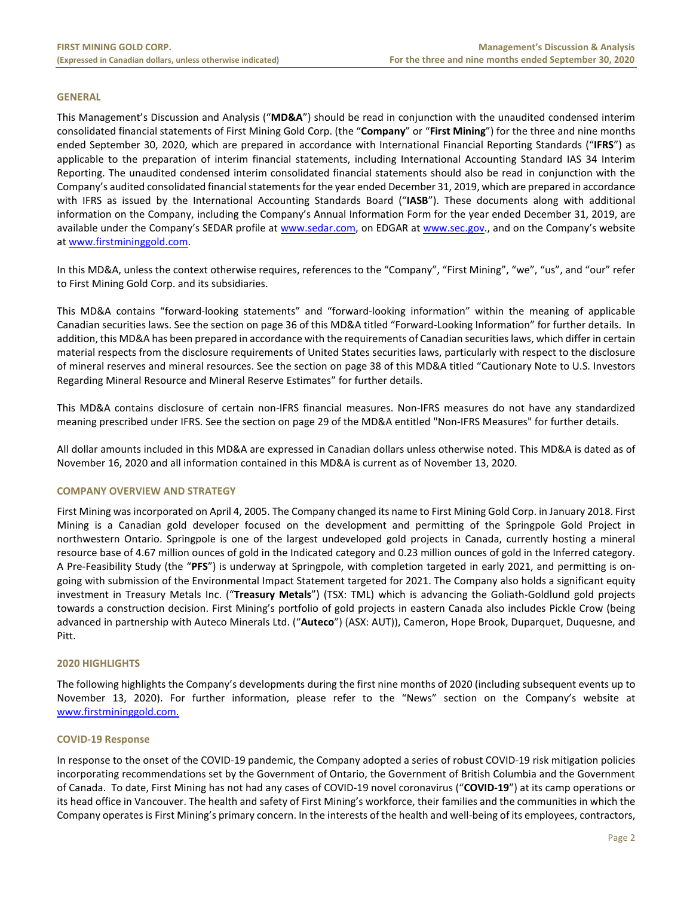## GENERAL

This Management's Discussion and Analysis ("**MD&A**") should be read in conjunction with the unaudited condensed interim consolidated financial statements of First Mining Gold Corp. (the "**Company**" or "**First Mining**") for the three and nine months ended September 30, 2020, which are prepared in accordance with International Financial Reporting Standards ("**IFRS**") as applicable to the preparation of interim financial statements, including International Accounting Standard IAS 34 Interim Reporting. The unaudited condensed interim consolidated financial statements should also be read in conjunction with the Company's audited consolidated financial statements for the year ended December 31, 2019, which are prepared in accordance with IFRS as issued by the International Accounting Standards Board ("**IASB**"). These documents along with additional information on the Company, including the Company's Annual Information Form for the year ended December 31, 2019, are available under the Company's SEDAR profile at www.sedar.com, on EDGAR at www.sec.gov., and on the Company's website at www.firstmininggold.com.

In this MD&A, unless the context otherwise requires, references to the "Company", "First Mining", "we", "us", and "our" refer to First Mining Gold Corp. and its subsidiaries.

This MD&A contains "forward-looking statements" and "forward-looking information" within the meaning of applicable Canadian securities laws. See the section on page 36 of this MD&A titled "Forward-Looking Information" for further details. In addition, this MD&A has been prepared in accordance with the requirements of Canadian securities laws, which differ in certain material respects from the disclosure requirements of United States securities laws, particularly with respect to the disclosure of mineral reserves and mineral resources. See the section on page 38 of this MD&A titled "Cautionary Note to U.S. Investors Regarding Mineral Resource and Mineral Reserve Estimates" for further details.

This MD&A contains disclosure of certain non-IFRS financial measures. Non-IFRS measures do not have any standardized meaning prescribed under IFRS. See the section on page 29 of the MD&A entitled "Non-IFRS Measures" for further details.

All dollar amounts included in this MD&A are expressed in Canadian dollars unless otherwise noted. This MD&A is dated as of November 16, 2020 and all information contained in this MD&A is current as of November 13, 2020.

## COMPANY OVERVIEW AND STRATEGY

First Mining was incorporated on April 4, 2005. The Company changed its name to First Mining Gold Corp. in January 2018. First Mining is a Canadian gold developer focused on the development and permitting of the Springpole Gold Project in northwestern Ontario. Springpole is one of the largest undeveloped gold projects in Canada, currently hosting a mineral resource base of 4.67 million ounces of gold in the Indicated category and 0.23 million ounces of gold in the Inferred category. A Pre-Feasibility Study (the "**PFS**") is underway at Springpole, with completion targeted in early 2021, and permitting is on-going with submission of the Environmental Impact Statement targeted for 2021. The Company also holds a significant equity investment in Treasury Metals Inc. ("**Treasury Metals**") (TSX: TML) which is advancing the Goliath-Goldlund gold projects towards a construction decision. First Mining's portfolio of gold projects in eastern Canada also includes Pickle Crow (being advanced in partnership with Auteco Minerals Ltd. ("**Auteco**") (ASX: AUT)), Cameron, Hope Brook, Duparquet, Duquesne, and Pitt.

## 2020 HIGHLIGHTS

The following highlights the Company's developments during the first nine months of 2020 (including subsequent events up to November 13, 2020). For further information, please refer to the "News" section on the Company's website at www.firstmininggold.com.

### COVID-19 Response

In response to the onset of the COVID-19 pandemic, the Company adopted a series of robust COVID-19 risk mitigation policies incorporating recommendations set by the Government of Ontario, the Government of British Columbia and the Government of Canada. To date, First Mining has not had any cases of COVID-19 novel coronavirus ("**COVID-19**") at its camp operations or its head office in Vancouver. The health and safety of First Mining's workforce, their families and the communities in which the Company operates is First Mining's primary concern. In the interests of the health and well-being of its employees, contractors,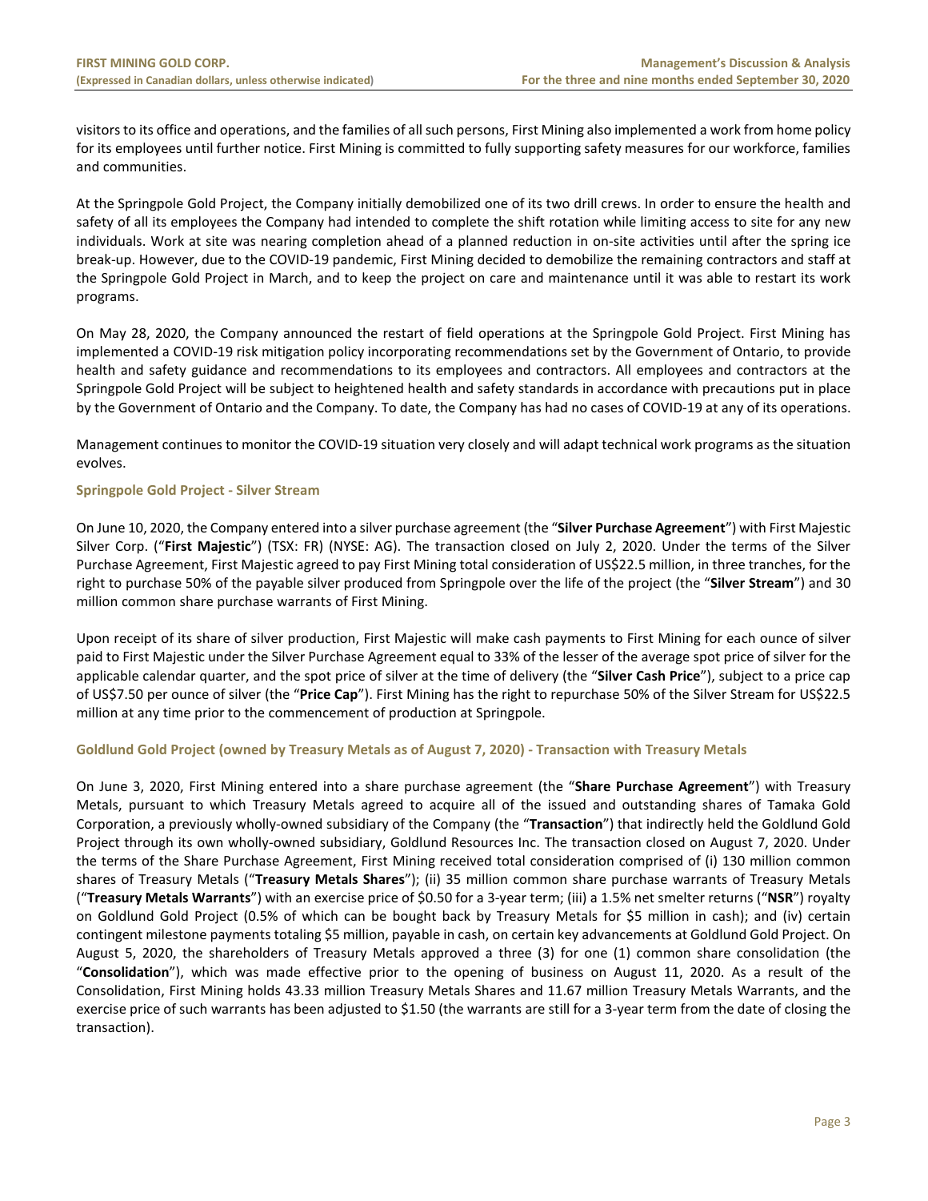visitors to its office and operations, and the families of all such persons, First Mining also implemented a work from home policy for its employees until further notice. First Mining is committed to fully supporting safety measures for our workforce, families and communities.

At the Springpole Gold Project, the Company initially demobilized one of its two drill crews. In order to ensure the health and safety of all its employees the Company had intended to complete the shift rotation while limiting access to site for any new individuals. Work at site was nearing completion ahead of a planned reduction in on-site activities until after the spring ice break-up. However, due to the COVID-19 pandemic, First Mining decided to demobilize the remaining contractors and staff at the Springpole Gold Project in March, and to keep the project on care and maintenance until it was able to restart its work programs.

On May 28, 2020, the Company announced the restart of field operations at the Springpole Gold Project. First Mining has implemented a COVID-19 risk mitigation policy incorporating recommendations set by the Government of Ontario, to provide health and safety guidance and recommendations to its employees and contractors. All employees and contractors at the Springpole Gold Project will be subject to heightened health and safety standards in accordance with precautions put in place by the Government of Ontario and the Company. To date, the Company has had no cases of COVID-19 at any of its operations.

Management continues to monitor the COVID-19 situation very closely and will adapt technical work programs as the situation evolves.

#### Springpole Gold Project - Silver Stream

On June 10, 2020, the Company entered into a silver purchase agreement (the "**Silver Purchase Agreement**") with First Majestic Silver Corp. ("**First Majestic**") (TSX: FR) (NYSE: AG). The transaction closed on July 2, 2020. Under the terms of the Silver Purchase Agreement, First Majestic agreed to pay First Mining total consideration of US$22.5 million, in three tranches, for the right to purchase 50% of the payable silver produced from Springpole over the life of the project (the "**Silver Stream**") and 30 million common share purchase warrants of First Mining.

Upon receipt of its share of silver production, First Majestic will make cash payments to First Mining for each ounce of silver paid to First Majestic under the Silver Purchase Agreement equal to 33% of the lesser of the average spot price of silver for the applicable calendar quarter, and the spot price of silver at the time of delivery (the "**Silver Cash Price**"), subject to a price cap of US$7.50 per ounce of silver (the "**Price Cap**"). First Mining has the right to repurchase 50% of the Silver Stream for US$22.5 million at any time prior to the commencement of production at Springpole.

#### Goldlund Gold Project (owned by Treasury Metals as of August 7, 2020) - Transaction with Treasury Metals

On June 3, 2020, First Mining entered into a share purchase agreement (the "**Share Purchase Agreement**") with Treasury Metals, pursuant to which Treasury Metals agreed to acquire all of the issued and outstanding shares of Tamaka Gold Corporation, a previously wholly-owned subsidiary of the Company (the "**Transaction**") that indirectly held the Goldlund Gold Project through its own wholly-owned subsidiary, Goldlund Resources Inc. The transaction closed on August 7, 2020. Under the terms of the Share Purchase Agreement, First Mining received total consideration comprised of (i) 130 million common shares of Treasury Metals ("**Treasury Metals Shares**"); (ii) 35 million common share purchase warrants of Treasury Metals ("**Treasury Metals Warrants**") with an exercise price of $0.50 for a 3-year term; (iii) a 1.5% net smelter returns ("**NSR**") royalty on Goldlund Gold Project (0.5% of which can be bought back by Treasury Metals for $5 million in cash); and (iv) certain contingent milestone payments totaling $5 million, payable in cash, on certain key advancements at Goldlund Gold Project. On August 5, 2020, the shareholders of Treasury Metals approved a three (3) for one (1) common share consolidation (the "**Consolidation**"), which was made effective prior to the opening of business on August 11, 2020. As a result of the Consolidation, First Mining holds 43.33 million Treasury Metals Shares and 11.67 million Treasury Metals Warrants, and the exercise price of such warrants has been adjusted to $1.50 (the warrants are still for a 3-year term from the date of closing the transaction).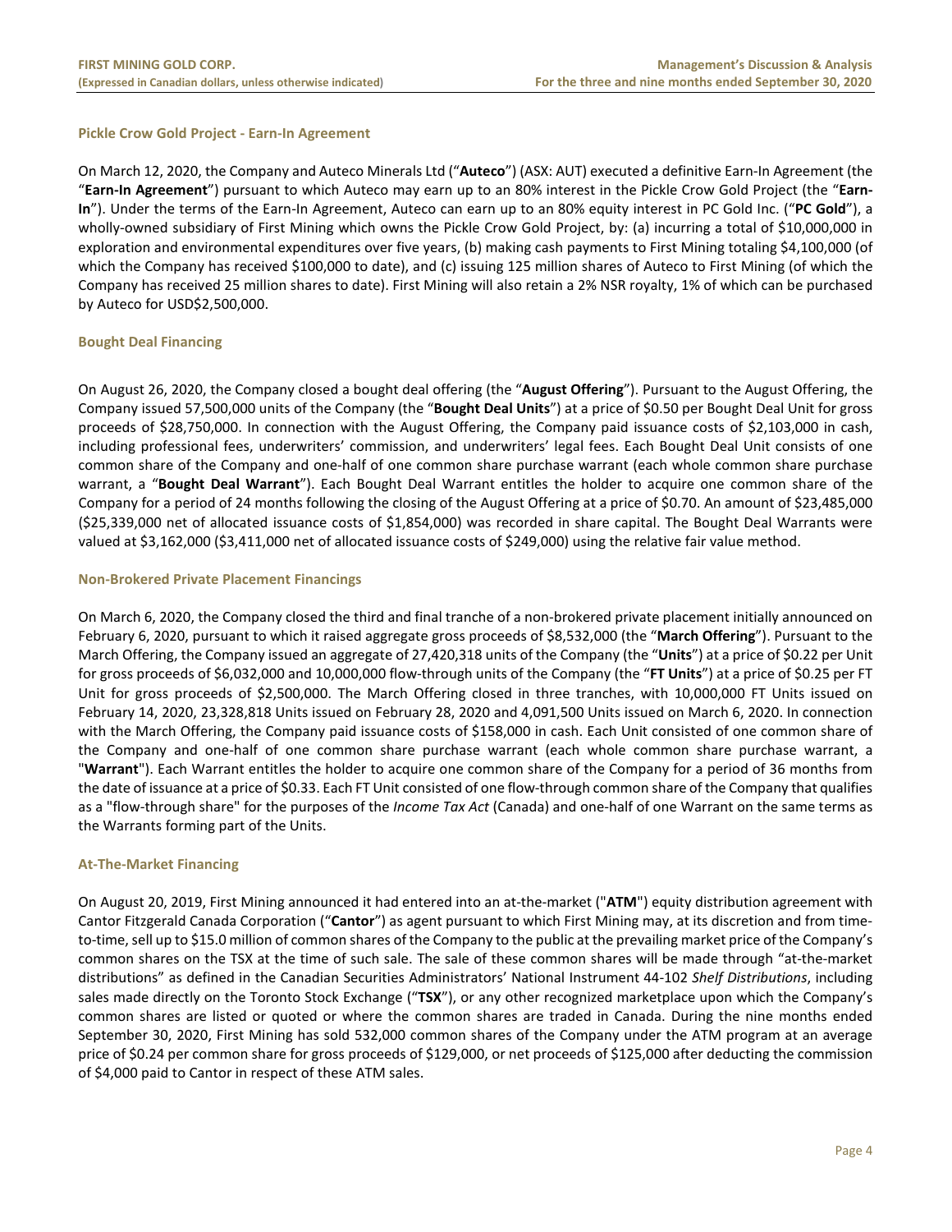### Pickle Crow Gold Project - Earn-In Agreement

On March 12, 2020, the Company and Auteco Minerals Ltd ("**Auteco**") (ASX: AUT) executed a definitive Earn-In Agreement (the "**Earn-In Agreement**") pursuant to which Auteco may earn up to an 80% interest in the Pickle Crow Gold Project (the "**Earn-In**"). Under the terms of the Earn-In Agreement, Auteco can earn up to an 80% equity interest in PC Gold Inc. ("**PC Gold**"), a wholly-owned subsidiary of First Mining which owns the Pickle Crow Gold Project, by: (a) incurring a total of $10,000,000 in exploration and environmental expenditures over five years, (b) making cash payments to First Mining totaling $4,100,000 (of which the Company has received $100,000 to date), and (c) issuing 125 million shares of Auteco to First Mining (of which the Company has received 25 million shares to date). First Mining will also retain a 2% NSR royalty, 1% of which can be purchased by Auteco for USD$2,500,000.

### Bought Deal Financing

On August 26, 2020, the Company closed a bought deal offering (the "**August Offering**"). Pursuant to the August Offering, the Company issued 57,500,000 units of the Company (the "**Bought Deal Units**") at a price of $0.50 per Bought Deal Unit for gross proceeds of $28,750,000. In connection with the August Offering, the Company paid issuance costs of $2,103,000 in cash, including professional fees, underwriters' commission, and underwriters' legal fees. Each Bought Deal Unit consists of one common share of the Company and one-half of one common share purchase warrant (each whole common share purchase warrant, a "**Bought Deal Warrant**"). Each Bought Deal Warrant entitles the holder to acquire one common share of the Company for a period of 24 months following the closing of the August Offering at a price of $0.70. An amount of $23,485,000 ($25,339,000 net of allocated issuance costs of $1,854,000) was recorded in share capital. The Bought Deal Warrants were valued at $3,162,000 ($3,411,000 net of allocated issuance costs of $249,000) using the relative fair value method.

### Non-Brokered Private Placement Financings

On March 6, 2020, the Company closed the third and final tranche of a non-brokered private placement initially announced on February 6, 2020, pursuant to which it raised aggregate gross proceeds of $8,532,000 (the "**March Offering**"). Pursuant to the March Offering, the Company issued an aggregate of 27,420,318 units of the Company (the "**Units**") at a price of $0.22 per Unit for gross proceeds of $6,032,000 and 10,000,000 flow-through units of the Company (the "**FT Units**") at a price of $0.25 per FT Unit for gross proceeds of $2,500,000. The March Offering closed in three tranches, with 10,000,000 FT Units issued on February 14, 2020, 23,328,818 Units issued on February 28, 2020 and 4,091,500 Units issued on March 6, 2020. In connection with the March Offering, the Company paid issuance costs of $158,000 in cash. Each Unit consisted of one common share of the Company and one-half of one common share purchase warrant (each whole common share purchase warrant, a "**Warrant**"). Each Warrant entitles the holder to acquire one common share of the Company for a period of 36 months from the date of issuance at a price of $0.33. Each FT Unit consisted of one flow-through common share of the Company that qualifies as a "flow-through share" for the purposes of the *Income Tax Act* (Canada) and one-half of one Warrant on the same terms as the Warrants forming part of the Units.

### At-The-Market Financing

On August 20, 2019, First Mining announced it had entered into an at-the-market ("**ATM**") equity distribution agreement with Cantor Fitzgerald Canada Corporation ("**Cantor**") as agent pursuant to which First Mining may, at its discretion and from time-to-time, sell up to $15.0 million of common shares of the Company to the public at the prevailing market price of the Company's common shares on the TSX at the time of such sale. The sale of these common shares will be made through "at-the-market distributions" as defined in the Canadian Securities Administrators' National Instrument 44-102 *Shelf Distributions*, including sales made directly on the Toronto Stock Exchange ("**TSX**"), or any other recognized marketplace upon which the Company's common shares are listed or quoted or where the common shares are traded in Canada. During the nine months ended September 30, 2020, First Mining has sold 532,000 common shares of the Company under the ATM program at an average price of $0.24 per common share for gross proceeds of $129,000, or net proceeds of $125,000 after deducting the commission of $4,000 paid to Cantor in respect of these ATM sales.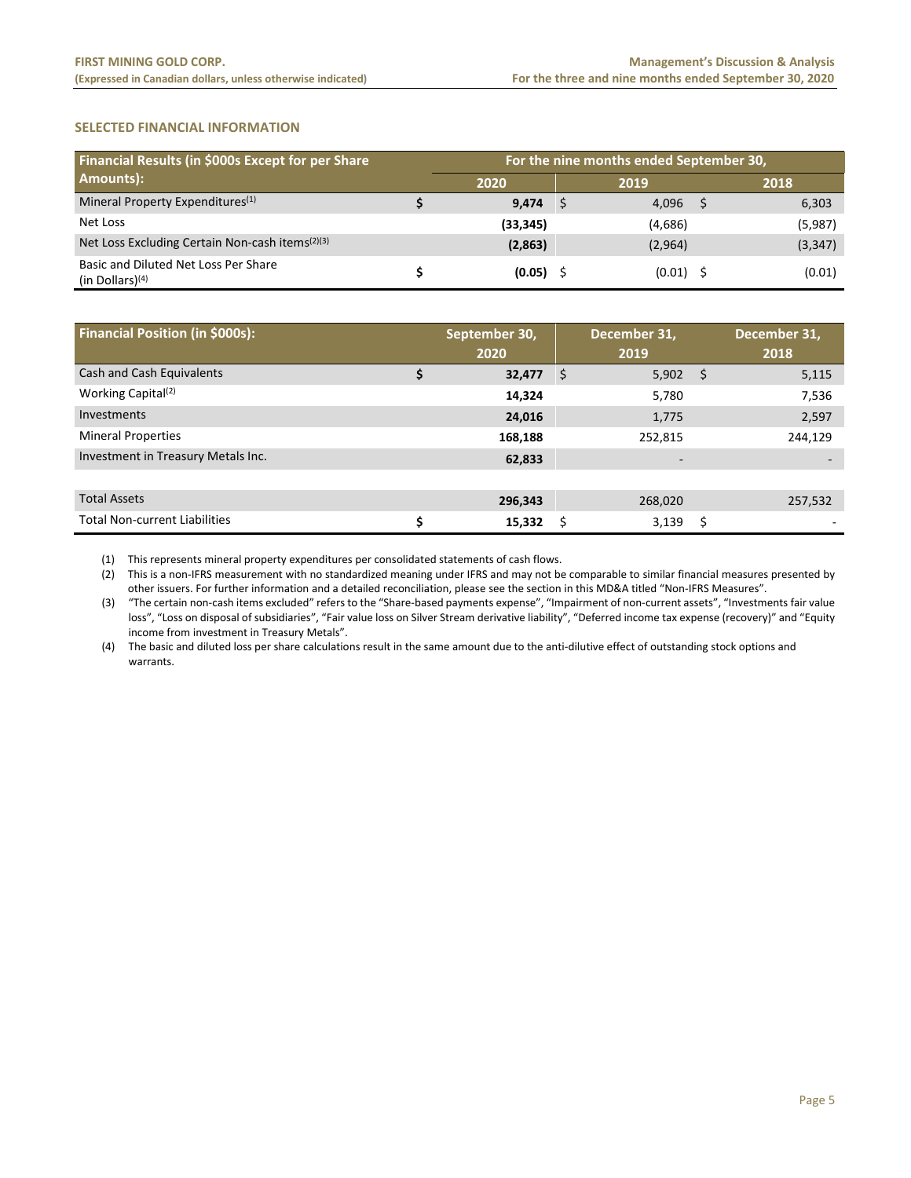## SELECTED FINANCIAL INFORMATION

| Financial Results (in $000s Except for per Share Amounts): | For the nine months ended September 30, | | |
|---|---|---|---|
| | 2020 | 2019 | 2018 |
| Mineral Property Expenditures[(1)] | $ **9,474** | $ 4,096 | $ 6,303 |
| Net Loss | **(33,345)** | (4,686) | (5,987) |
| Net Loss Excluding Certain Non-cash items[(2)(3)] | **(2,863)** | (2,964) | (3,347) |
| Basic and Diluted Net Loss Per Share (in Dollars)[(4)] | $ **(0.05)** | $ (0.01) | $ (0.01) |

| Financial Position (in $000s): | September 30, 2020 | December 31, 2019 | December 31, 2018 |
|---|---|---|---|
| Cash and Cash Equivalents | $ **32,477** | $ 5,902 | $ 5,115 |
| Working Capital[(2)] | **14,324** | 5,780 | 7,536 |
| Investments | **24,016** | 1,775 | 2,597 |
| Mineral Properties | **168,188** | 252,815 | 244,129 |
| Investment in Treasury Metals Inc. | **62,833** | - | - |
| | | | |
| Total Assets | **296,343** | 268,020 | 257,532 |
| Total Non-current Liabilities | $ **15,332** | $ 3,139 | $ - |

(1) This represents mineral property expenditures per consolidated statements of cash flows.

(2) This is a non-IFRS measurement with no standardized meaning under IFRS and may not be comparable to similar financial measures presented by other issuers. For further information and a detailed reconciliation, please see the section in this MD&A titled "Non-IFRS Measures".

(3) "The certain non-cash items excluded" refers to the "Share-based payments expense", "Impairment of non-current assets", "Investments fair value loss", "Loss on disposal of subsidiaries", "Fair value loss on Silver Stream derivative liability", "Deferred income tax expense (recovery)" and "Equity income from investment in Treasury Metals".

(4) The basic and diluted loss per share calculations result in the same amount due to the anti-dilutive effect of outstanding stock options and warrants.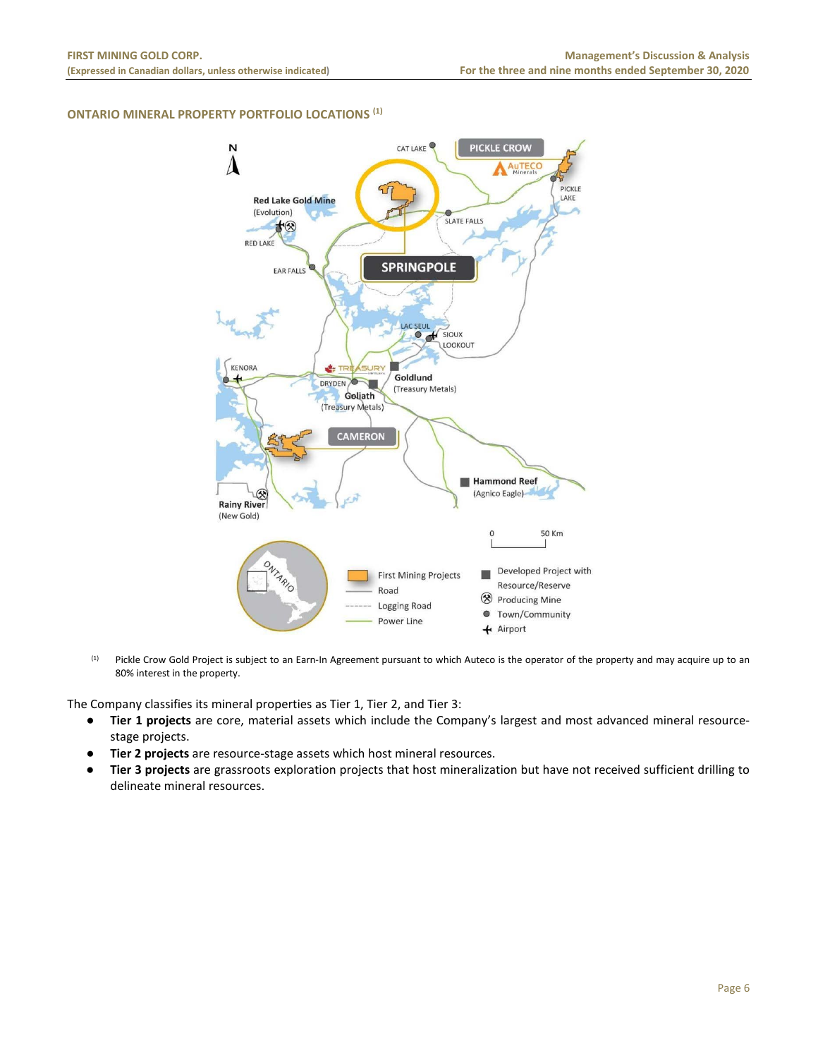### ONTARIO MINERAL PROPERTY PORTFOLIO LOCATIONS [(1)]

(1) Pickle Crow Gold Project is subject to an Earn-In Agreement pursuant to which Auteco is the operator of the property and may acquire up to an 80% interest in the property.

The Company classifies its mineral properties as Tier 1, Tier 2, and Tier 3:

- **Tier 1 projects** are core, material assets which include the Company's largest and most advanced mineral resource-stage projects.
- **Tier 2 projects** are resource-stage assets which host mineral resources.
- **Tier 3 projects** are grassroots exploration projects that host mineralization but have not received sufficient drilling to delineate mineral resources.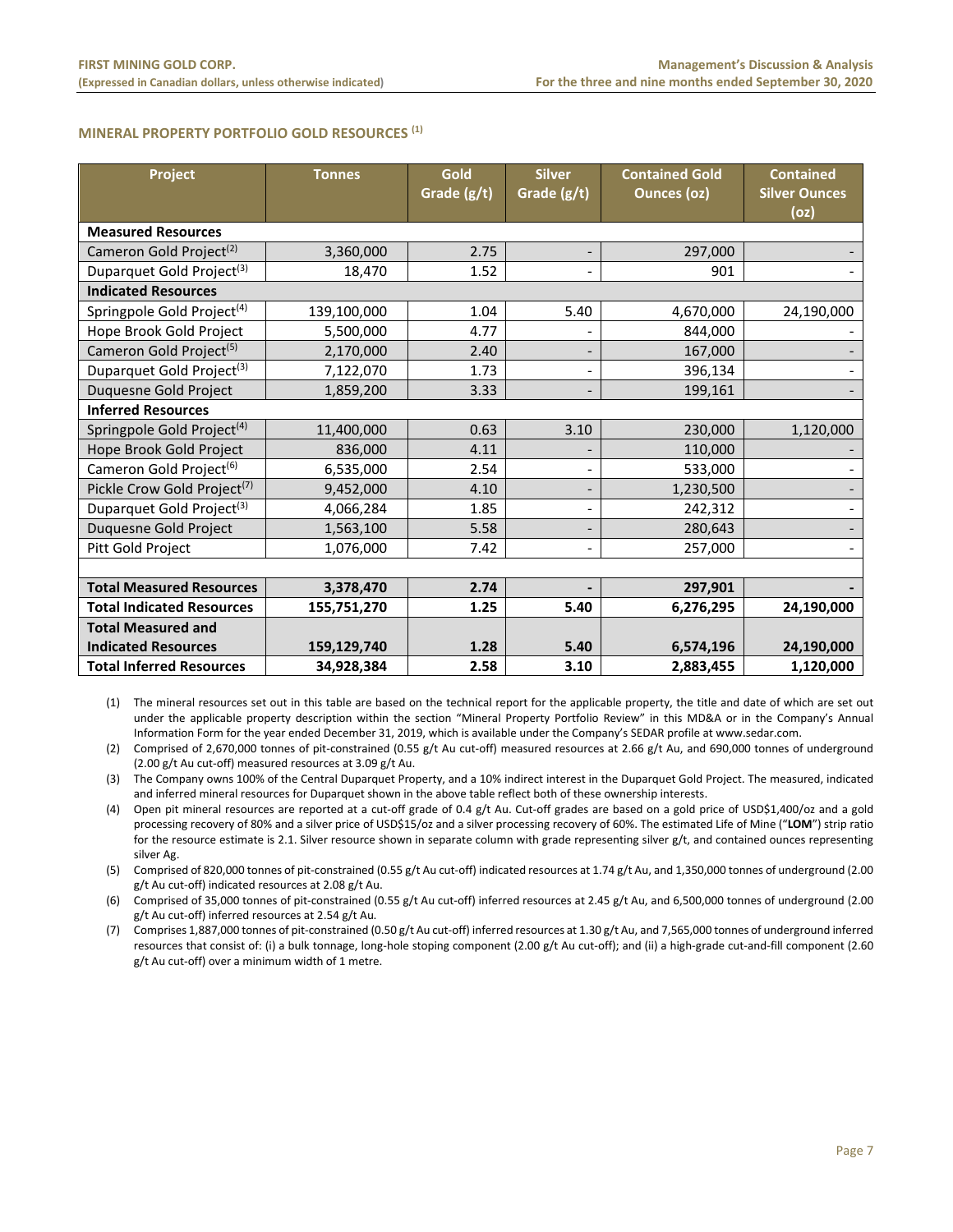## MINERAL PROPERTY PORTFOLIO GOLD RESOURCES [1]

| Project | Tonnes | Gold Grade (g/t) | Silver Grade (g/t) | Contained Gold Ounces (oz) | Contained Silver Ounces (oz) |
|---|---|---|---|---|---|
| **Measured Resources** | | | | | |
| Cameron Gold Project[2] | 3,360,000 | 2.75 | - | 297,000 | - |
| Duparquet Gold Project[3] | 18,470 | 1.52 | - | 901 | - |
| **Indicated Resources** | | | | | |
| Springpole Gold Project[4] | 139,100,000 | 1.04 | 5.40 | 4,670,000 | 24,190,000 |
| Hope Brook Gold Project | 5,500,000 | 4.77 | - | 844,000 | - |
| Cameron Gold Project[5] | 2,170,000 | 2.40 | - | 167,000 | - |
| Duparquet Gold Project[3] | 7,122,070 | 1.73 | - | 396,134 | - |
| Duquesne Gold Project | 1,859,200 | 3.33 | - | 199,161 | - |
| **Inferred Resources** | | | | | |
| Springpole Gold Project[4] | 11,400,000 | 0.63 | 3.10 | 230,000 | 1,120,000 |
| Hope Brook Gold Project | 836,000 | 4.11 | - | 110,000 | - |
| Cameron Gold Project[6] | 6,535,000 | 2.54 | - | 533,000 | - |
| Pickle Crow Gold Project[7] | 9,452,000 | 4.10 | - | 1,230,500 | - |
| Duparquet Gold Project[3] | 4,066,284 | 1.85 | - | 242,312 | - |
| Duquesne Gold Project | 1,563,100 | 5.58 | - | 280,643 | - |
| Pitt Gold Project | 1,076,000 | 7.42 | - | 257,000 | - |
| | | | | | |
| **Total Measured Resources** | **3,378,470** | **2.74** | **-** | **297,901** | **-** |
| **Total Indicated Resources** | **155,751,270** | **1.25** | **5.40** | **6,276,295** | **24,190,000** |
| **Total Measured and Indicated Resources** | **159,129,740** | **1.28** | **5.40** | **6,574,196** | **24,190,000** |
| **Total Inferred Resources** | **34,928,384** | **2.58** | **3.10** | **2,883,455** | **1,120,000** |

(1) The mineral resources set out in this table are based on the technical report for the applicable property, the title and date of which are set out under the applicable property description within the section "Mineral Property Portfolio Review" in this MD&A or in the Company's Annual Information Form for the year ended December 31, 2019, which is available under the Company's SEDAR profile at www.sedar.com.

(2) Comprised of 2,670,000 tonnes of pit-constrained (0.55 g/t Au cut-off) measured resources at 2.66 g/t Au, and 690,000 tonnes of underground (2.00 g/t Au cut-off) measured resources at 3.09 g/t Au.

(3) The Company owns 100% of the Central Duparquet Property, and a 10% indirect interest in the Duparquet Gold Project. The measured, indicated and inferred mineral resources for Duparquet shown in the above table reflect both of these ownership interests.

(4) Open pit mineral resources are reported at a cut-off grade of 0.4 g/t Au. Cut-off grades are based on a gold price of USD$1,400/oz and a gold processing recovery of 80% and a silver price of USD$15/oz and a silver processing recovery of 60%. The estimated Life of Mine ("**LOM**") strip ratio for the resource estimate is 2.1. Silver resource shown in separate column with grade representing silver g/t, and contained ounces representing silver Ag.

(5) Comprised of 820,000 tonnes of pit-constrained (0.55 g/t Au cut-off) indicated resources at 1.74 g/t Au, and 1,350,000 tonnes of underground (2.00 g/t Au cut-off) indicated resources at 2.08 g/t Au.

(6) Comprised of 35,000 tonnes of pit-constrained (0.55 g/t Au cut-off) inferred resources at 2.45 g/t Au, and 6,500,000 tonnes of underground (2.00 g/t Au cut-off) inferred resources at 2.54 g/t Au.

(7) Comprises 1,887,000 tonnes of pit-constrained (0.50 g/t Au cut-off) inferred resources at 1.30 g/t Au, and 7,565,000 tonnes of underground inferred resources that consist of: (i) a bulk tonnage, long-hole stoping component (2.00 g/t Au cut-off); and (ii) a high-grade cut-and-fill component (2.60 g/t Au cut-off) over a minimum width of 1 metre.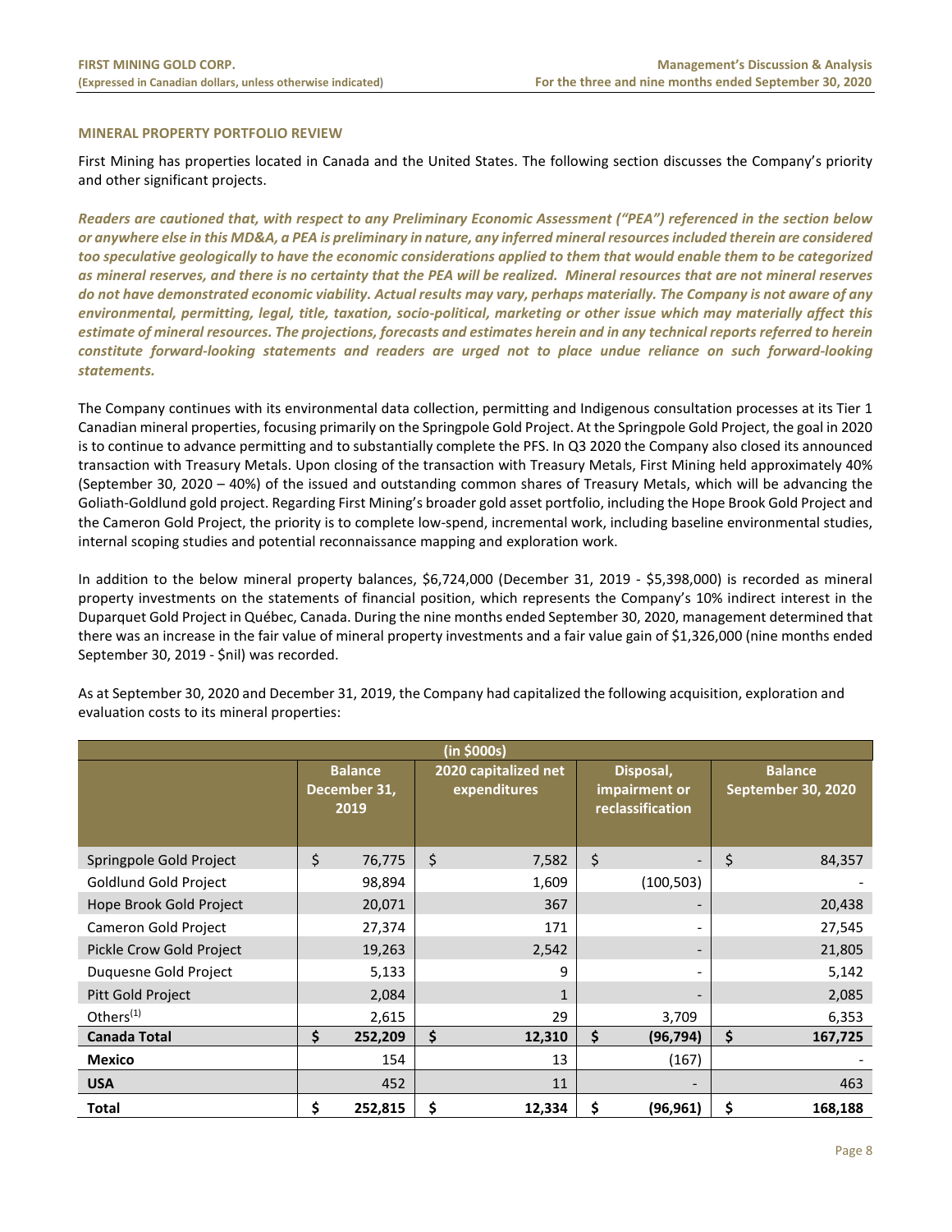## MINERAL PROPERTY PORTFOLIO REVIEW

First Mining has properties located in Canada and the United States. The following section discusses the Company's priority and other significant projects.

***Readers are cautioned that, with respect to any Preliminary Economic Assessment ("PEA") referenced in the section below or anywhere else in this MD&A, a PEA is preliminary in nature, any inferred mineral resources included therein are considered too speculative geologically to have the economic considerations applied to them that would enable them to be categorized as mineral reserves, and there is no certainty that the PEA will be realized. Mineral resources that are not mineral reserves do not have demonstrated economic viability. Actual results may vary, perhaps materially. The Company is not aware of any environmental, permitting, legal, title, taxation, socio-political, marketing or other issue which may materially affect this estimate of mineral resources. The projections, forecasts and estimates herein and in any technical reports referred to herein constitute forward-looking statements and readers are urged not to place undue reliance on such forward-looking statements.***

The Company continues with its environmental data collection, permitting and Indigenous consultation processes at its Tier 1 Canadian mineral properties, focusing primarily on the Springpole Gold Project. At the Springpole Gold Project, the goal in 2020 is to continue to advance permitting and to substantially complete the PFS. In Q3 2020 the Company also closed its announced transaction with Treasury Metals. Upon closing of the transaction with Treasury Metals, First Mining held approximately 40% (September 30, 2020 – 40%) of the issued and outstanding common shares of Treasury Metals, which will be advancing the Goliath-Goldlund gold project. Regarding First Mining's broader gold asset portfolio, including the Hope Brook Gold Project and the Cameron Gold Project, the priority is to complete low-spend, incremental work, including baseline environmental studies, internal scoping studies and potential reconnaissance mapping and exploration work.

In addition to the below mineral property balances, $6,724,000 (December 31, 2019 - $5,398,000) is recorded as mineral property investments on the statements of financial position, which represents the Company's 10% indirect interest in the Duparquet Gold Project in Québec, Canada. During the nine months ended September 30, 2020, management determined that there was an increase in the fair value of mineral property investments and a fair value gain of $1,326,000 (nine months ended September 30, 2019 - $nil) was recorded.

As at September 30, 2020 and December 31, 2019, the Company had capitalized the following acquisition, exploration and evaluation costs to its mineral properties:

| (in $000s) | Balance December 31, 2019 | 2020 capitalized net expenditures | Disposal, impairment or reclassification | Balance September 30, 2020 |
|---|---|---|---|---|
| Springpole Gold Project | $ 76,775 | $ 7,582 | $ - | $ 84,357 |
| Goldlund Gold Project | 98,894 | 1,609 | (100,503) | - |
| Hope Brook Gold Project | 20,071 | 367 | - | 20,438 |
| Cameron Gold Project | 27,374 | 171 | - | 27,545 |
| Pickle Crow Gold Project | 19,263 | 2,542 | - | 21,805 |
| Duquesne Gold Project | 5,133 | 9 | - | 5,142 |
| Pitt Gold Project | 2,084 | 1 | - | 2,085 |
| Others[(1)] | 2,615 | 29 | 3,709 | 6,353 |
| **Canada Total** | **$ 252,209** | **$ 12,310** | **$ (96,794)** | **$ 167,725** |
| **Mexico** | 154 | 13 | (167) | - |
| **USA** | 452 | 11 | - | 463 |
| **Total** | **$ 252,815** | **$ 12,334** | **$ (96,961)** | **$ 168,188** |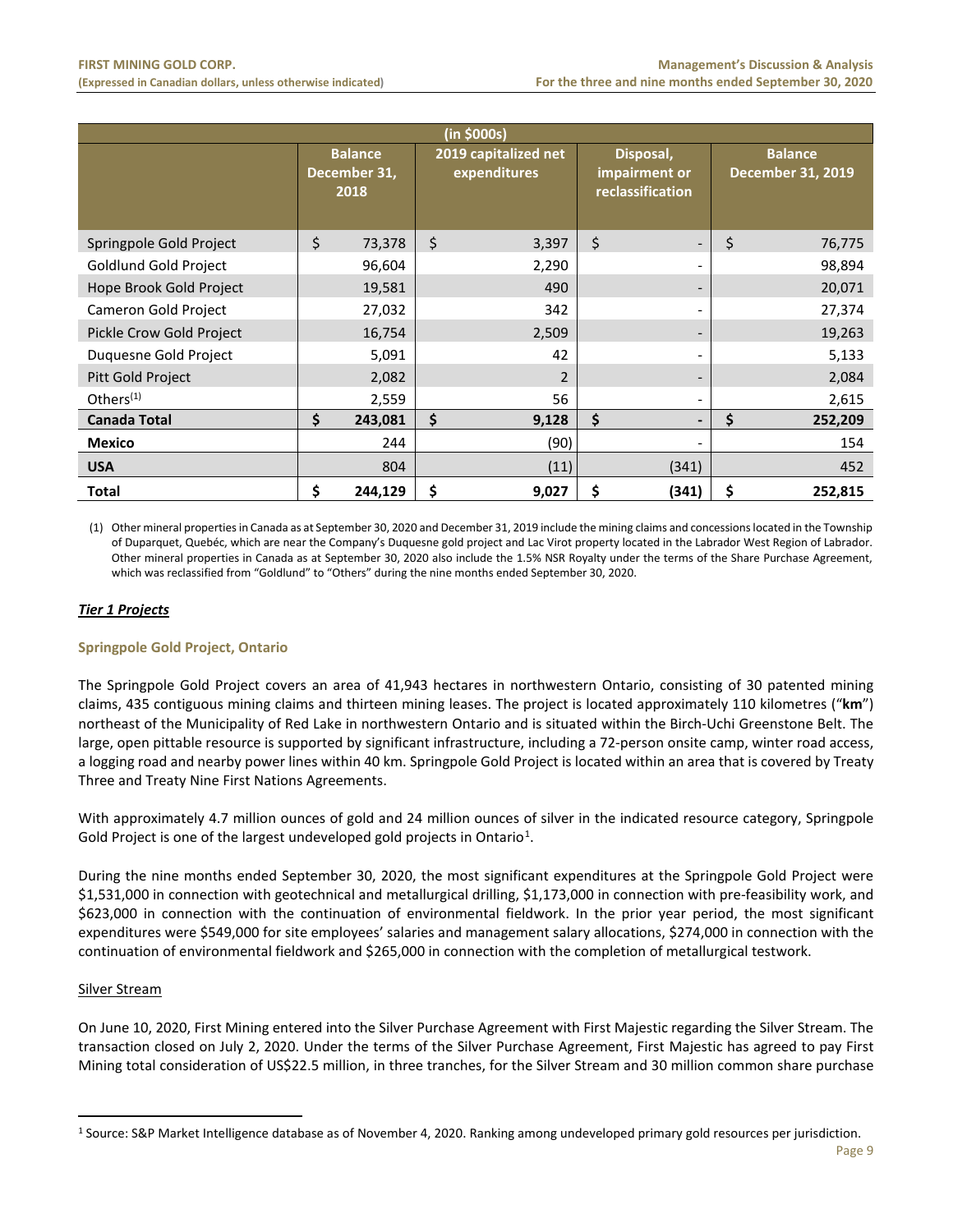| (in $000s) | | | | |
|---|---|---|---|---|
| | Balance December 31, 2018 | 2019 capitalized net expenditures | Disposal, impairment or reclassification | Balance December 31, 2019 |
| Springpole Gold Project | $ 73,378 | $ 3,397 | $ - | $ 76,775 |
| Goldlund Gold Project | 96,604 | 2,290 | - | 98,894 |
| Hope Brook Gold Project | 19,581 | 490 | - | 20,071 |
| Cameron Gold Project | 27,032 | 342 | - | 27,374 |
| Pickle Crow Gold Project | 16,754 | 2,509 | - | 19,263 |
| Duquesne Gold Project | 5,091 | 42 | - | 5,133 |
| Pitt Gold Project | 2,082 | 2 | - | 2,084 |
| Others[(1)] | 2,559 | 56 | - | 2,615 |
| **Canada Total** | **$ 243,081** | **$ 9,128** | **$ -** | **$ 252,209** |
| **Mexico** | 244 | (90) | - | 154 |
| **USA** | 804 | (11) | (341) | 452 |
| **Total** | **$ 244,129** | **$ 9,027** | **$ (341)** | **$ 252,815** |

(1) Other mineral properties in Canada as at September 30, 2020 and December 31, 2019 include the mining claims and concessions located in the Township of Duparquet, Quebéc, which are near the Company's Duquesne gold project and Lac Virot property located in the Labrador West Region of Labrador. Other mineral properties in Canada as at September 30, 2020 also include the 1.5% NSR Royalty under the terms of the Share Purchase Agreement, which was reclassified from "Goldlund" to "Others" during the nine months ended September 30, 2020.

***Tier 1 Projects***

### Springpole Gold Project, Ontario

The Springpole Gold Project covers an area of 41,943 hectares in northwestern Ontario, consisting of 30 patented mining claims, 435 contiguous mining claims and thirteen mining leases. The project is located approximately 110 kilometres ("**km**") northeast of the Municipality of Red Lake in northwestern Ontario and is situated within the Birch-Uchi Greenstone Belt. The large, open pittable resource is supported by significant infrastructure, including a 72-person onsite camp, winter road access, a logging road and nearby power lines within 40 km. Springpole Gold Project is located within an area that is covered by Treaty Three and Treaty Nine First Nations Agreements.

With approximately 4.7 million ounces of gold and 24 million ounces of silver in the indicated resource category, Springpole Gold Project is one of the largest undeveloped gold projects in Ontario[1].

During the nine months ended September 30, 2020, the most significant expenditures at the Springpole Gold Project were $1,531,000 in connection with geotechnical and metallurgical drilling, $1,173,000 in connection with pre-feasibility work, and $623,000 in connection with the continuation of environmental fieldwork. In the prior year period, the most significant expenditures were $549,000 for site employees' salaries and management salary allocations, $274,000 in connection with the continuation of environmental fieldwork and $265,000 in connection with the completion of metallurgical testwork.

Silver Stream

On June 10, 2020, First Mining entered into the Silver Purchase Agreement with First Majestic regarding the Silver Stream. The transaction closed on July 2, 2020. Under the terms of the Silver Purchase Agreement, First Majestic has agreed to pay First Mining total consideration of US$22.5 million, in three tranches, for the Silver Stream and 30 million common share purchase

[1] Source: S&P Market Intelligence database as of November 4, 2020. Ranking among undeveloped primary gold resources per jurisdiction.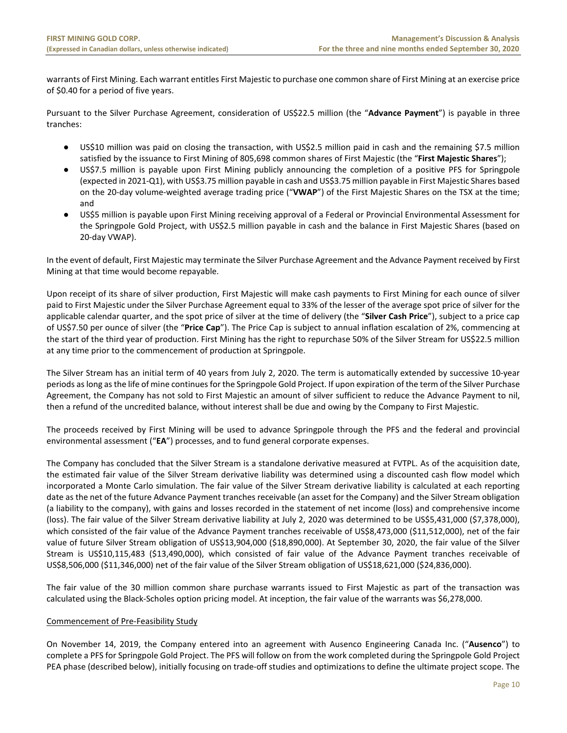warrants of First Mining. Each warrant entitles First Majestic to purchase one common share of First Mining at an exercise price of $0.40 for a period of five years.

Pursuant to the Silver Purchase Agreement, consideration of US$22.5 million (the "**Advance Payment**") is payable in three tranches:

- US$10 million was paid on closing the transaction, with US$2.5 million paid in cash and the remaining $7.5 million satisfied by the issuance to First Mining of 805,698 common shares of First Majestic (the "**First Majestic Shares**");
- US$7.5 million is payable upon First Mining publicly announcing the completion of a positive PFS for Springpole (expected in 2021-Q1), with US$3.75 million payable in cash and US$3.75 million payable in First Majestic Shares based on the 20-day volume-weighted average trading price ("**VWAP**") of the First Majestic Shares on the TSX at the time; and
- US$5 million is payable upon First Mining receiving approval of a Federal or Provincial Environmental Assessment for the Springpole Gold Project, with US$2.5 million payable in cash and the balance in First Majestic Shares (based on 20-day VWAP).

In the event of default, First Majestic may terminate the Silver Purchase Agreement and the Advance Payment received by First Mining at that time would become repayable.

Upon receipt of its share of silver production, First Majestic will make cash payments to First Mining for each ounce of silver paid to First Majestic under the Silver Purchase Agreement equal to 33% of the lesser of the average spot price of silver for the applicable calendar quarter, and the spot price of silver at the time of delivery (the "**Silver Cash Price**"), subject to a price cap of US$7.50 per ounce of silver (the "**Price Cap**"). The Price Cap is subject to annual inflation escalation of 2%, commencing at the start of the third year of production. First Mining has the right to repurchase 50% of the Silver Stream for US$22.5 million at any time prior to the commencement of production at Springpole.

The Silver Stream has an initial term of 40 years from July 2, 2020. The term is automatically extended by successive 10-year periods as long as the life of mine continues for the Springpole Gold Project. If upon expiration of the term of the Silver Purchase Agreement, the Company has not sold to First Majestic an amount of silver sufficient to reduce the Advance Payment to nil, then a refund of the uncredited balance, without interest shall be due and owing by the Company to First Majestic.

The proceeds received by First Mining will be used to advance Springpole through the PFS and the federal and provincial environmental assessment ("**EA**") processes, and to fund general corporate expenses.

The Company has concluded that the Silver Stream is a standalone derivative measured at FVTPL. As of the acquisition date, the estimated fair value of the Silver Stream derivative liability was determined using a discounted cash flow model which incorporated a Monte Carlo simulation. The fair value of the Silver Stream derivative liability is calculated at each reporting date as the net of the future Advance Payment tranches receivable (an asset for the Company) and the Silver Stream obligation (a liability to the company), with gains and losses recorded in the statement of net income (loss) and comprehensive income (loss). The fair value of the Silver Stream derivative liability at July 2, 2020 was determined to be US$5,431,000 ($7,378,000), which consisted of the fair value of the Advance Payment tranches receivable of US$8,473,000 ($11,512,000), net of the fair value of future Silver Stream obligation of US$13,904,000 ($18,890,000). At September 30, 2020, the fair value of the Silver Stream is US$10,115,483 ($13,490,000), which consisted of fair value of the Advance Payment tranches receivable of US$8,506,000 ($11,346,000) net of the fair value of the Silver Stream obligation of US$18,621,000 ($24,836,000).

The fair value of the 30 million common share purchase warrants issued to First Majestic as part of the transaction was calculated using the Black-Scholes option pricing model. At inception, the fair value of the warrants was $6,278,000.

Commencement of Pre-Feasibility Study

On November 14, 2019, the Company entered into an agreement with Ausenco Engineering Canada Inc. ("**Ausenco**") to complete a PFS for Springpole Gold Project. The PFS will follow on from the work completed during the Springpole Gold Project PEA phase (described below), initially focusing on trade-off studies and optimizations to define the ultimate project scope. The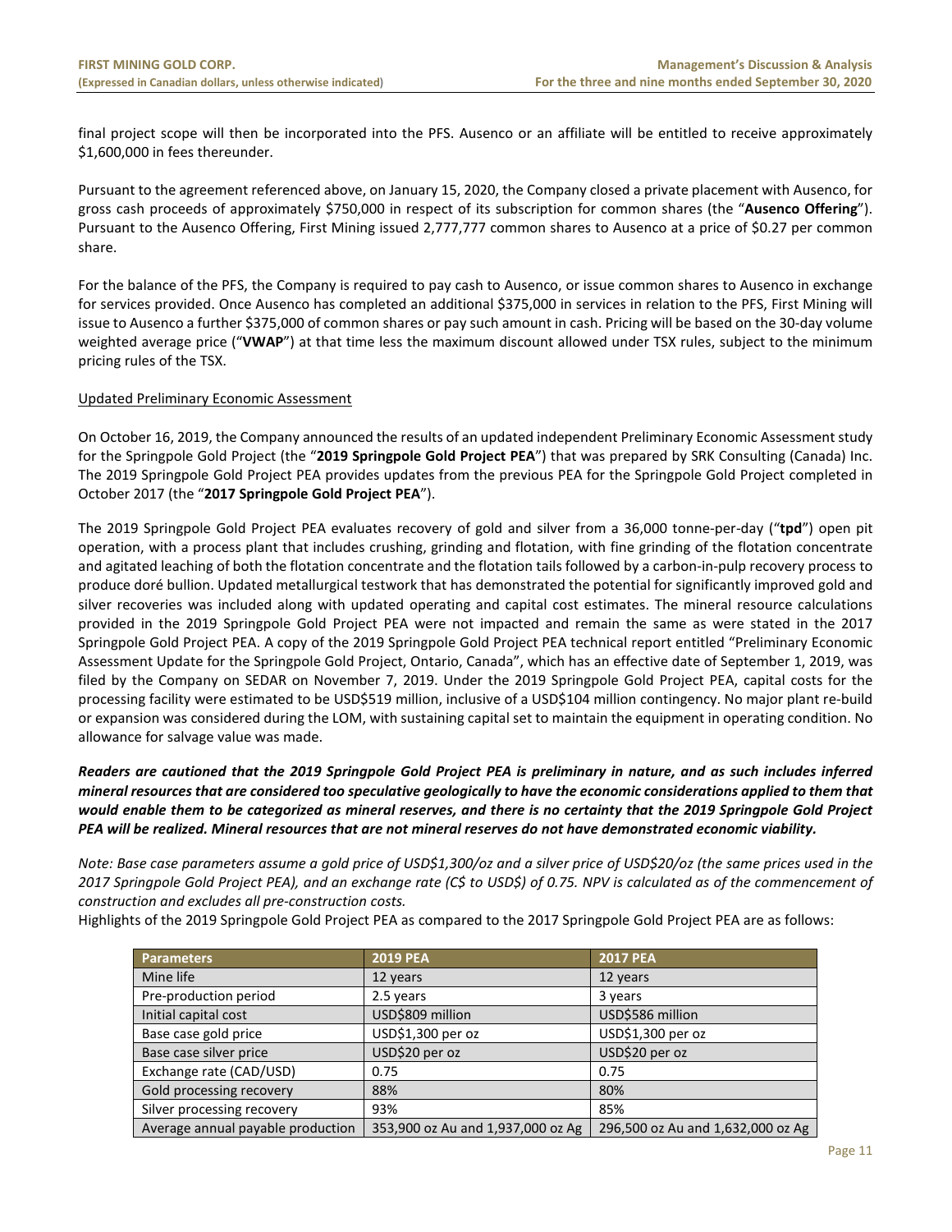final project scope will then be incorporated into the PFS. Ausenco or an affiliate will be entitled to receive approximately $1,600,000 in fees thereunder.

Pursuant to the agreement referenced above, on January 15, 2020, the Company closed a private placement with Ausenco, for gross cash proceeds of approximately $750,000 in respect of its subscription for common shares (the "**Ausenco Offering**"). Pursuant to the Ausenco Offering, First Mining issued 2,777,777 common shares to Ausenco at a price of $0.27 per common share.

For the balance of the PFS, the Company is required to pay cash to Ausenco, or issue common shares to Ausenco in exchange for services provided. Once Ausenco has completed an additional $375,000 in services in relation to the PFS, First Mining will issue to Ausenco a further $375,000 of common shares or pay such amount in cash. Pricing will be based on the 30-day volume weighted average price ("**VWAP**") at that time less the maximum discount allowed under TSX rules, subject to the minimum pricing rules of the TSX.

Updated Preliminary Economic Assessment

On October 16, 2019, the Company announced the results of an updated independent Preliminary Economic Assessment study for the Springpole Gold Project (the "**2019 Springpole Gold Project PEA**") that was prepared by SRK Consulting (Canada) Inc. The 2019 Springpole Gold Project PEA provides updates from the previous PEA for the Springpole Gold Project completed in October 2017 (the "**2017 Springpole Gold Project PEA**").

The 2019 Springpole Gold Project PEA evaluates recovery of gold and silver from a 36,000 tonne-per-day ("**tpd**") open pit operation, with a process plant that includes crushing, grinding and flotation, with fine grinding of the flotation concentrate and agitated leaching of both the flotation concentrate and the flotation tails followed by a carbon-in-pulp recovery process to produce doré bullion. Updated metallurgical testwork that has demonstrated the potential for significantly improved gold and silver recoveries was included along with updated operating and capital cost estimates. The mineral resource calculations provided in the 2019 Springpole Gold Project PEA were not impacted and remain the same as were stated in the 2017 Springpole Gold Project PEA. A copy of the 2019 Springpole Gold Project PEA technical report entitled "Preliminary Economic Assessment Update for the Springpole Gold Project, Ontario, Canada", which has an effective date of September 1, 2019, was filed by the Company on SEDAR on November 7, 2019. Under the 2019 Springpole Gold Project PEA, capital costs for the processing facility were estimated to be USD$519 million, inclusive of a USD$104 million contingency. No major plant re-build or expansion was considered during the LOM, with sustaining capital set to maintain the equipment in operating condition. No allowance for salvage value was made.

***Readers are cautioned that the 2019 Springpole Gold Project PEA is preliminary in nature, and as such includes inferred mineral resources that are considered too speculative geologically to have the economic considerations applied to them that would enable them to be categorized as mineral reserves, and there is no certainty that the 2019 Springpole Gold Project PEA will be realized. Mineral resources that are not mineral reserves do not have demonstrated economic viability.***

*Note: Base case parameters assume a gold price of USD$1,300/oz and a silver price of USD$20/oz (the same prices used in the 2017 Springpole Gold Project PEA), and an exchange rate (C$ to USD$) of 0.75. NPV is calculated as of the commencement of construction and excludes all pre-construction costs.*

Highlights of the 2019 Springpole Gold Project PEA as compared to the 2017 Springpole Gold Project PEA are as follows:

| Parameters | 2019 PEA | 2017 PEA |
|---|---|---|
| Mine life | 12 years | 12 years |
| Pre-production period | 2.5 years | 3 years |
| Initial capital cost | USD$809 million | USD$586 million |
| Base case gold price | USD$1,300 per oz | USD$1,300 per oz |
| Base case silver price | USD$20 per oz | USD$20 per oz |
| Exchange rate (CAD/USD) | 0.75 | 0.75 |
| Gold processing recovery | 88% | 80% |
| Silver processing recovery | 93% | 85% |
| Average annual payable production | 353,900 oz Au and 1,937,000 oz Ag | 296,500 oz Au and 1,632,000 oz Ag |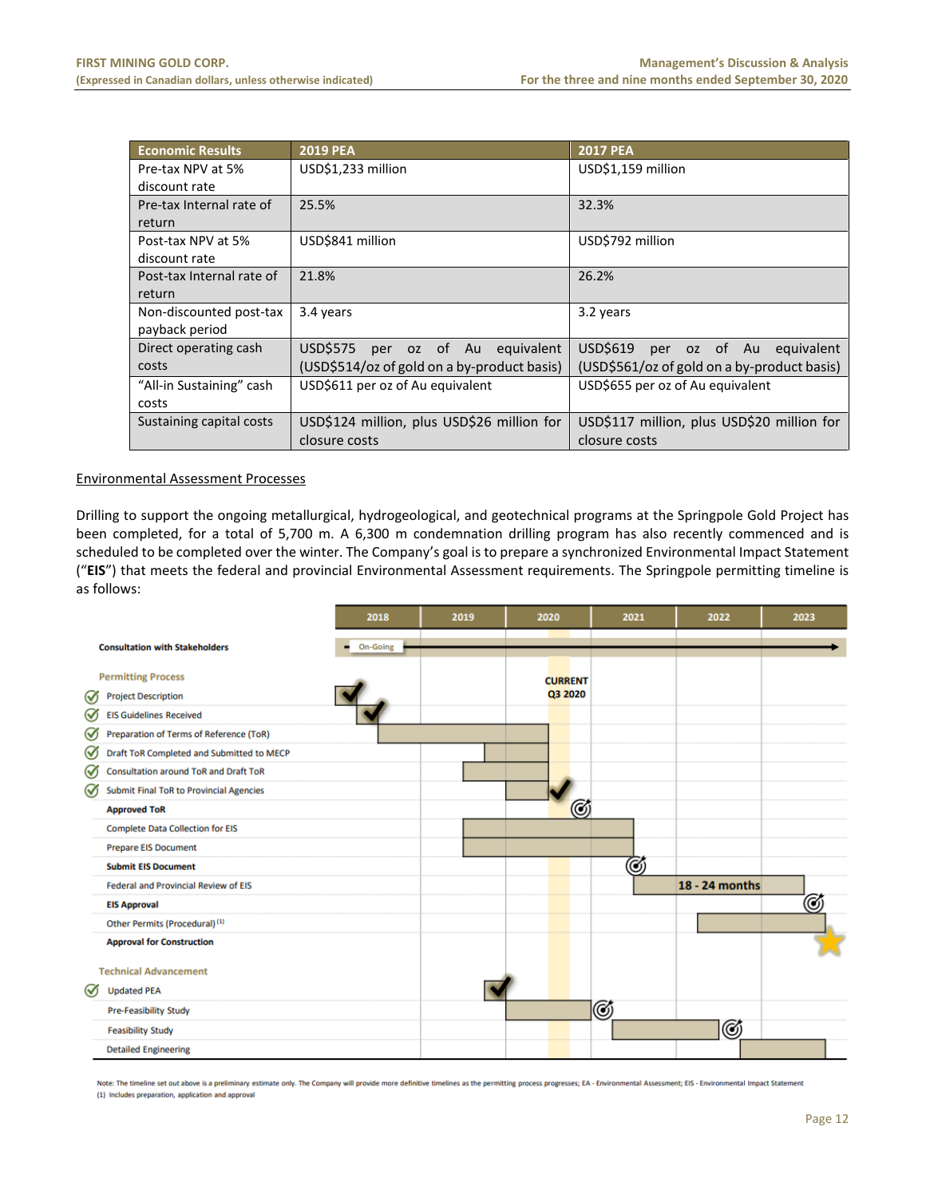| Economic Results | 2019 PEA | 2017 PEA |
|---|---|---|
| Pre-tax NPV at 5% discount rate | USD$1,233 million | USD$1,159 million |
| Pre-tax Internal rate of return | 25.5% | 32.3% |
| Post-tax NPV at 5% discount rate | USD$841 million | USD$792 million |
| Post-tax Internal rate of return | 21.8% | 26.2% |
| Non-discounted post-tax payback period | 3.4 years | 3.2 years |
| Direct operating cash costs | USD$575 per oz of Au equivalent (USD$514/oz of gold on a by-product basis) | USD$619 per oz of Au equivalent (USD$561/oz of gold on a by-product basis) |
| "All-in Sustaining" cash costs | USD$611 per oz of Au equivalent | USD$655 per oz of Au equivalent |
| Sustaining capital costs | USD$124 million, plus USD$26 million for closure costs | USD$117 million, plus USD$20 million for closure costs |

<u>Environmental Assessment Processes</u>

Drilling to support the ongoing metallurgical, hydrogeological, and geotechnical programs at the Springpole Gold Project has been completed, for a total of 5,700 m. A 6,300 m condemnation drilling program has also recently commenced and is scheduled to be completed over the winter. The Company's goal is to prepare a synchronized Environmental Impact Statement ("**EIS**") that meets the federal and provincial Environmental Assessment requirements. The Springpole permitting timeline is as follows:

2018 | 2019 | 2020 | 2021 | 2022 | 2023

**Consultation with Stakeholders** – On-Going

CURRENT Q3 2020

**Permitting Process**

- ✓ Project Description
- ✓ EIS Guidelines Received
- ✓ Preparation of Terms of Reference (ToR)
- ✓ Draft ToR Completed and Submitted to MECP
- ✓ Consultation around ToR and Draft ToR
- ✓ Submit Final ToR to Provincial Agencies
- **Approved ToR**
- Complete Data Collection for EIS
- Prepare EIS Document
- **Submit EIS Document**
- Federal and Provincial Review of EIS – 18 - 24 months
- **EIS Approval**
- Other Permits (Procedural) [(1)]
- **Approval for Construction**

**Technical Advancement**

- ✓ Updated PEA
- Pre-Feasibility Study
- Feasibility Study
- Detailed Engineering

Note: The timeline set out above is a preliminary estimate only. The Company will provide more definitive timelines as the permitting process progresses; EA - Environmental Assessment; EIS - Environmental Impact Statement
(1) Includes preparation, application and approval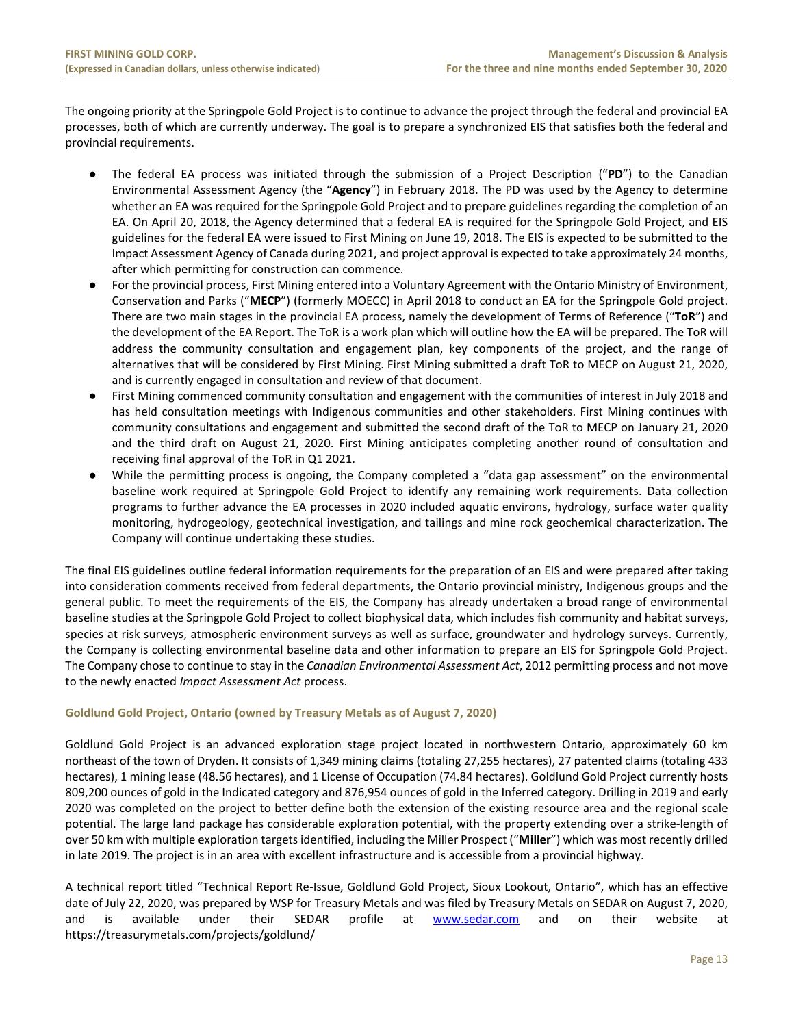The ongoing priority at the Springpole Gold Project is to continue to advance the project through the federal and provincial EA processes, both of which are currently underway. The goal is to prepare a synchronized EIS that satisfies both the federal and provincial requirements.

- The federal EA process was initiated through the submission of a Project Description ("**PD**") to the Canadian Environmental Assessment Agency (the "**Agency**") in February 2018. The PD was used by the Agency to determine whether an EA was required for the Springpole Gold Project and to prepare guidelines regarding the completion of an EA. On April 20, 2018, the Agency determined that a federal EA is required for the Springpole Gold Project, and EIS guidelines for the federal EA were issued to First Mining on June 19, 2018. The EIS is expected to be submitted to the Impact Assessment Agency of Canada during 2021, and project approval is expected to take approximately 24 months, after which permitting for construction can commence.
- For the provincial process, First Mining entered into a Voluntary Agreement with the Ontario Ministry of Environment, Conservation and Parks ("**MECP**") (formerly MOECC) in April 2018 to conduct an EA for the Springpole Gold project. There are two main stages in the provincial EA process, namely the development of Terms of Reference ("**ToR**") and the development of the EA Report. The ToR is a work plan which will outline how the EA will be prepared. The ToR will address the community consultation and engagement plan, key components of the project, and the range of alternatives that will be considered by First Mining. First Mining submitted a draft ToR to MECP on August 21, 2020, and is currently engaged in consultation and review of that document.
- First Mining commenced community consultation and engagement with the communities of interest in July 2018 and has held consultation meetings with Indigenous communities and other stakeholders. First Mining continues with community consultations and engagement and submitted the second draft of the ToR to MECP on January 21, 2020 and the third draft on August 21, 2020. First Mining anticipates completing another round of consultation and receiving final approval of the ToR in Q1 2021.
- While the permitting process is ongoing, the Company completed a "data gap assessment" on the environmental baseline work required at Springpole Gold Project to identify any remaining work requirements. Data collection programs to further advance the EA processes in 2020 included aquatic environs, hydrology, surface water quality monitoring, hydrogeology, geotechnical investigation, and tailings and mine rock geochemical characterization. The Company will continue undertaking these studies.

The final EIS guidelines outline federal information requirements for the preparation of an EIS and were prepared after taking into consideration comments received from federal departments, the Ontario provincial ministry, Indigenous groups and the general public. To meet the requirements of the EIS, the Company has already undertaken a broad range of environmental baseline studies at the Springpole Gold Project to collect biophysical data, which includes fish community and habitat surveys, species at risk surveys, atmospheric environment surveys as well as surface, groundwater and hydrology surveys. Currently, the Company is collecting environmental baseline data and other information to prepare an EIS for Springpole Gold Project. The Company chose to continue to stay in the *Canadian Environmental Assessment Act*, 2012 permitting process and not move to the newly enacted *Impact Assessment Act* process.

### Goldlund Gold Project, Ontario (owned by Treasury Metals as of August 7, 2020)

Goldlund Gold Project is an advanced exploration stage project located in northwestern Ontario, approximately 60 km northeast of the town of Dryden. It consists of 1,349 mining claims (totaling 27,255 hectares), 27 patented claims (totaling 433 hectares), 1 mining lease (48.56 hectares), and 1 License of Occupation (74.84 hectares). Goldlund Gold Project currently hosts 809,200 ounces of gold in the Indicated category and 876,954 ounces of gold in the Inferred category. Drilling in 2019 and early 2020 was completed on the project to better define both the extension of the existing resource area and the regional scale potential. The large land package has considerable exploration potential, with the property extending over a strike-length of over 50 km with multiple exploration targets identified, including the Miller Prospect ("**Miller**") which was most recently drilled in late 2019. The project is in an area with excellent infrastructure and is accessible from a provincial highway.

A technical report titled "Technical Report Re-Issue, Goldlund Gold Project, Sioux Lookout, Ontario", which has an effective date of July 22, 2020, was prepared by WSP for Treasury Metals and was filed by Treasury Metals on SEDAR on August 7, 2020, and is available under their SEDAR profile at www.sedar.com and on their website at https://treasurymetals.com/projects/goldlund/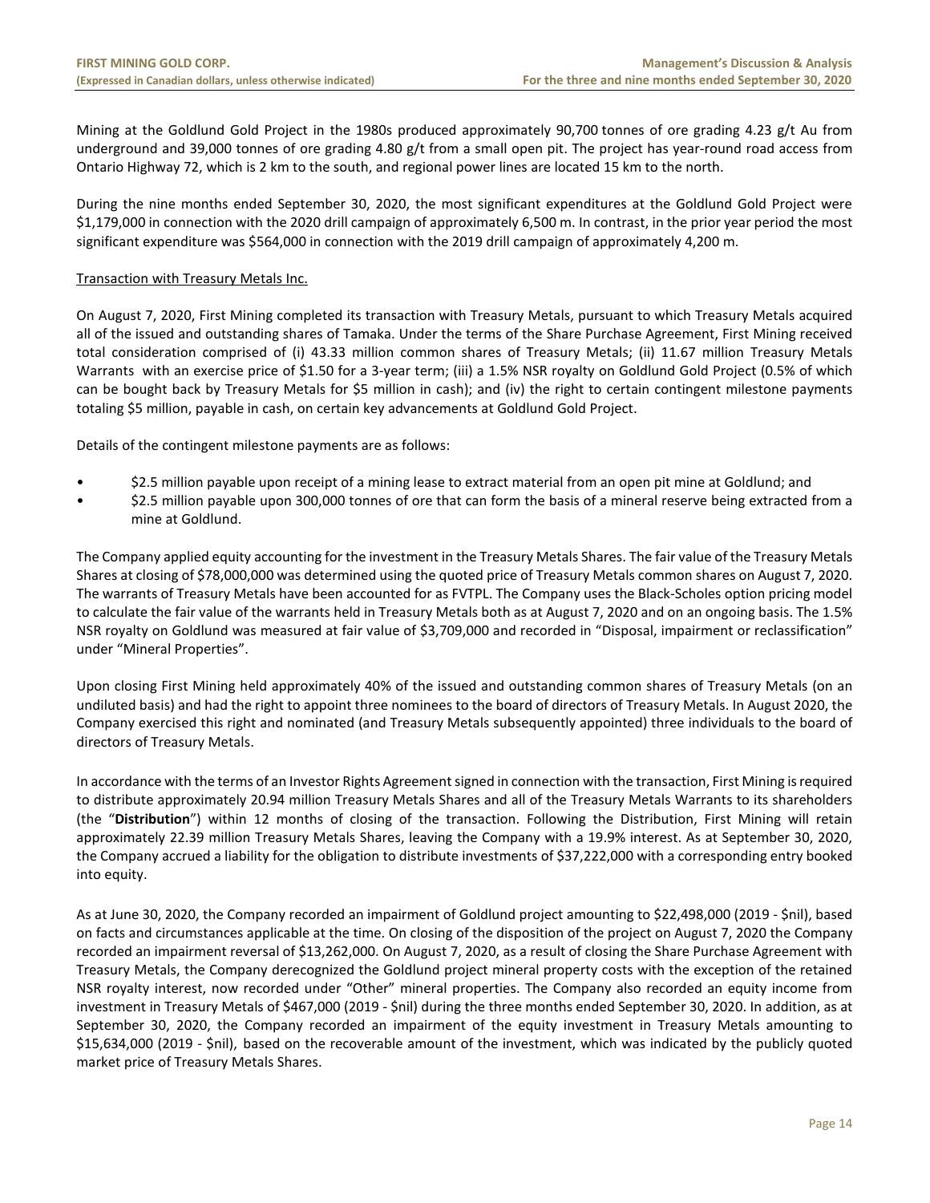Mining at the Goldlund Gold Project in the 1980s produced approximately 90,700 tonnes of ore grading 4.23 g/t Au from underground and 39,000 tonnes of ore grading 4.80 g/t from a small open pit. The project has year-round road access from Ontario Highway 72, which is 2 km to the south, and regional power lines are located 15 km to the north.

During the nine months ended September 30, 2020, the most significant expenditures at the Goldlund Gold Project were $1,179,000 in connection with the 2020 drill campaign of approximately 6,500 m. In contrast, in the prior year period the most significant expenditure was $564,000 in connection with the 2019 drill campaign of approximately 4,200 m.

Transaction with Treasury Metals Inc.

On August 7, 2020, First Mining completed its transaction with Treasury Metals, pursuant to which Treasury Metals acquired all of the issued and outstanding shares of Tamaka. Under the terms of the Share Purchase Agreement, First Mining received total consideration comprised of (i) 43.33 million common shares of Treasury Metals; (ii) 11.67 million Treasury Metals Warrants with an exercise price of $1.50 for a 3-year term; (iii) a 1.5% NSR royalty on Goldlund Gold Project (0.5% of which can be bought back by Treasury Metals for $5 million in cash); and (iv) the right to certain contingent milestone payments totaling $5 million, payable in cash, on certain key advancements at Goldlund Gold Project.

Details of the contingent milestone payments are as follows:

- $2.5 million payable upon receipt of a mining lease to extract material from an open pit mine at Goldlund; and
- $2.5 million payable upon 300,000 tonnes of ore that can form the basis of a mineral reserve being extracted from a mine at Goldlund.

The Company applied equity accounting for the investment in the Treasury Metals Shares. The fair value of the Treasury Metals Shares at closing of $78,000,000 was determined using the quoted price of Treasury Metals common shares on August 7, 2020. The warrants of Treasury Metals have been accounted for as FVTPL. The Company uses the Black-Scholes option pricing model to calculate the fair value of the warrants held in Treasury Metals both as at August 7, 2020 and on an ongoing basis. The 1.5% NSR royalty on Goldlund was measured at fair value of $3,709,000 and recorded in "Disposal, impairment or reclassification" under "Mineral Properties".

Upon closing First Mining held approximately 40% of the issued and outstanding common shares of Treasury Metals (on an undiluted basis) and had the right to appoint three nominees to the board of directors of Treasury Metals. In August 2020, the Company exercised this right and nominated (and Treasury Metals subsequently appointed) three individuals to the board of directors of Treasury Metals.

In accordance with the terms of an Investor Rights Agreement signed in connection with the transaction, First Mining is required to distribute approximately 20.94 million Treasury Metals Shares and all of the Treasury Metals Warrants to its shareholders (the "**Distribution**") within 12 months of closing of the transaction. Following the Distribution, First Mining will retain approximately 22.39 million Treasury Metals Shares, leaving the Company with a 19.9% interest. As at September 30, 2020, the Company accrued a liability for the obligation to distribute investments of $37,222,000 with a corresponding entry booked into equity.

As at June 30, 2020, the Company recorded an impairment of Goldlund project amounting to $22,498,000 (2019 - $nil), based on facts and circumstances applicable at the time. On closing of the disposition of the project on August 7, 2020 the Company recorded an impairment reversal of $13,262,000. On August 7, 2020, as a result of closing the Share Purchase Agreement with Treasury Metals, the Company derecognized the Goldlund project mineral property costs with the exception of the retained NSR royalty interest, now recorded under "Other" mineral properties. The Company also recorded an equity income from investment in Treasury Metals of $467,000 (2019 - $nil) during the three months ended September 30, 2020. In addition, as at September 30, 2020, the Company recorded an impairment of the equity investment in Treasury Metals amounting to $15,634,000 (2019 - $nil), based on the recoverable amount of the investment, which was indicated by the publicly quoted market price of Treasury Metals Shares.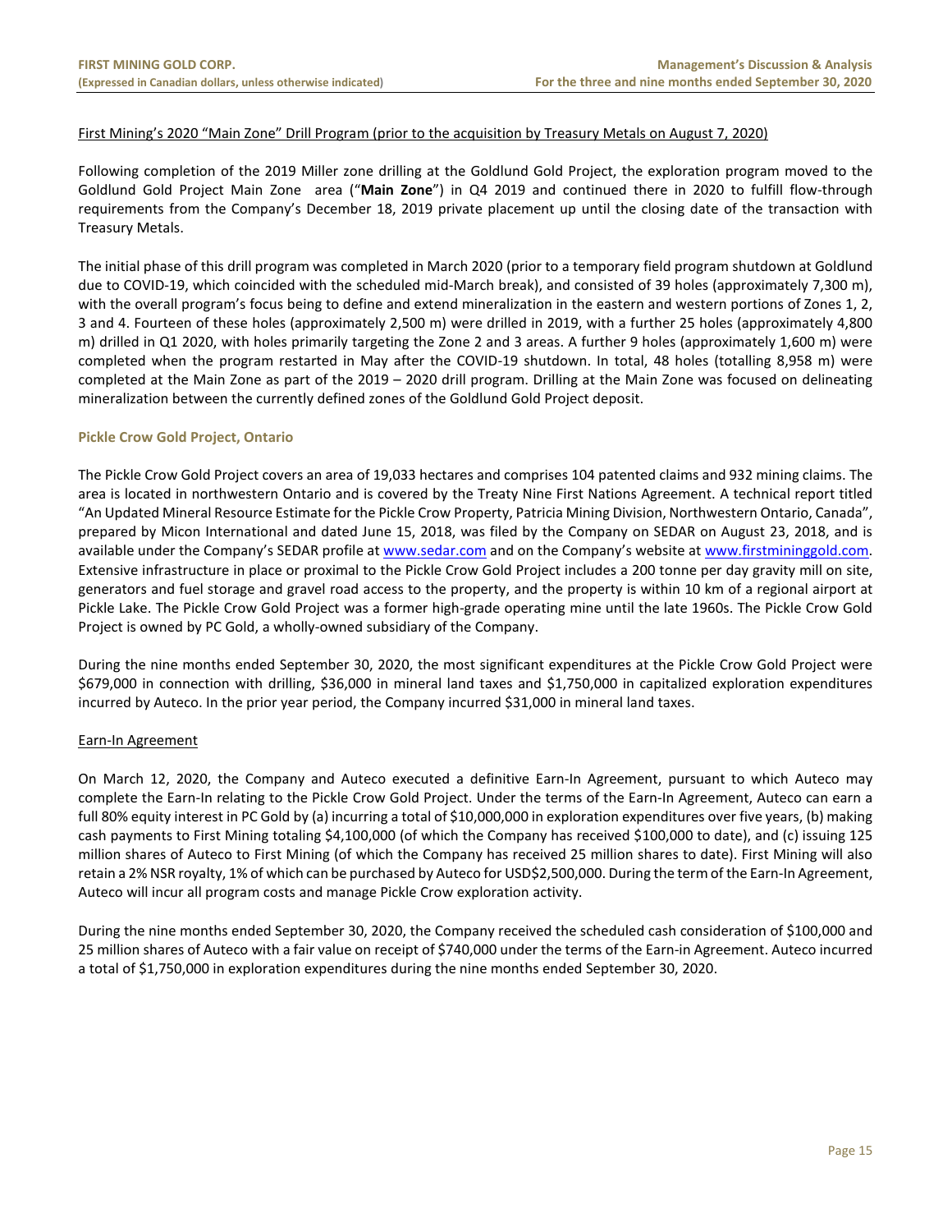First Mining's 2020 "Main Zone" Drill Program (prior to the acquisition by Treasury Metals on August 7, 2020)

Following completion of the 2019 Miller zone drilling at the Goldlund Gold Project, the exploration program moved to the Goldlund Gold Project Main Zone area ("**Main Zone**") in Q4 2019 and continued there in 2020 to fulfill flow-through requirements from the Company's December 18, 2019 private placement up until the closing date of the transaction with Treasury Metals.

The initial phase of this drill program was completed in March 2020 (prior to a temporary field program shutdown at Goldlund due to COVID-19, which coincided with the scheduled mid-March break), and consisted of 39 holes (approximately 7,300 m), with the overall program's focus being to define and extend mineralization in the eastern and western portions of Zones 1, 2, 3 and 4. Fourteen of these holes (approximately 2,500 m) were drilled in 2019, with a further 25 holes (approximately 4,800 m) drilled in Q1 2020, with holes primarily targeting the Zone 2 and 3 areas. A further 9 holes (approximately 1,600 m) were completed when the program restarted in May after the COVID-19 shutdown. In total, 48 holes (totalling 8,958 m) were completed at the Main Zone as part of the 2019 – 2020 drill program. Drilling at the Main Zone was focused on delineating mineralization between the currently defined zones of the Goldlund Gold Project deposit.

## Pickle Crow Gold Project, Ontario

The Pickle Crow Gold Project covers an area of 19,033 hectares and comprises 104 patented claims and 932 mining claims. The area is located in northwestern Ontario and is covered by the Treaty Nine First Nations Agreement. A technical report titled "An Updated Mineral Resource Estimate for the Pickle Crow Property, Patricia Mining Division, Northwestern Ontario, Canada", prepared by Micon International and dated June 15, 2018, was filed by the Company on SEDAR on August 23, 2018, and is available under the Company's SEDAR profile at www.sedar.com and on the Company's website at www.firstmininggold.com. Extensive infrastructure in place or proximal to the Pickle Crow Gold Project includes a 200 tonne per day gravity mill on site, generators and fuel storage and gravel road access to the property, and the property is within 10 km of a regional airport at Pickle Lake. The Pickle Crow Gold Project was a former high-grade operating mine until the late 1960s. The Pickle Crow Gold Project is owned by PC Gold, a wholly-owned subsidiary of the Company.

During the nine months ended September 30, 2020, the most significant expenditures at the Pickle Crow Gold Project were $679,000 in connection with drilling, $36,000 in mineral land taxes and $1,750,000 in capitalized exploration expenditures incurred by Auteco. In the prior year period, the Company incurred $31,000 in mineral land taxes.

Earn-In Agreement

On March 12, 2020, the Company and Auteco executed a definitive Earn-In Agreement, pursuant to which Auteco may complete the Earn-In relating to the Pickle Crow Gold Project. Under the terms of the Earn-In Agreement, Auteco can earn a full 80% equity interest in PC Gold by (a) incurring a total of $10,000,000 in exploration expenditures over five years, (b) making cash payments to First Mining totaling $4,100,000 (of which the Company has received $100,000 to date), and (c) issuing 125 million shares of Auteco to First Mining (of which the Company has received 25 million shares to date). First Mining will also retain a 2% NSR royalty, 1% of which can be purchased by Auteco for USD$2,500,000. During the term of the Earn-In Agreement, Auteco will incur all program costs and manage Pickle Crow exploration activity.

During the nine months ended September 30, 2020, the Company received the scheduled cash consideration of $100,000 and 25 million shares of Auteco with a fair value on receipt of $740,000 under the terms of the Earn-in Agreement. Auteco incurred a total of $1,750,000 in exploration expenditures during the nine months ended September 30, 2020.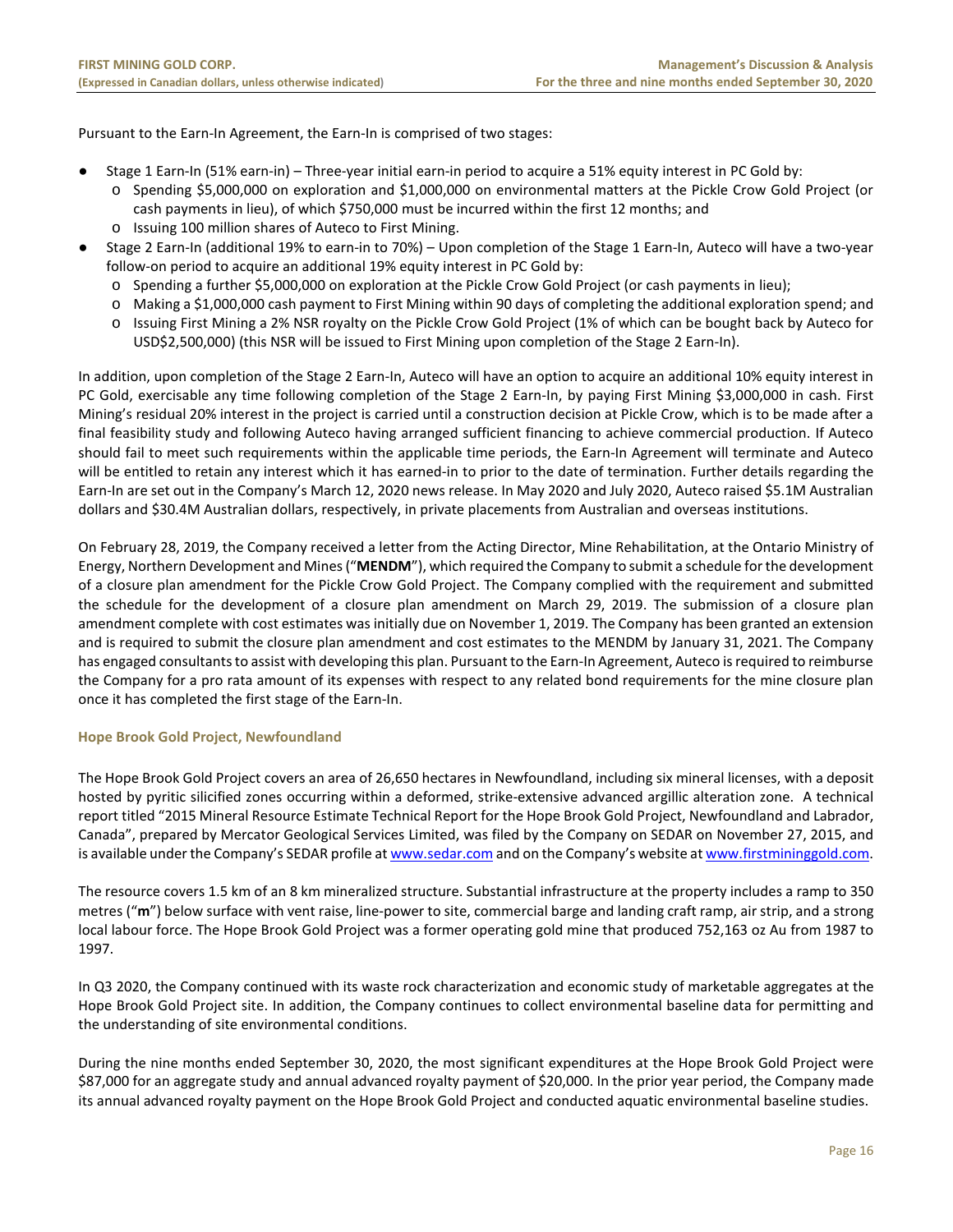Pursuant to the Earn-In Agreement, the Earn-In is comprised of two stages:

- Stage 1 Earn-In (51% earn-in) – Three-year initial earn-in period to acquire a 51% equity interest in PC Gold by:
  - Spending \$5,000,000 on exploration and \$1,000,000 on environmental matters at the Pickle Crow Gold Project (or cash payments in lieu), of which \$750,000 must be incurred within the first 12 months; and
  - Issuing 100 million shares of Auteco to First Mining.
- Stage 2 Earn-In (additional 19% to earn-in to 70%) – Upon completion of the Stage 1 Earn-In, Auteco will have a two-year follow-on period to acquire an additional 19% equity interest in PC Gold by:
  - Spending a further \$5,000,000 on exploration at the Pickle Crow Gold Project (or cash payments in lieu);
  - Making a \$1,000,000 cash payment to First Mining within 90 days of completing the additional exploration spend; and
  - Issuing First Mining a 2% NSR royalty on the Pickle Crow Gold Project (1% of which can be bought back by Auteco for USD\$2,500,000) (this NSR will be issued to First Mining upon completion of the Stage 2 Earn-In).

In addition, upon completion of the Stage 2 Earn-In, Auteco will have an option to acquire an additional 10% equity interest in PC Gold, exercisable any time following completion of the Stage 2 Earn-In, by paying First Mining \$3,000,000 in cash. First Mining's residual 20% interest in the project is carried until a construction decision at Pickle Crow, which is to be made after a final feasibility study and following Auteco having arranged sufficient financing to achieve commercial production. If Auteco should fail to meet such requirements within the applicable time periods, the Earn-In Agreement will terminate and Auteco will be entitled to retain any interest which it has earned-in to prior to the date of termination. Further details regarding the Earn-In are set out in the Company's March 12, 2020 news release. In May 2020 and July 2020, Auteco raised \$5.1M Australian dollars and \$30.4M Australian dollars, respectively, in private placements from Australian and overseas institutions.

On February 28, 2019, the Company received a letter from the Acting Director, Mine Rehabilitation, at the Ontario Ministry of Energy, Northern Development and Mines ("**MENDM**"), which required the Company to submit a schedule for the development of a closure plan amendment for the Pickle Crow Gold Project. The Company complied with the requirement and submitted the schedule for the development of a closure plan amendment on March 29, 2019. The submission of a closure plan amendment complete with cost estimates was initially due on November 1, 2019. The Company has been granted an extension and is required to submit the closure plan amendment and cost estimates to the MENDM by January 31, 2021. The Company has engaged consultants to assist with developing this plan. Pursuant to the Earn-In Agreement, Auteco is required to reimburse the Company for a pro rata amount of its expenses with respect to any related bond requirements for the mine closure plan once it has completed the first stage of the Earn-In.

### Hope Brook Gold Project, Newfoundland

The Hope Brook Gold Project covers an area of 26,650 hectares in Newfoundland, including six mineral licenses, with a deposit hosted by pyritic silicified zones occurring within a deformed, strike-extensive advanced argillic alteration zone. A technical report titled "2015 Mineral Resource Estimate Technical Report for the Hope Brook Gold Project, Newfoundland and Labrador, Canada", prepared by Mercator Geological Services Limited, was filed by the Company on SEDAR on November 27, 2015, and is available under the Company's SEDAR profile at www.sedar.com and on the Company's website at www.firstmininggold.com.

The resource covers 1.5 km of an 8 km mineralized structure. Substantial infrastructure at the property includes a ramp to 350 metres ("**m**") below surface with vent raise, line-power to site, commercial barge and landing craft ramp, air strip, and a strong local labour force. The Hope Brook Gold Project was a former operating gold mine that produced 752,163 oz Au from 1987 to 1997.

In Q3 2020, the Company continued with its waste rock characterization and economic study of marketable aggregates at the Hope Brook Gold Project site. In addition, the Company continues to collect environmental baseline data for permitting and the understanding of site environmental conditions.

During the nine months ended September 30, 2020, the most significant expenditures at the Hope Brook Gold Project were \$87,000 for an aggregate study and annual advanced royalty payment of \$20,000. In the prior year period, the Company made its annual advanced royalty payment on the Hope Brook Gold Project and conducted aquatic environmental baseline studies.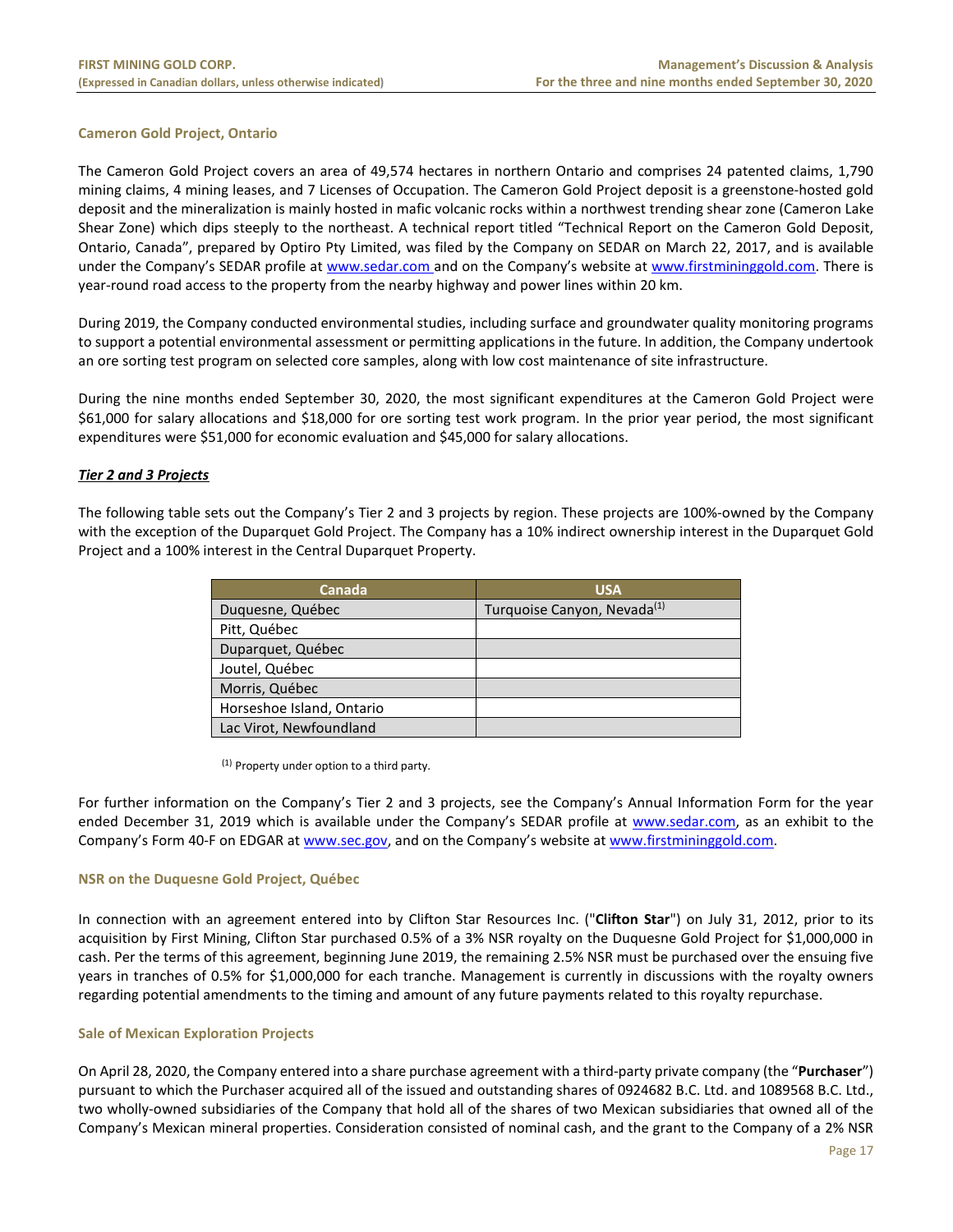### Cameron Gold Project, Ontario

The Cameron Gold Project covers an area of 49,574 hectares in northern Ontario and comprises 24 patented claims, 1,790 mining claims, 4 mining leases, and 7 Licenses of Occupation. The Cameron Gold Project deposit is a greenstone-hosted gold deposit and the mineralization is mainly hosted in mafic volcanic rocks within a northwest trending shear zone (Cameron Lake Shear Zone) which dips steeply to the northeast. A technical report titled "Technical Report on the Cameron Gold Deposit, Ontario, Canada", prepared by Optiro Pty Limited, was filed by the Company on SEDAR on March 22, 2017, and is available under the Company's SEDAR profile at www.sedar.com and on the Company's website at www.firstmininggold.com. There is year-round road access to the property from the nearby highway and power lines within 20 km.

During 2019, the Company conducted environmental studies, including surface and groundwater quality monitoring programs to support a potential environmental assessment or permitting applications in the future. In addition, the Company undertook an ore sorting test program on selected core samples, along with low cost maintenance of site infrastructure.

During the nine months ended September 30, 2020, the most significant expenditures at the Cameron Gold Project were $61,000 for salary allocations and $18,000 for ore sorting test work program. In the prior year period, the most significant expenditures were $51,000 for economic evaluation and $45,000 for salary allocations.

***Tier 2 and 3 Projects***

The following table sets out the Company's Tier 2 and 3 projects by region. These projects are 100%-owned by the Company with the exception of the Duparquet Gold Project. The Company has a 10% indirect ownership interest in the Duparquet Gold Project and a 100% interest in the Central Duparquet Property.

| Canada | USA |
|---|---|
| Duquesne, Québec | Turquoise Canyon, Nevada[1] |
| Pitt, Québec | |
| Duparquet, Québec | |
| Joutel, Québec | |
| Morris, Québec | |
| Horseshoe Island, Ontario | |
| Lac Virot, Newfoundland | |

[1] Property under option to a third party.

For further information on the Company's Tier 2 and 3 projects, see the Company's Annual Information Form for the year ended December 31, 2019 which is available under the Company's SEDAR profile at www.sedar.com, as an exhibit to the Company's Form 40-F on EDGAR at www.sec.gov, and on the Company's website at www.firstmininggold.com.

### NSR on the Duquesne Gold Project, Québec

In connection with an agreement entered into by Clifton Star Resources Inc. ("**Clifton Star**") on July 31, 2012, prior to its acquisition by First Mining, Clifton Star purchased 0.5% of a 3% NSR royalty on the Duquesne Gold Project for $1,000,000 in cash. Per the terms of this agreement, beginning June 2019, the remaining 2.5% NSR must be purchased over the ensuing five years in tranches of 0.5% for $1,000,000 for each tranche. Management is currently in discussions with the royalty owners regarding potential amendments to the timing and amount of any future payments related to this royalty repurchase.

### Sale of Mexican Exploration Projects

On April 28, 2020, the Company entered into a share purchase agreement with a third-party private company (the "**Purchaser**") pursuant to which the Purchaser acquired all of the issued and outstanding shares of 0924682 B.C. Ltd. and 1089568 B.C. Ltd., two wholly-owned subsidiaries of the Company that hold all of the shares of two Mexican subsidiaries that owned all of the Company's Mexican mineral properties. Consideration consisted of nominal cash, and the grant to the Company of a 2% NSR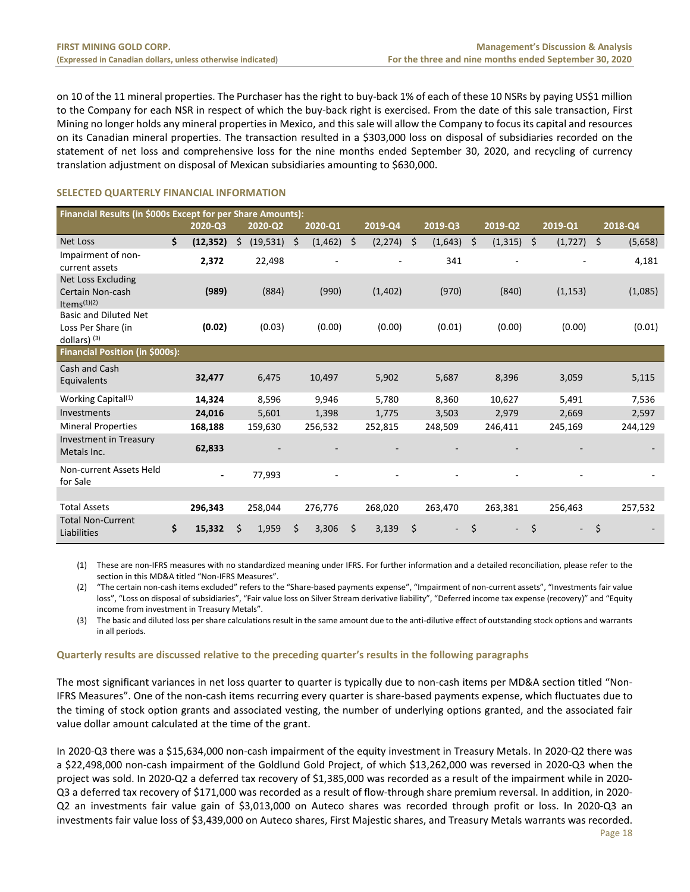on 10 of the 11 mineral properties. The Purchaser has the right to buy-back 1% of each of these 10 NSRs by paying US$1 million to the Company for each NSR in respect of which the buy-back right is exercised. From the date of this sale transaction, First Mining no longer holds any mineral properties in Mexico, and this sale will allow the Company to focus its capital and resources on its Canadian mineral properties. The transaction resulted in a $303,000 loss on disposal of subsidiaries recorded on the statement of net loss and comprehensive loss for the nine months ended September 30, 2020, and recycling of currency translation adjustment on disposal of Mexican subsidiaries amounting to $630,000.

## SELECTED QUARTERLY FINANCIAL INFORMATION

| Financial Results (in $000s Except for per Share Amounts): | 2020-Q3 | 2020-Q2 | 2020-Q1 | 2019-Q4 | 2019-Q3 | 2019-Q2 | 2019-Q1 | 2018-Q4 |
|---|---|---|---|---|---|---|---|---|
| Net Loss | **$ (12,352)** | $ (19,531) | $ (1,462) | $ (2,274) | $ (1,643) | $ (1,315) | $ (1,727) | $ (5,658) |
| Impairment of non-current assets | **2,372** | 22,498 | - | - | 341 | - | - | 4,181 |
| Net Loss Excluding Certain Non-cash Items[(1)(2)] | **(989)** | (884) | (990) | (1,402) | (970) | (840) | (1,153) | (1,085) |
| Basic and Diluted Net Loss Per Share (in dollars) [(3)] | **(0.02)** | (0.03) | (0.00) | (0.00) | (0.01) | (0.00) | (0.00) | (0.01) |
| **Financial Position (in $000s):** | | | | | | | | |
| Cash and Cash Equivalents | **32,477** | 6,475 | 10,497 | 5,902 | 5,687 | 8,396 | 3,059 | 5,115 |
| Working Capital[(1)] | **14,324** | 8,596 | 9,946 | 5,780 | 8,360 | 10,627 | 5,491 | 7,536 |
| Investments | **24,016** | 5,601 | 1,398 | 1,775 | 3,503 | 2,979 | 2,669 | 2,597 |
| Mineral Properties | **168,188** | 159,630 | 256,532 | 252,815 | 248,509 | 246,411 | 245,169 | 244,129 |
| Investment in Treasury Metals Inc. | **62,833** | - | - | - | - | - | - | - |
| Non-current Assets Held for Sale | **-** | 77,993 | - | - | - | - | - | - |
| | | | | | | | | |
| Total Assets | **296,343** | 258,044 | 276,776 | 268,020 | 263,470 | 263,381 | 256,463 | 257,532 |
| Total Non-Current Liabilities | **$ 15,332** | $ 1,959 | $ 3,306 | $ 3,139 | $ - | $ - | $ - | $ - |

(1) These are non-IFRS measures with no standardized meaning under IFRS. For further information and a detailed reconciliation, please refer to the section in this MD&A titled "Non-IFRS Measures".

(2) "The certain non-cash items excluded" refers to the "Share-based payments expense", "Impairment of non-current assets", "Investments fair value loss", "Loss on disposal of subsidiaries", "Fair value loss on Silver Stream derivative liability", "Deferred income tax expense (recovery)" and "Equity income from investment in Treasury Metals".

(3) The basic and diluted loss per share calculations result in the same amount due to the anti-dilutive effect of outstanding stock options and warrants in all periods.

### Quarterly results are discussed relative to the preceding quarter's results in the following paragraphs

The most significant variances in net loss quarter to quarter is typically due to non-cash items per MD&A section titled "Non-IFRS Measures". One of the non-cash items recurring every quarter is share-based payments expense, which fluctuates due to the timing of stock option grants and associated vesting, the number of underlying options granted, and the associated fair value dollar amount calculated at the time of the grant.

In 2020-Q3 there was a $15,634,000 non-cash impairment of the equity investment in Treasury Metals. In 2020-Q2 there was a $22,498,000 non-cash impairment of the Goldlund Gold Project, of which $13,262,000 was reversed in 2020-Q3 when the project was sold. In 2020-Q2 a deferred tax recovery of $1,385,000 was recorded as a result of the impairment while in 2020-Q3 a deferred tax recovery of $171,000 was recorded as a result of flow-through share premium reversal. In addition, in 2020-Q2 an investments fair value gain of $3,013,000 on Auteco shares was recorded through profit or loss. In 2020-Q3 an investments fair value loss of $3,439,000 on Auteco shares, First Majestic shares, and Treasury Metals warrants was recorded.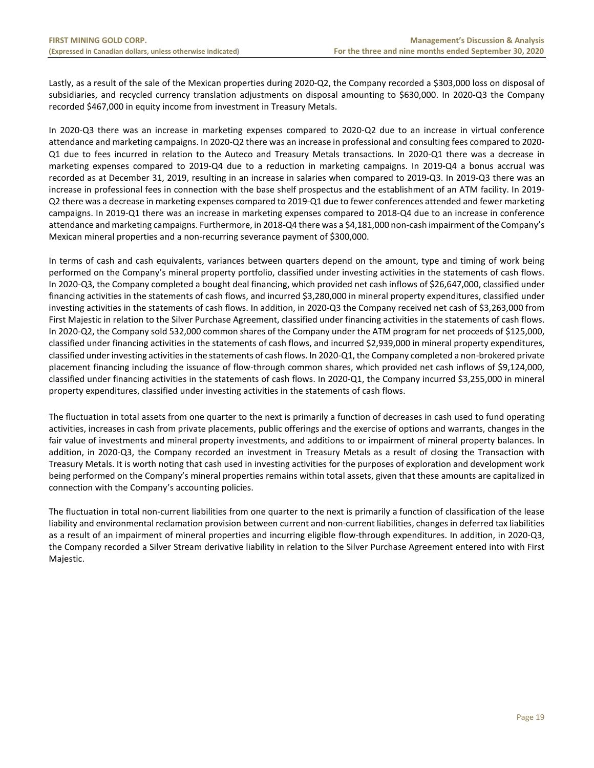Lastly, as a result of the sale of the Mexican properties during 2020-Q2, the Company recorded a \$303,000 loss on disposal of subsidiaries, and recycled currency translation adjustments on disposal amounting to \$630,000. In 2020-Q3 the Company recorded \$467,000 in equity income from investment in Treasury Metals.

In 2020-Q3 there was an increase in marketing expenses compared to 2020-Q2 due to an increase in virtual conference attendance and marketing campaigns. In 2020-Q2 there was an increase in professional and consulting fees compared to 2020-Q1 due to fees incurred in relation to the Auteco and Treasury Metals transactions. In 2020-Q1 there was a decrease in marketing expenses compared to 2019-Q4 due to a reduction in marketing campaigns. In 2019-Q4 a bonus accrual was recorded as at December 31, 2019, resulting in an increase in salaries when compared to 2019-Q3. In 2019-Q3 there was an increase in professional fees in connection with the base shelf prospectus and the establishment of an ATM facility. In 2019-Q2 there was a decrease in marketing expenses compared to 2019-Q1 due to fewer conferences attended and fewer marketing campaigns. In 2019-Q1 there was an increase in marketing expenses compared to 2018-Q4 due to an increase in conference attendance and marketing campaigns. Furthermore, in 2018-Q4 there was a \$4,181,000 non-cash impairment of the Company's Mexican mineral properties and a non-recurring severance payment of \$300,000.

In terms of cash and cash equivalents, variances between quarters depend on the amount, type and timing of work being performed on the Company's mineral property portfolio, classified under investing activities in the statements of cash flows. In 2020-Q3, the Company completed a bought deal financing, which provided net cash inflows of \$26,647,000, classified under financing activities in the statements of cash flows, and incurred \$3,280,000 in mineral property expenditures, classified under investing activities in the statements of cash flows. In addition, in 2020-Q3 the Company received net cash of \$3,263,000 from First Majestic in relation to the Silver Purchase Agreement, classified under financing activities in the statements of cash flows. In 2020-Q2, the Company sold 532,000 common shares of the Company under the ATM program for net proceeds of \$125,000, classified under financing activities in the statements of cash flows, and incurred \$2,939,000 in mineral property expenditures, classified under investing activities in the statements of cash flows. In 2020-Q1, the Company completed a non-brokered private placement financing including the issuance of flow-through common shares, which provided net cash inflows of \$9,124,000, classified under financing activities in the statements of cash flows. In 2020-Q1, the Company incurred \$3,255,000 in mineral property expenditures, classified under investing activities in the statements of cash flows.

The fluctuation in total assets from one quarter to the next is primarily a function of decreases in cash used to fund operating activities, increases in cash from private placements, public offerings and the exercise of options and warrants, changes in the fair value of investments and mineral property investments, and additions to or impairment of mineral property balances. In addition, in 2020-Q3, the Company recorded an investment in Treasury Metals as a result of closing the Transaction with Treasury Metals. It is worth noting that cash used in investing activities for the purposes of exploration and development work being performed on the Company's mineral properties remains within total assets, given that these amounts are capitalized in connection with the Company's accounting policies.

The fluctuation in total non-current liabilities from one quarter to the next is primarily a function of classification of the lease liability and environmental reclamation provision between current and non-current liabilities, changes in deferred tax liabilities as a result of an impairment of mineral properties and incurring eligible flow-through expenditures. In addition, in 2020-Q3, the Company recorded a Silver Stream derivative liability in relation to the Silver Purchase Agreement entered into with First Majestic.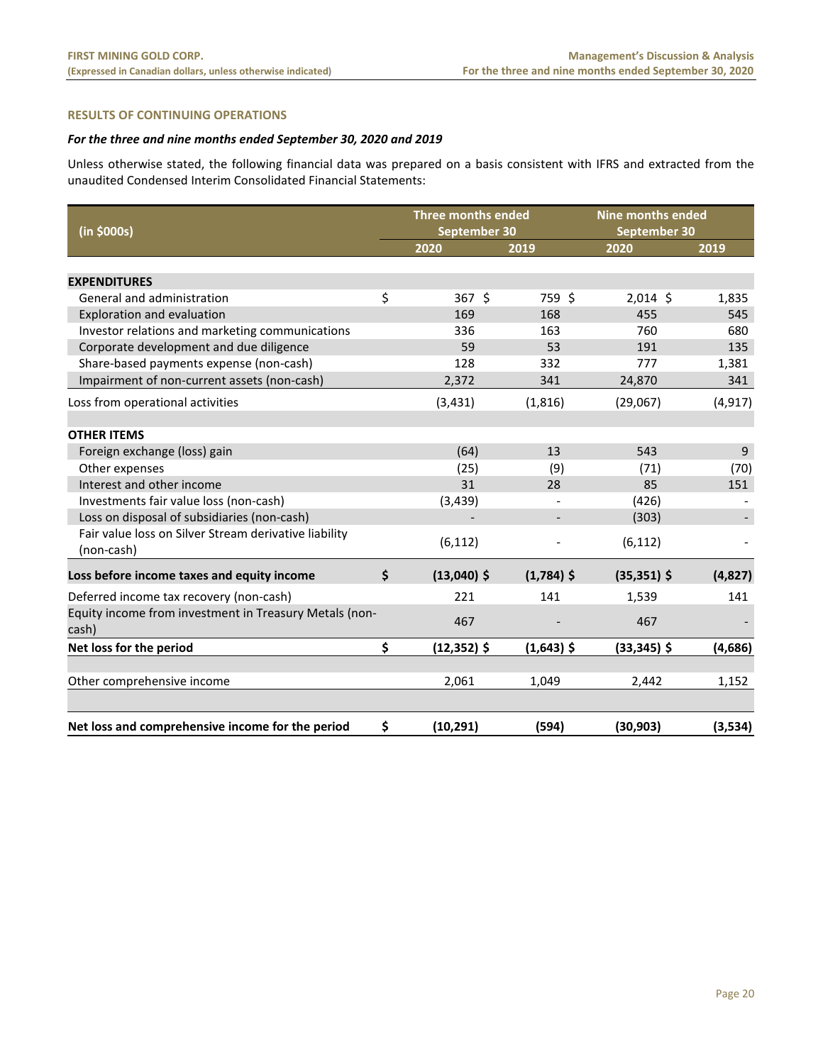## RESULTS OF CONTINUING OPERATIONS

### *For the three and nine months ended September 30, 2020 and 2019*

Unless otherwise stated, the following financial data was prepared on a basis consistent with IFRS and extracted from the unaudited Condensed Interim Consolidated Financial Statements:

| (in $000s) | Three months ended September 30 | | Nine months ended September 30 | |
|---|---|---|---|---|
| | 2020 | 2019 | 2020 | 2019 |
| **EXPENDITURES** | | | | |
| General and administration | $ 367 | $ 759 | $ 2,014 | $ 1,835 |
| Exploration and evaluation | 169 | 168 | 455 | 545 |
| Investor relations and marketing communications | 336 | 163 | 760 | 680 |
| Corporate development and due diligence | 59 | 53 | 191 | 135 |
| Share-based payments expense (non-cash) | 128 | 332 | 777 | 1,381 |
| Impairment of non-current assets (non-cash) | 2,372 | 341 | 24,870 | 341 |
| Loss from operational activities | (3,431) | (1,816) | (29,067) | (4,917) |
| **OTHER ITEMS** | | | | |
| Foreign exchange (loss) gain | (64) | 13 | 543 | 9 |
| Other expenses | (25) | (9) | (71) | (70) |
| Interest and other income | 31 | 28 | 85 | 151 |
| Investments fair value loss (non-cash) | (3,439) | - | (426) | - |
| Loss on disposal of subsidiaries (non-cash) | - | - | (303) | - |
| Fair value loss on Silver Stream derivative liability (non-cash) | (6,112) | - | (6,112) | - |
| **Loss before income taxes and equity income** | **$ (13,040)** | **$ (1,784)** | **$ (35,351)** | **$ (4,827)** |
| Deferred income tax recovery (non-cash) | 221 | 141 | 1,539 | 141 |
| Equity income from investment in Treasury Metals (non-cash) | 467 | - | 467 | - |
| **Net loss for the period** | **$ (12,352)** | **$ (1,643)** | **$ (33,345)** | **$ (4,686)** |
| Other comprehensive income | 2,061 | 1,049 | 2,442 | 1,152 |
| **Net loss and comprehensive income for the period** | **$ (10,291)** | **(594)** | **(30,903)** | **(3,534)** |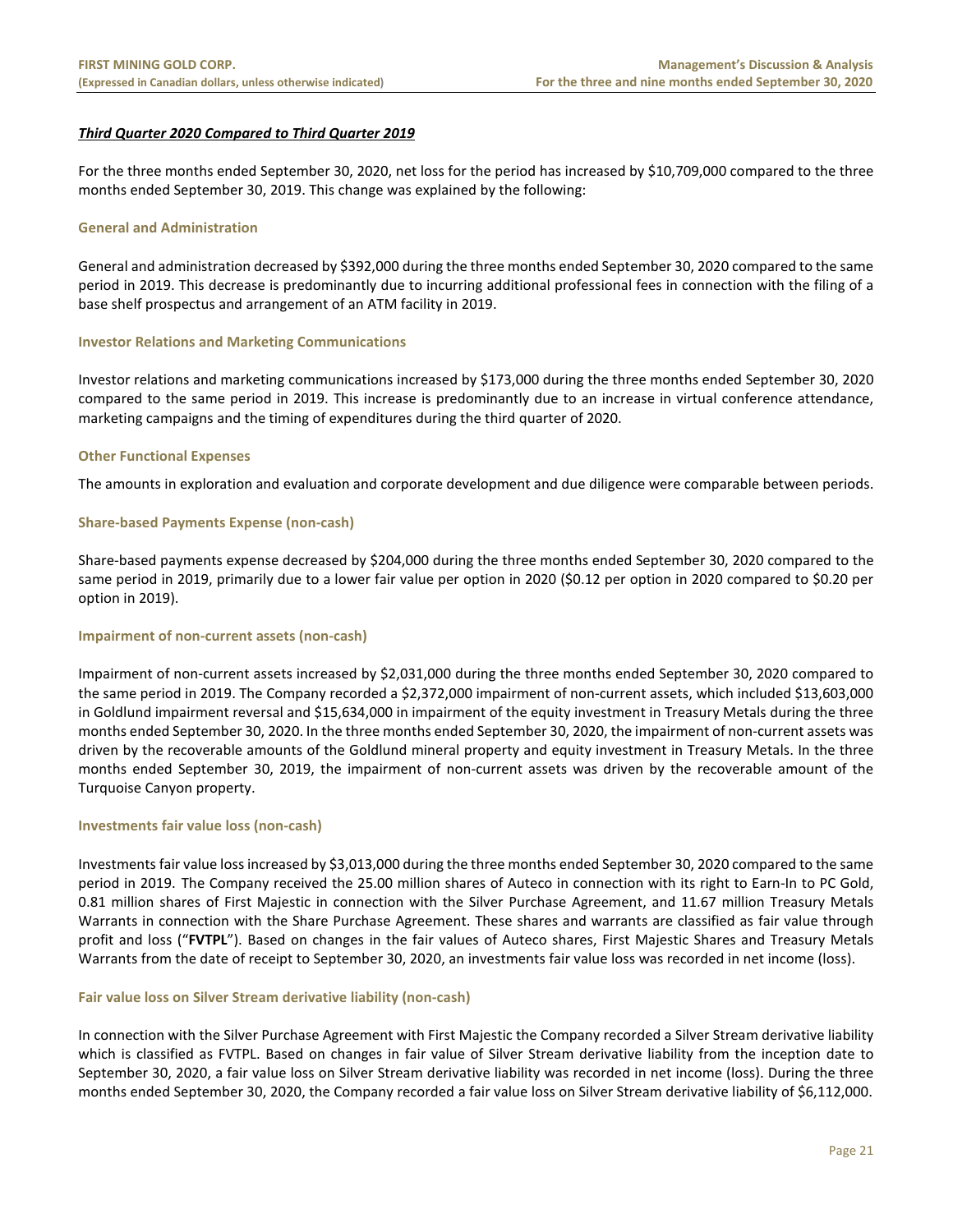***Third Quarter 2020 Compared to Third Quarter 2019***

For the three months ended September 30, 2020, net loss for the period has increased by $10,709,000 compared to the three months ended September 30, 2019. This change was explained by the following:

### General and Administration

General and administration decreased by $392,000 during the three months ended September 30, 2020 compared to the same period in 2019. This decrease is predominantly due to incurring additional professional fees in connection with the filing of a base shelf prospectus and arrangement of an ATM facility in 2019.

### Investor Relations and Marketing Communications

Investor relations and marketing communications increased by $173,000 during the three months ended September 30, 2020 compared to the same period in 2019. This increase is predominantly due to an increase in virtual conference attendance, marketing campaigns and the timing of expenditures during the third quarter of 2020.

### Other Functional Expenses

The amounts in exploration and evaluation and corporate development and due diligence were comparable between periods.

### Share-based Payments Expense (non-cash)

Share-based payments expense decreased by $204,000 during the three months ended September 30, 2020 compared to the same period in 2019, primarily due to a lower fair value per option in 2020 ($0.12 per option in 2020 compared to $0.20 per option in 2019).

### Impairment of non-current assets (non-cash)

Impairment of non-current assets increased by $2,031,000 during the three months ended September 30, 2020 compared to the same period in 2019. The Company recorded a $2,372,000 impairment of non-current assets, which included $13,603,000 in Goldlund impairment reversal and $15,634,000 in impairment of the equity investment in Treasury Metals during the three months ended September 30, 2020. In the three months ended September 30, 2020, the impairment of non-current assets was driven by the recoverable amounts of the Goldlund mineral property and equity investment in Treasury Metals. In the three months ended September 30, 2019, the impairment of non-current assets was driven by the recoverable amount of the Turquoise Canyon property.

### Investments fair value loss (non-cash)

Investments fair value loss increased by $3,013,000 during the three months ended September 30, 2020 compared to the same period in 2019. The Company received the 25.00 million shares of Auteco in connection with its right to Earn-In to PC Gold, 0.81 million shares of First Majestic in connection with the Silver Purchase Agreement, and 11.67 million Treasury Metals Warrants in connection with the Share Purchase Agreement. These shares and warrants are classified as fair value through profit and loss ("**FVTPL**"). Based on changes in the fair values of Auteco shares, First Majestic Shares and Treasury Metals Warrants from the date of receipt to September 30, 2020, an investments fair value loss was recorded in net income (loss).

### Fair value loss on Silver Stream derivative liability (non-cash)

In connection with the Silver Purchase Agreement with First Majestic the Company recorded a Silver Stream derivative liability which is classified as FVTPL. Based on changes in fair value of Silver Stream derivative liability from the inception date to September 30, 2020, a fair value loss on Silver Stream derivative liability was recorded in net income (loss). During the three months ended September 30, 2020, the Company recorded a fair value loss on Silver Stream derivative liability of $6,112,000.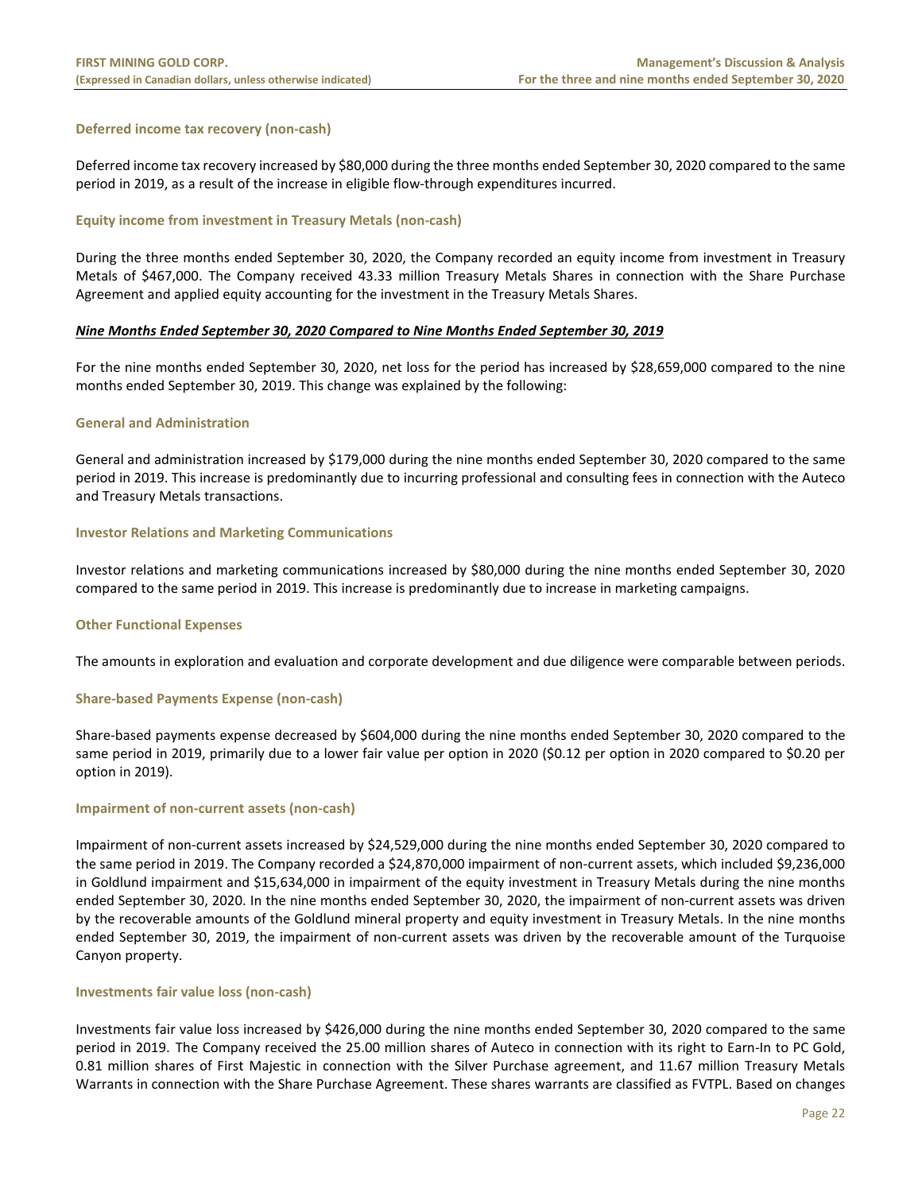### Deferred income tax recovery (non-cash)

Deferred income tax recovery increased by $80,000 during the three months ended September 30, 2020 compared to the same period in 2019, as a result of the increase in eligible flow-through expenditures incurred.

### Equity income from investment in Treasury Metals (non-cash)

During the three months ended September 30, 2020, the Company recorded an equity income from investment in Treasury Metals of $467,000. The Company received 43.33 million Treasury Metals Shares in connection with the Share Purchase Agreement and applied equity accounting for the investment in the Treasury Metals Shares.

## ***Nine Months Ended September 30, 2020 Compared to Nine Months Ended September 30, 2019***

For the nine months ended September 30, 2020, net loss for the period has increased by $28,659,000 compared to the nine months ended September 30, 2019. This change was explained by the following:

### General and Administration

General and administration increased by $179,000 during the nine months ended September 30, 2020 compared to the same period in 2019. This increase is predominantly due to incurring professional and consulting fees in connection with the Auteco and Treasury Metals transactions.

### Investor Relations and Marketing Communications

Investor relations and marketing communications increased by $80,000 during the nine months ended September 30, 2020 compared to the same period in 2019. This increase is predominantly due to increase in marketing campaigns.

### Other Functional Expenses

The amounts in exploration and evaluation and corporate development and due diligence were comparable between periods.

### Share-based Payments Expense (non-cash)

Share-based payments expense decreased by $604,000 during the nine months ended September 30, 2020 compared to the same period in 2019, primarily due to a lower fair value per option in 2020 ($0.12 per option in 2020 compared to $0.20 per option in 2019).

### Impairment of non-current assets (non-cash)

Impairment of non-current assets increased by $24,529,000 during the nine months ended September 30, 2020 compared to the same period in 2019. The Company recorded a $24,870,000 impairment of non-current assets, which included $9,236,000 in Goldlund impairment and $15,634,000 in impairment of the equity investment in Treasury Metals during the nine months ended September 30, 2020. In the nine months ended September 30, 2020, the impairment of non-current assets was driven by the recoverable amounts of the Goldlund mineral property and equity investment in Treasury Metals. In the nine months ended September 30, 2019, the impairment of non-current assets was driven by the recoverable amount of the Turquoise Canyon property.

### Investments fair value loss (non-cash)

Investments fair value loss increased by $426,000 during the nine months ended September 30, 2020 compared to the same period in 2019. The Company received the 25.00 million shares of Auteco in connection with its right to Earn-In to PC Gold, 0.81 million shares of First Majestic in connection with the Silver Purchase agreement, and 11.67 million Treasury Metals Warrants in connection with the Share Purchase Agreement. These shares warrants are classified as FVTPL. Based on changes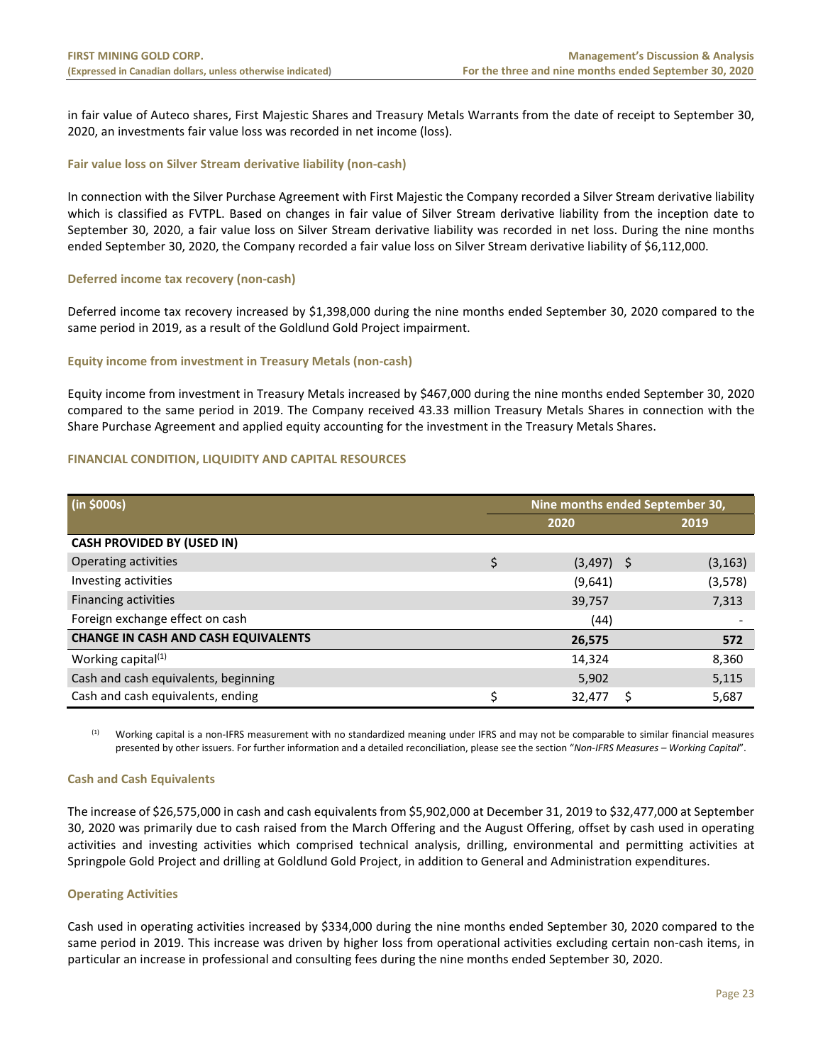in fair value of Auteco shares, First Majestic Shares and Treasury Metals Warrants from the date of receipt to September 30, 2020, an investments fair value loss was recorded in net income (loss).

### Fair value loss on Silver Stream derivative liability (non-cash)

In connection with the Silver Purchase Agreement with First Majestic the Company recorded a Silver Stream derivative liability which is classified as FVTPL. Based on changes in fair value of Silver Stream derivative liability from the inception date to September 30, 2020, a fair value loss on Silver Stream derivative liability was recorded in net loss. During the nine months ended September 30, 2020, the Company recorded a fair value loss on Silver Stream derivative liability of $6,112,000.

### Deferred income tax recovery (non-cash)

Deferred income tax recovery increased by $1,398,000 during the nine months ended September 30, 2020 compared to the same period in 2019, as a result of the Goldlund Gold Project impairment.

### Equity income from investment in Treasury Metals (non-cash)

Equity income from investment in Treasury Metals increased by $467,000 during the nine months ended September 30, 2020 compared to the same period in 2019. The Company received 43.33 million Treasury Metals Shares in connection with the Share Purchase Agreement and applied equity accounting for the investment in the Treasury Metals Shares.

## FINANCIAL CONDITION, LIQUIDITY AND CAPITAL RESOURCES

| (in $000s) | Nine months ended September 30, | |
|---|---|---|
| | 2020 | 2019 |
| **CASH PROVIDED BY (USED IN)** | | |
| Operating activities | $ (3,497) | $ (3,163) |
| Investing activities | (9,641) | (3,578) |
| Financing activities | 39,757 | 7,313 |
| Foreign exchange effect on cash | (44) | - |
| **CHANGE IN CASH AND CASH EQUIVALENTS** | **26,575** | **572** |
| Working capital[(1)] | 14,324 | 8,360 |
| Cash and cash equivalents, beginning | 5,902 | 5,115 |
| Cash and cash equivalents, ending | $ 32,477 | $ 5,687 |

(1) Working capital is a non-IFRS measurement with no standardized meaning under IFRS and may not be comparable to similar financial measures presented by other issuers. For further information and a detailed reconciliation, please see the section "*Non-IFRS Measures – Working Capital*".

### Cash and Cash Equivalents

The increase of $26,575,000 in cash and cash equivalents from $5,902,000 at December 31, 2019 to $32,477,000 at September 30, 2020 was primarily due to cash raised from the March Offering and the August Offering, offset by cash used in operating activities and investing activities which comprised technical analysis, drilling, environmental and permitting activities at Springpole Gold Project and drilling at Goldlund Gold Project, in addition to General and Administration expenditures.

### Operating Activities

Cash used in operating activities increased by $334,000 during the nine months ended September 30, 2020 compared to the same period in 2019. This increase was driven by higher loss from operational activities excluding certain non-cash items, in particular an increase in professional and consulting fees during the nine months ended September 30, 2020.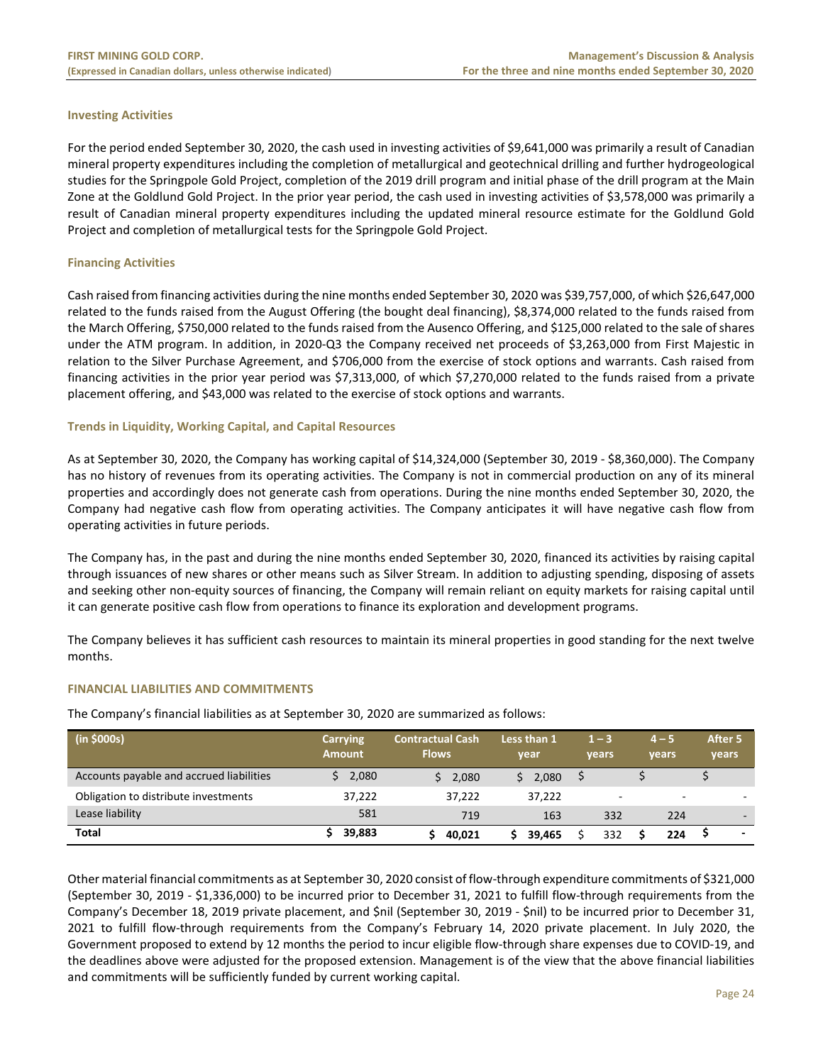### Investing Activities

For the period ended September 30, 2020, the cash used in investing activities of $9,641,000 was primarily a result of Canadian mineral property expenditures including the completion of metallurgical and geotechnical drilling and further hydrogeological studies for the Springpole Gold Project, completion of the 2019 drill program and initial phase of the drill program at the Main Zone at the Goldlund Gold Project. In the prior year period, the cash used in investing activities of $3,578,000 was primarily a result of Canadian mineral property expenditures including the updated mineral resource estimate for the Goldlund Gold Project and completion of metallurgical tests for the Springpole Gold Project.

### Financing Activities

Cash raised from financing activities during the nine months ended September 30, 2020 was $39,757,000, of which $26,647,000 related to the funds raised from the August Offering (the bought deal financing), $8,374,000 related to the funds raised from the March Offering, $750,000 related to the funds raised from the Ausenco Offering, and $125,000 related to the sale of shares under the ATM program. In addition, in 2020-Q3 the Company received net proceeds of $3,263,000 from First Majestic in relation to the Silver Purchase Agreement, and $706,000 from the exercise of stock options and warrants. Cash raised from financing activities in the prior year period was $7,313,000, of which $7,270,000 related to the funds raised from a private placement offering, and $43,000 was related to the exercise of stock options and warrants.

### Trends in Liquidity, Working Capital, and Capital Resources

As at September 30, 2020, the Company has working capital of $14,324,000 (September 30, 2019 - $8,360,000). The Company has no history of revenues from its operating activities. The Company is not in commercial production on any of its mineral properties and accordingly does not generate cash from operations. During the nine months ended September 30, 2020, the Company had negative cash flow from operating activities. The Company anticipates it will have negative cash flow from operating activities in future periods.

The Company has, in the past and during the nine months ended September 30, 2020, financed its activities by raising capital through issuances of new shares or other means such as Silver Stream. In addition to adjusting spending, disposing of assets and seeking other non-equity sources of financing, the Company will remain reliant on equity markets for raising capital until it can generate positive cash flow from operations to finance its exploration and development programs.

The Company believes it has sufficient cash resources to maintain its mineral properties in good standing for the next twelve months.

## FINANCIAL LIABILITIES AND COMMITMENTS

The Company's financial liabilities as at September 30, 2020 are summarized as follows:

| (in $000s) | Carrying Amount | Contractual Cash Flows | Less than 1 year | 1 – 3 years | 4 – 5 years | After 5 years |
|---|---|---|---|---|---|---|
| Accounts payable and accrued liabilities | $ 2,080 | $ 2,080 | $ 2,080 | $ | $ | $ |
| Obligation to distribute investments | 37,222 | 37,222 | 37,222 | - | - | - |
| Lease liability | 581 | 719 | 163 | 332 | 224 | - |
| **Total** | **$ 39,883** | **$ 40,021** | **$ 39,465** | $ 332 | **$ 224** | **$ -** |

Other material financial commitments as at September 30, 2020 consist of flow-through expenditure commitments of $321,000 (September 30, 2019 - $1,336,000) to be incurred prior to December 31, 2021 to fulfill flow-through requirements from the Company's December 18, 2019 private placement, and $nil (September 30, 2019 - $nil) to be incurred prior to December 31, 2021 to fulfill flow-through requirements from the Company's February 14, 2020 private placement. In July 2020, the Government proposed to extend by 12 months the period to incur eligible flow-through share expenses due to COVID-19, and the deadlines above were adjusted for the proposed extension. Management is of the view that the above financial liabilities and commitments will be sufficiently funded by current working capital.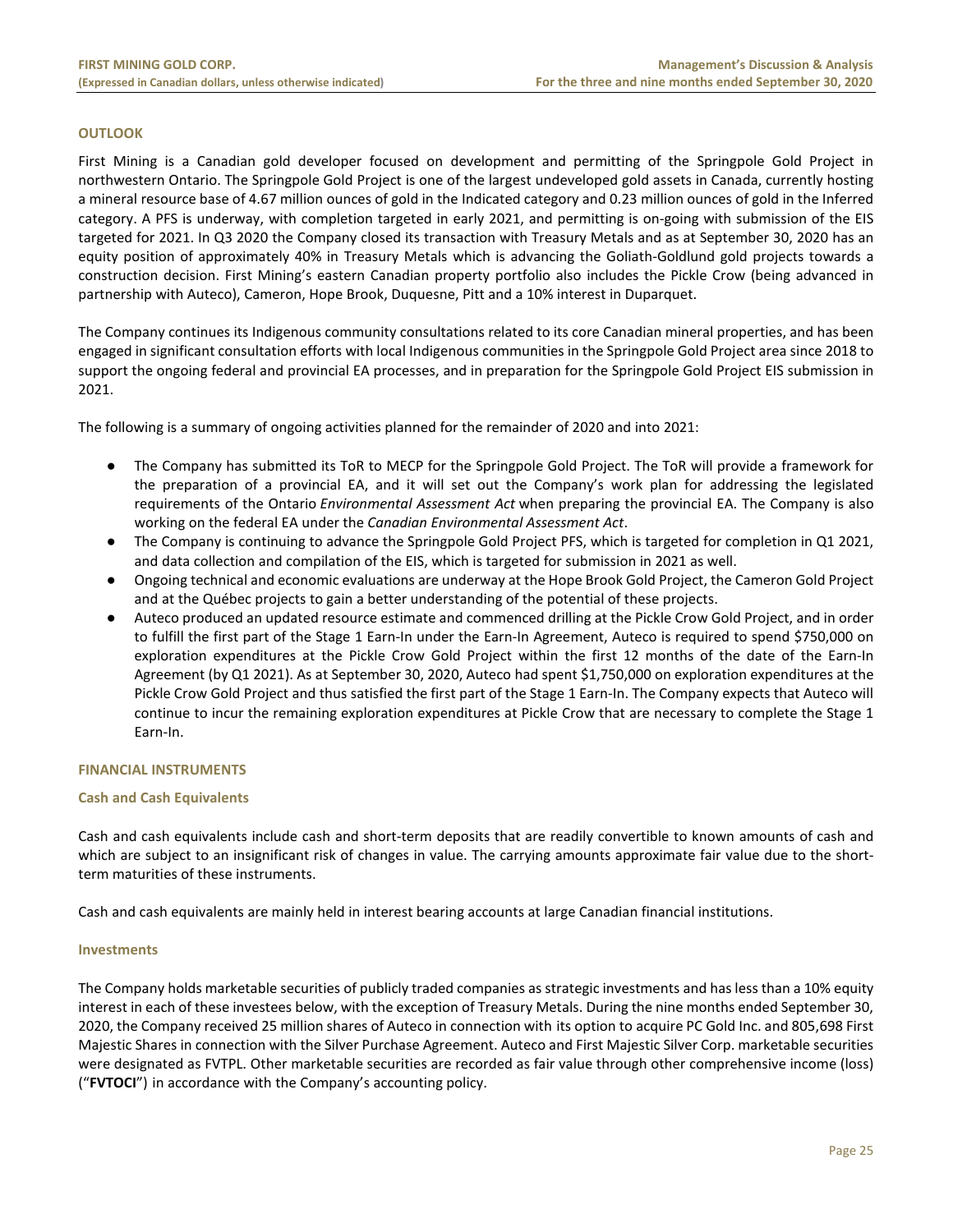## OUTLOOK

First Mining is a Canadian gold developer focused on development and permitting of the Springpole Gold Project in northwestern Ontario. The Springpole Gold Project is one of the largest undeveloped gold assets in Canada, currently hosting a mineral resource base of 4.67 million ounces of gold in the Indicated category and 0.23 million ounces of gold in the Inferred category. A PFS is underway, with completion targeted in early 2021, and permitting is on-going with submission of the EIS targeted for 2021. In Q3 2020 the Company closed its transaction with Treasury Metals and as at September 30, 2020 has an equity position of approximately 40% in Treasury Metals which is advancing the Goliath-Goldlund gold projects towards a construction decision. First Mining's eastern Canadian property portfolio also includes the Pickle Crow (being advanced in partnership with Auteco), Cameron, Hope Brook, Duquesne, Pitt and a 10% interest in Duparquet.

The Company continues its Indigenous community consultations related to its core Canadian mineral properties, and has been engaged in significant consultation efforts with local Indigenous communities in the Springpole Gold Project area since 2018 to support the ongoing federal and provincial EA processes, and in preparation for the Springpole Gold Project EIS submission in 2021.

The following is a summary of ongoing activities planned for the remainder of 2020 and into 2021:

- The Company has submitted its ToR to MECP for the Springpole Gold Project. The ToR will provide a framework for the preparation of a provincial EA, and it will set out the Company's work plan for addressing the legislated requirements of the Ontario *Environmental Assessment Act* when preparing the provincial EA. The Company is also working on the federal EA under the *Canadian Environmental Assessment Act*.
- The Company is continuing to advance the Springpole Gold Project PFS, which is targeted for completion in Q1 2021, and data collection and compilation of the EIS, which is targeted for submission in 2021 as well.
- Ongoing technical and economic evaluations are underway at the Hope Brook Gold Project, the Cameron Gold Project and at the Québec projects to gain a better understanding of the potential of these projects.
- Auteco produced an updated resource estimate and commenced drilling at the Pickle Crow Gold Project, and in order to fulfill the first part of the Stage 1 Earn-In under the Earn-In Agreement, Auteco is required to spend $750,000 on exploration expenditures at the Pickle Crow Gold Project within the first 12 months of the date of the Earn-In Agreement (by Q1 2021). As at September 30, 2020, Auteco had spent $1,750,000 on exploration expenditures at the Pickle Crow Gold Project and thus satisfied the first part of the Stage 1 Earn-In. The Company expects that Auteco will continue to incur the remaining exploration expenditures at Pickle Crow that are necessary to complete the Stage 1 Earn-In.

## FINANCIAL INSTRUMENTS

### Cash and Cash Equivalents

Cash and cash equivalents include cash and short-term deposits that are readily convertible to known amounts of cash and which are subject to an insignificant risk of changes in value. The carrying amounts approximate fair value due to the short-term maturities of these instruments.

Cash and cash equivalents are mainly held in interest bearing accounts at large Canadian financial institutions.

### Investments

The Company holds marketable securities of publicly traded companies as strategic investments and has less than a 10% equity interest in each of these investees below, with the exception of Treasury Metals. During the nine months ended September 30, 2020, the Company received 25 million shares of Auteco in connection with its option to acquire PC Gold Inc. and 805,698 First Majestic Shares in connection with the Silver Purchase Agreement. Auteco and First Majestic Silver Corp. marketable securities were designated as FVTPL. Other marketable securities are recorded as fair value through other comprehensive income (loss) ("**FVTOCI**") in accordance with the Company's accounting policy.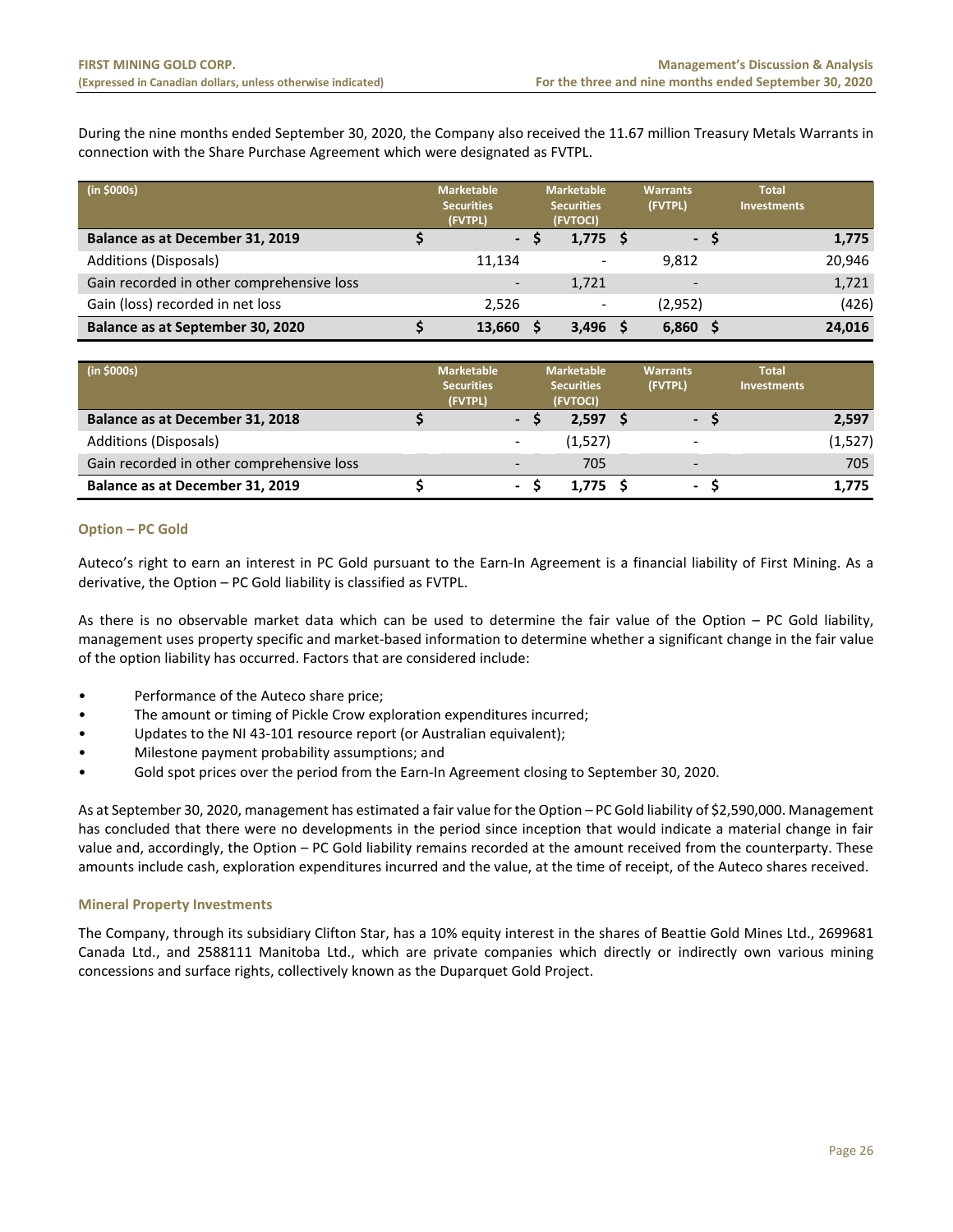During the nine months ended September 30, 2020, the Company also received the 11.67 million Treasury Metals Warrants in connection with the Share Purchase Agreement which were designated as FVTPL.

| (in $000s) | Marketable Securities (FVTPL) | Marketable Securities (FVTOCI) | Warrants (FVTPL) | Total Investments |
|---|---|---|---|---|
| **Balance as at December 31, 2019** | **$ -** | **$ 1,775** | **$ -** | **$ 1,775** |
| Additions (Disposals) | 11,134 | - | 9,812 | 20,946 |
| Gain recorded in other comprehensive loss | - | 1,721 | - | 1,721 |
| Gain (loss) recorded in net loss | 2,526 | - | (2,952) | (426) |
| **Balance as at September 30, 2020** | **$ 13,660** | **$ 3,496** | **$ 6,860** | **$ 24,016** |

| (in $000s) | Marketable Securities (FVTPL) | Marketable Securities (FVTOCI) | Warrants (FVTPL) | Total Investments |
|---|---|---|---|---|
| **Balance as at December 31, 2018** | **$ -** | **$ 2,597** | **$ -** | **$ 2,597** |
| Additions (Disposals) | - | (1,527) | - | (1,527) |
| Gain recorded in other comprehensive loss | - | 705 | - | 705 |
| **Balance as at December 31, 2019** | **$ -** | **$ 1,775** | **$ -** | **$ 1,775** |

### Option – PC Gold

Auteco's right to earn an interest in PC Gold pursuant to the Earn-In Agreement is a financial liability of First Mining. As a derivative, the Option – PC Gold liability is classified as FVTPL.

As there is no observable market data which can be used to determine the fair value of the Option – PC Gold liability, management uses property specific and market-based information to determine whether a significant change in the fair value of the option liability has occurred. Factors that are considered include:

- Performance of the Auteco share price;
- The amount or timing of Pickle Crow exploration expenditures incurred;
- Updates to the NI 43-101 resource report (or Australian equivalent);
- Milestone payment probability assumptions; and
- Gold spot prices over the period from the Earn-In Agreement closing to September 30, 2020.

As at September 30, 2020, management has estimated a fair value for the Option – PC Gold liability of $2,590,000. Management has concluded that there were no developments in the period since inception that would indicate a material change in fair value and, accordingly, the Option – PC Gold liability remains recorded at the amount received from the counterparty. These amounts include cash, exploration expenditures incurred and the value, at the time of receipt, of the Auteco shares received.

### Mineral Property Investments

The Company, through its subsidiary Clifton Star, has a 10% equity interest in the shares of Beattie Gold Mines Ltd., 2699681 Canada Ltd., and 2588111 Manitoba Ltd., which are private companies which directly or indirectly own various mining concessions and surface rights, collectively known as the Duparquet Gold Project.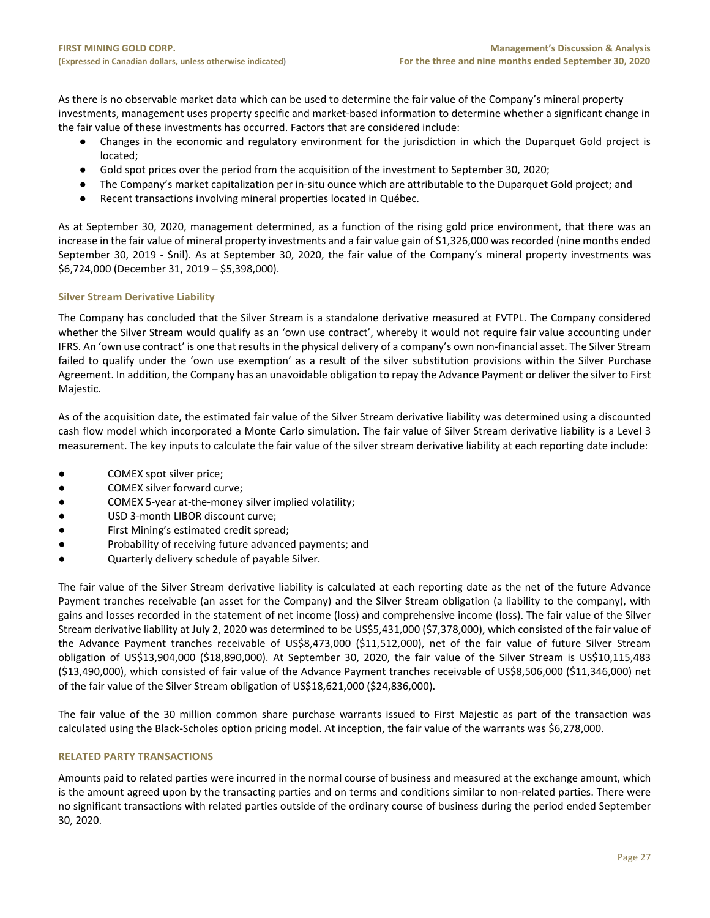As there is no observable market data which can be used to determine the fair value of the Company's mineral property investments, management uses property specific and market-based information to determine whether a significant change in the fair value of these investments has occurred. Factors that are considered include:

- Changes in the economic and regulatory environment for the jurisdiction in which the Duparquet Gold project is located;
- Gold spot prices over the period from the acquisition of the investment to September 30, 2020;
- The Company's market capitalization per in-situ ounce which are attributable to the Duparquet Gold project; and
- Recent transactions involving mineral properties located in Québec.

As at September 30, 2020, management determined, as a function of the rising gold price environment, that there was an increase in the fair value of mineral property investments and a fair value gain of $1,326,000 was recorded (nine months ended September 30, 2019 - $nil). As at September 30, 2020, the fair value of the Company's mineral property investments was $6,724,000 (December 31, 2019 – $5,398,000).

### Silver Stream Derivative Liability

The Company has concluded that the Silver Stream is a standalone derivative measured at FVTPL. The Company considered whether the Silver Stream would qualify as an 'own use contract', whereby it would not require fair value accounting under IFRS. An 'own use contract' is one that results in the physical delivery of a company's own non-financial asset. The Silver Stream failed to qualify under the 'own use exemption' as a result of the silver substitution provisions within the Silver Purchase Agreement. In addition, the Company has an unavoidable obligation to repay the Advance Payment or deliver the silver to First Majestic.

As of the acquisition date, the estimated fair value of the Silver Stream derivative liability was determined using a discounted cash flow model which incorporated a Monte Carlo simulation. The fair value of Silver Stream derivative liability is a Level 3 measurement. The key inputs to calculate the fair value of the silver stream derivative liability at each reporting date include:

- COMEX spot silver price;
- COMEX silver forward curve;
- COMEX 5-year at-the-money silver implied volatility;
- USD 3-month LIBOR discount curve;
- First Mining's estimated credit spread;
- Probability of receiving future advanced payments; and
- Quarterly delivery schedule of payable Silver.

The fair value of the Silver Stream derivative liability is calculated at each reporting date as the net of the future Advance Payment tranches receivable (an asset for the Company) and the Silver Stream obligation (a liability to the company), with gains and losses recorded in the statement of net income (loss) and comprehensive income (loss). The fair value of the Silver Stream derivative liability at July 2, 2020 was determined to be US$5,431,000 ($7,378,000), which consisted of the fair value of the Advance Payment tranches receivable of US$8,473,000 ($11,512,000), net of the fair value of future Silver Stream obligation of US$13,904,000 ($18,890,000). At September 30, 2020, the fair value of the Silver Stream is US$10,115,483 ($13,490,000), which consisted of fair value of the Advance Payment tranches receivable of US$8,506,000 ($11,346,000) net of the fair value of the Silver Stream obligation of US$18,621,000 ($24,836,000).

The fair value of the 30 million common share purchase warrants issued to First Majestic as part of the transaction was calculated using the Black-Scholes option pricing model. At inception, the fair value of the warrants was $6,278,000.

## RELATED PARTY TRANSACTIONS

Amounts paid to related parties were incurred in the normal course of business and measured at the exchange amount, which is the amount agreed upon by the transacting parties and on terms and conditions similar to non-related parties. There were no significant transactions with related parties outside of the ordinary course of business during the period ended September 30, 2020.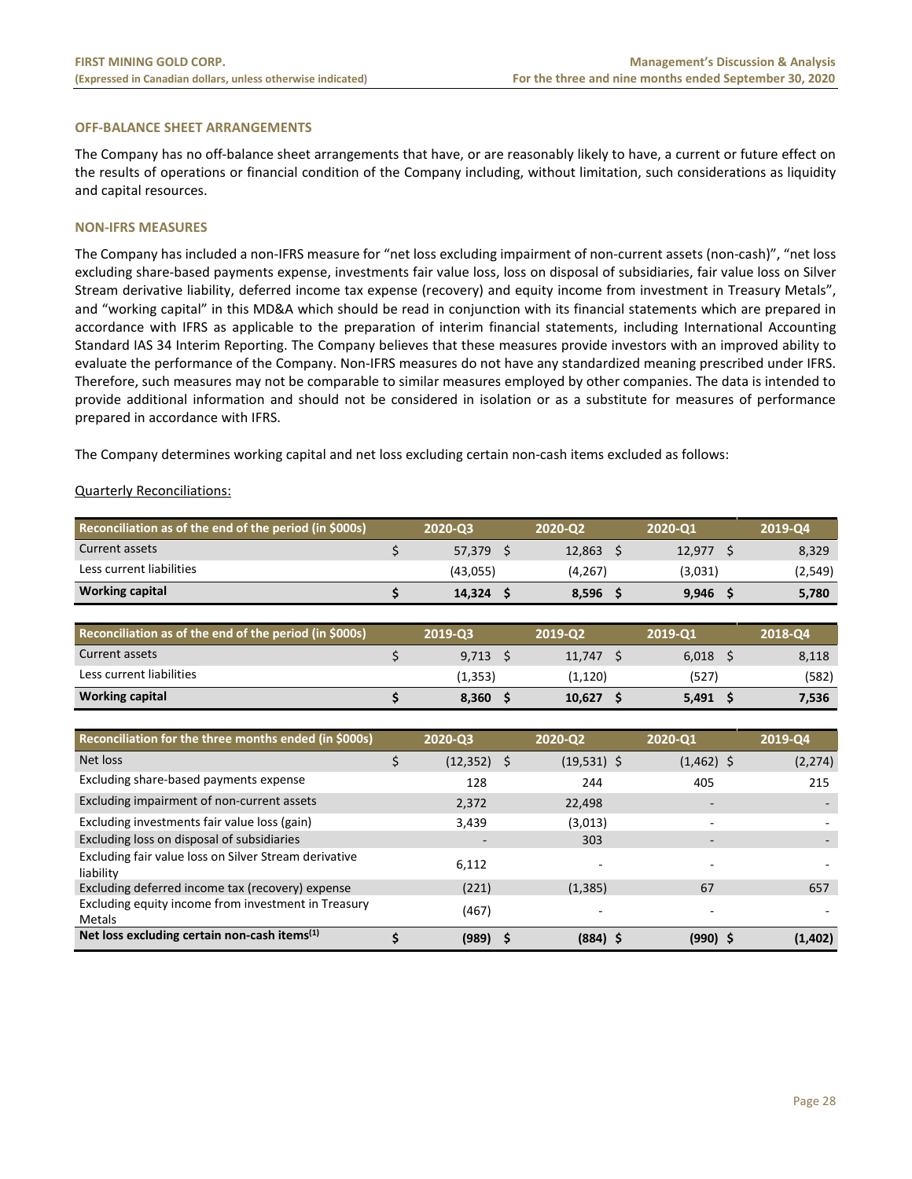### OFF-BALANCE SHEET ARRANGEMENTS

The Company has no off-balance sheet arrangements that have, or are reasonably likely to have, a current or future effect on the results of operations or financial condition of the Company including, without limitation, such considerations as liquidity and capital resources.

### NON-IFRS MEASURES

The Company has included a non-IFRS measure for "net loss excluding impairment of non-current assets (non-cash)", "net loss excluding share-based payments expense, investments fair value loss, loss on disposal of subsidiaries, fair value loss on Silver Stream derivative liability, deferred income tax expense (recovery) and equity income from investment in Treasury Metals", and "working capital" in this MD&A which should be read in conjunction with its financial statements which are prepared in accordance with IFRS as applicable to the preparation of interim financial statements, including International Accounting Standard IAS 34 Interim Reporting. The Company believes that these measures provide investors with an improved ability to evaluate the performance of the Company. Non-IFRS measures do not have any standardized meaning prescribed under IFRS. Therefore, such measures may not be comparable to similar measures employed by other companies. The data is intended to provide additional information and should not be considered in isolation or as a substitute for measures of performance prepared in accordance with IFRS.

The Company determines working capital and net loss excluding certain non-cash items excluded as follows:

Quarterly Reconciliations:

| Reconciliation as of the end of the period (in $000s) | 2020-Q3 | 2020-Q2 | 2020-Q1 | 2019-Q4 |
|---|---|---|---|---|
| Current assets | $ 57,379 | $ 12,863 | $ 12,977 | $ 8,329 |
| Less current liabilities | (43,055) | (4,267) | (3,031) | (2,549) |
| **Working capital** | **$ 14,324** | **$ 8,596** | **$ 9,946** | **$ 5,780** |

| Reconciliation as of the end of the period (in $000s) | 2019-Q3 | 2019-Q2 | 2019-Q1 | 2018-Q4 |
|---|---|---|---|---|
| Current assets | $ 9,713 | $ 11,747 | $ 6,018 | $ 8,118 |
| Less current liabilities | (1,353) | (1,120) | (527) | (582) |
| **Working capital** | **$ 8,360** | **$ 10,627** | **$ 5,491** | **$ 7,536** |

| Reconciliation for the three months ended (in $000s) | 2020-Q3 | 2020-Q2 | 2020-Q1 | 2019-Q4 |
|---|---|---|---|---|
| Net loss | $ (12,352) | $ (19,531) | $ (1,462) | $ (2,274) |
| Excluding share-based payments expense | 128 | 244 | 405 | 215 |
| Excluding impairment of non-current assets | 2,372 | 22,498 | - | - |
| Excluding investments fair value loss (gain) | 3,439 | (3,013) | - | - |
| Excluding loss on disposal of subsidiaries | - | 303 | - | - |
| Excluding fair value loss on Silver Stream derivative liability | 6,112 | - | - | - |
| Excluding deferred income tax (recovery) expense | (221) | (1,385) | 67 | 657 |
| Excluding equity income from investment in Treasury Metals | (467) | - | - | - |
| **Net loss excluding certain non-cash items[(1)]** | **$ (989)** | **$ (884)** | **$ (990)** | **$ (1,402)** |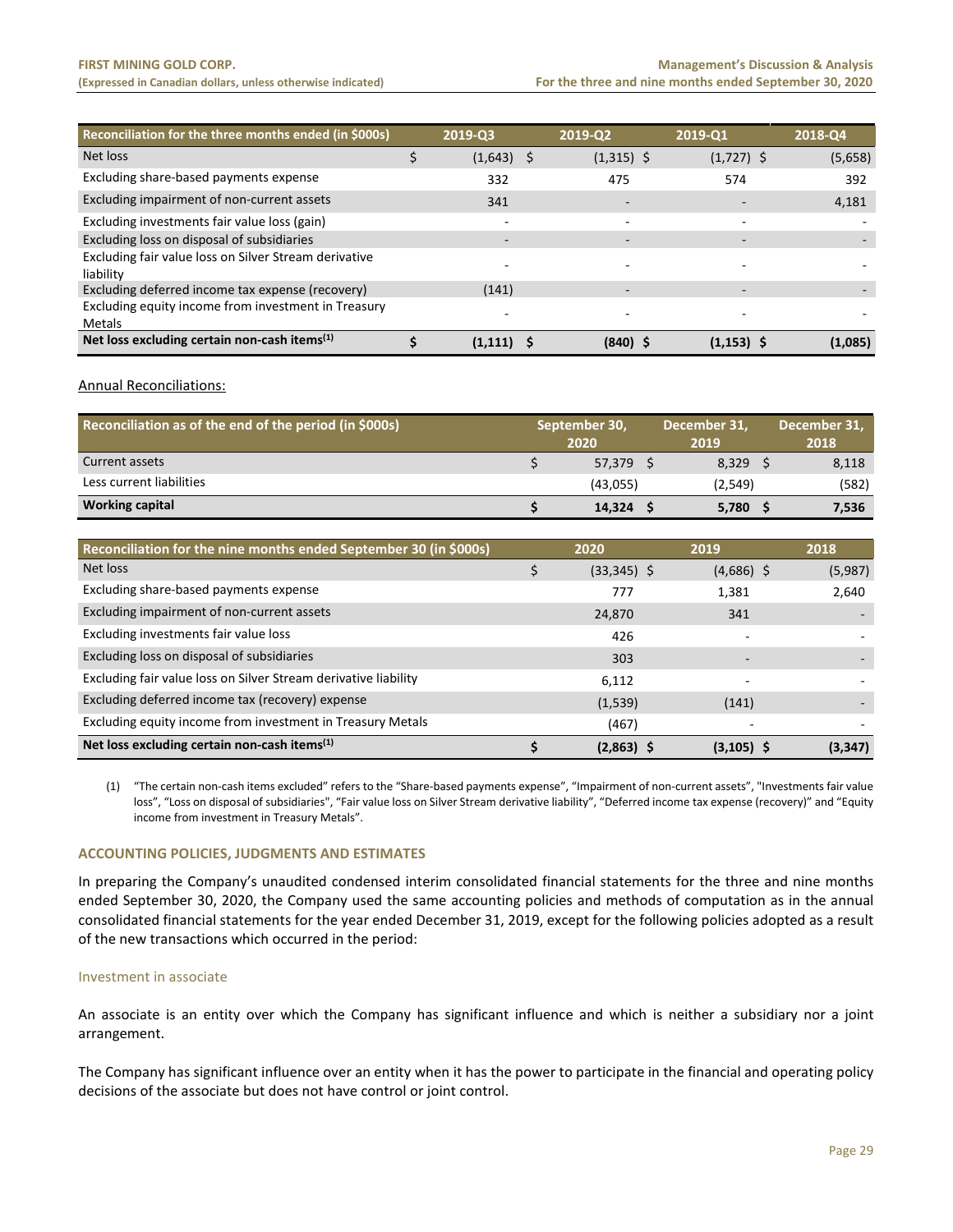| Reconciliation for the three months ended (in $000s) | 2019-Q3 | 2019-Q2 | 2019-Q1 | 2018-Q4 |
|---|---|---|---|---|
| Net loss | $ (1,643) | $ (1,315) | $ (1,727) | $ (5,658) |
| Excluding share-based payments expense | 332 | 475 | 574 | 392 |
| Excluding impairment of non-current assets | 341 | - | - | 4,181 |
| Excluding investments fair value loss (gain) | - | - | - | - |
| Excluding loss on disposal of subsidiaries | - | - | - | - |
| Excluding fair value loss on Silver Stream derivative liability | - | - | - | - |
| Excluding deferred income tax expense (recovery) | (141) | - | - | - |
| Excluding equity income from investment in Treasury Metals | - | - | - | - |
| **Net loss excluding certain non-cash items[(1)]** | **$ (1,111)** | **$ (840)** | **$ (1,153)** | **$ (1,085)** |

Annual Reconciliations:

| Reconciliation as of the end of the period (in $000s) | September 30, 2020 | December 31, 2019 | December 31, 2018 |
|---|---|---|---|
| Current assets | $ 57,379 | $ 8,329 | $ 8,118 |
| Less current liabilities | (43,055) | (2,549) | (582) |
| **Working capital** | **$ 14,324** | **$ 5,780** | **$ 7,536** |

| Reconciliation for the nine months ended September 30 (in $000s) | 2020 | 2019 | 2018 |
|---|---|---|---|
| Net loss | $ (33,345) | $ (4,686) | $ (5,987) |
| Excluding share-based payments expense | 777 | 1,381 | 2,640 |
| Excluding impairment of non-current assets | 24,870 | 341 | - |
| Excluding investments fair value loss | 426 | - | - |
| Excluding loss on disposal of subsidiaries | 303 | - | - |
| Excluding fair value loss on Silver Stream derivative liability | 6,112 | - | - |
| Excluding deferred income tax (recovery) expense | (1,539) | (141) | - |
| Excluding equity income from investment in Treasury Metals | (467) | - | - |
| **Net loss excluding certain non-cash items[(1)]** | **$ (2,863)** | **$ (3,105)** | **$ (3,347)** |

(1) "The certain non-cash items excluded" refers to the "Share-based payments expense", "Impairment of non-current assets", "Investments fair value loss", "Loss on disposal of subsidiaries", "Fair value loss on Silver Stream derivative liability", "Deferred income tax expense (recovery)" and "Equity income from investment in Treasury Metals".

## ACCOUNTING POLICIES, JUDGMENTS AND ESTIMATES

In preparing the Company's unaudited condensed interim consolidated financial statements for the three and nine months ended September 30, 2020, the Company used the same accounting policies and methods of computation as in the annual consolidated financial statements for the year ended December 31, 2019, except for the following policies adopted as a result of the new transactions which occurred in the period:

### Investment in associate

An associate is an entity over which the Company has significant influence and which is neither a subsidiary nor a joint arrangement.

The Company has significant influence over an entity when it has the power to participate in the financial and operating policy decisions of the associate but does not have control or joint control.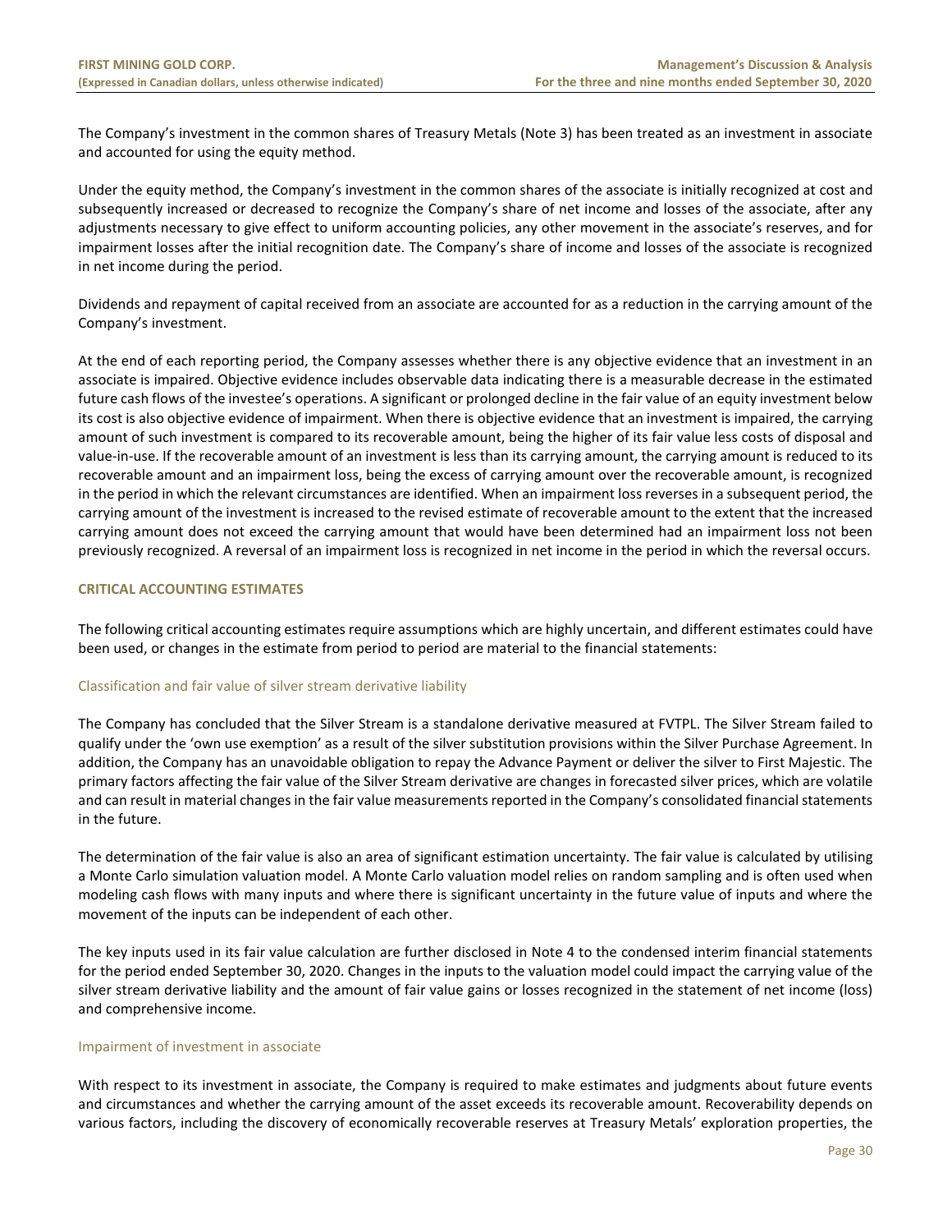The Company's investment in the common shares of Treasury Metals (Note 3) has been treated as an investment in associate and accounted for using the equity method.

Under the equity method, the Company's investment in the common shares of the associate is initially recognized at cost and subsequently increased or decreased to recognize the Company's share of net income and losses of the associate, after any adjustments necessary to give effect to uniform accounting policies, any other movement in the associate's reserves, and for impairment losses after the initial recognition date. The Company's share of income and losses of the associate is recognized in net income during the period.

Dividends and repayment of capital received from an associate are accounted for as a reduction in the carrying amount of the Company's investment.

At the end of each reporting period, the Company assesses whether there is any objective evidence that an investment in an associate is impaired. Objective evidence includes observable data indicating there is a measurable decrease in the estimated future cash flows of the investee's operations. A significant or prolonged decline in the fair value of an equity investment below its cost is also objective evidence of impairment. When there is objective evidence that an investment is impaired, the carrying amount of such investment is compared to its recoverable amount, being the higher of its fair value less costs of disposal and value-in-use. If the recoverable amount of an investment is less than its carrying amount, the carrying amount is reduced to its recoverable amount and an impairment loss, being the excess of carrying amount over the recoverable amount, is recognized in the period in which the relevant circumstances are identified. When an impairment loss reverses in a subsequent period, the carrying amount of the investment is increased to the revised estimate of recoverable amount to the extent that the increased carrying amount does not exceed the carrying amount that would have been determined had an impairment loss not been previously recognized. A reversal of an impairment loss is recognized in net income in the period in which the reversal occurs.

## CRITICAL ACCOUNTING ESTIMATES

The following critical accounting estimates require assumptions which are highly uncertain, and different estimates could have been used, or changes in the estimate from period to period are material to the financial statements:

### Classification and fair value of silver stream derivative liability

The Company has concluded that the Silver Stream is a standalone derivative measured at FVTPL. The Silver Stream failed to qualify under the 'own use exemption' as a result of the silver substitution provisions within the Silver Purchase Agreement. In addition, the Company has an unavoidable obligation to repay the Advance Payment or deliver the silver to First Majestic. The primary factors affecting the fair value of the Silver Stream derivative are changes in forecasted silver prices, which are volatile and can result in material changes in the fair value measurements reported in the Company's consolidated financial statements in the future.

The determination of the fair value is also an area of significant estimation uncertainty. The fair value is calculated by utilising a Monte Carlo simulation valuation model. A Monte Carlo valuation model relies on random sampling and is often used when modeling cash flows with many inputs and where there is significant uncertainty in the future value of inputs and where the movement of the inputs can be independent of each other.

The key inputs used in its fair value calculation are further disclosed in Note 4 to the condensed interim financial statements for the period ended September 30, 2020. Changes in the inputs to the valuation model could impact the carrying value of the silver stream derivative liability and the amount of fair value gains or losses recognized in the statement of net income (loss) and comprehensive income.

### Impairment of investment in associate

With respect to its investment in associate, the Company is required to make estimates and judgments about future events and circumstances and whether the carrying amount of the asset exceeds its recoverable amount. Recoverability depends on various factors, including the discovery of economically recoverable reserves at Treasury Metals' exploration properties, the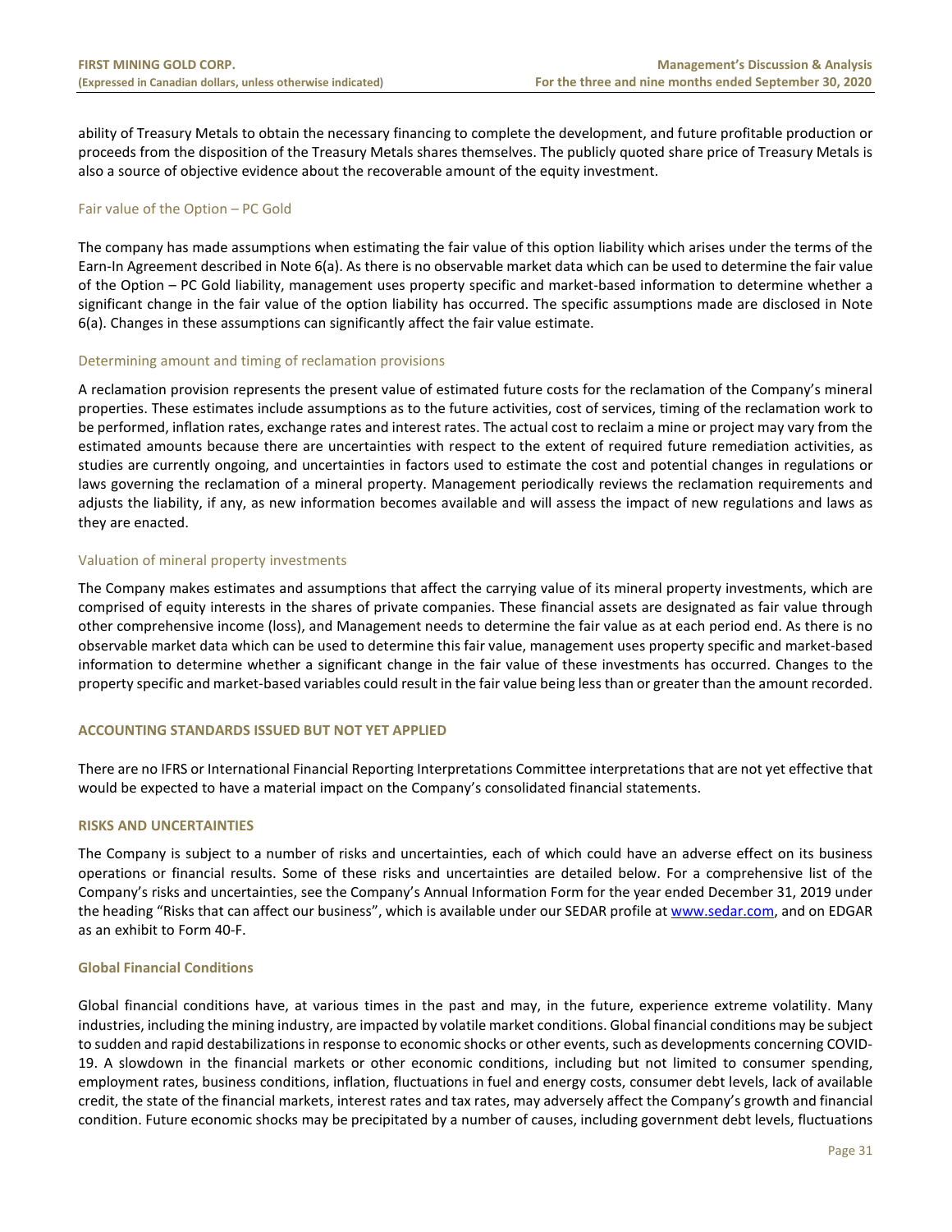ability of Treasury Metals to obtain the necessary financing to complete the development, and future profitable production or proceeds from the disposition of the Treasury Metals shares themselves. The publicly quoted share price of Treasury Metals is also a source of objective evidence about the recoverable amount of the equity investment.

### Fair value of the Option – PC Gold

The company has made assumptions when estimating the fair value of this option liability which arises under the terms of the Earn-In Agreement described in Note 6(a). As there is no observable market data which can be used to determine the fair value of the Option – PC Gold liability, management uses property specific and market-based information to determine whether a significant change in the fair value of the option liability has occurred. The specific assumptions made are disclosed in Note 6(a). Changes in these assumptions can significantly affect the fair value estimate.

### Determining amount and timing of reclamation provisions

A reclamation provision represents the present value of estimated future costs for the reclamation of the Company's mineral properties. These estimates include assumptions as to the future activities, cost of services, timing of the reclamation work to be performed, inflation rates, exchange rates and interest rates. The actual cost to reclaim a mine or project may vary from the estimated amounts because there are uncertainties with respect to the extent of required future remediation activities, as studies are currently ongoing, and uncertainties in factors used to estimate the cost and potential changes in regulations or laws governing the reclamation of a mineral property. Management periodically reviews the reclamation requirements and adjusts the liability, if any, as new information becomes available and will assess the impact of new regulations and laws as they are enacted.

### Valuation of mineral property investments

The Company makes estimates and assumptions that affect the carrying value of its mineral property investments, which are comprised of equity interests in the shares of private companies. These financial assets are designated as fair value through other comprehensive income (loss), and Management needs to determine the fair value as at each period end. As there is no observable market data which can be used to determine this fair value, management uses property specific and market-based information to determine whether a significant change in the fair value of these investments has occurred. Changes to the property specific and market-based variables could result in the fair value being less than or greater than the amount recorded.

## ACCOUNTING STANDARDS ISSUED BUT NOT YET APPLIED

There are no IFRS or International Financial Reporting Interpretations Committee interpretations that are not yet effective that would be expected to have a material impact on the Company's consolidated financial statements.

## RISKS AND UNCERTAINTIES

The Company is subject to a number of risks and uncertainties, each of which could have an adverse effect on its business operations or financial results. Some of these risks and uncertainties are detailed below. For a comprehensive list of the Company's risks and uncertainties, see the Company's Annual Information Form for the year ended December 31, 2019 under the heading "Risks that can affect our business", which is available under our SEDAR profile at www.sedar.com, and on EDGAR as an exhibit to Form 40-F.

### Global Financial Conditions

Global financial conditions have, at various times in the past and may, in the future, experience extreme volatility. Many industries, including the mining industry, are impacted by volatile market conditions. Global financial conditions may be subject to sudden and rapid destabilizations in response to economic shocks or other events, such as developments concerning COVID-19. A slowdown in the financial markets or other economic conditions, including but not limited to consumer spending, employment rates, business conditions, inflation, fluctuations in fuel and energy costs, consumer debt levels, lack of available credit, the state of the financial markets, interest rates and tax rates, may adversely affect the Company's growth and financial condition. Future economic shocks may be precipitated by a number of causes, including government debt levels, fluctuations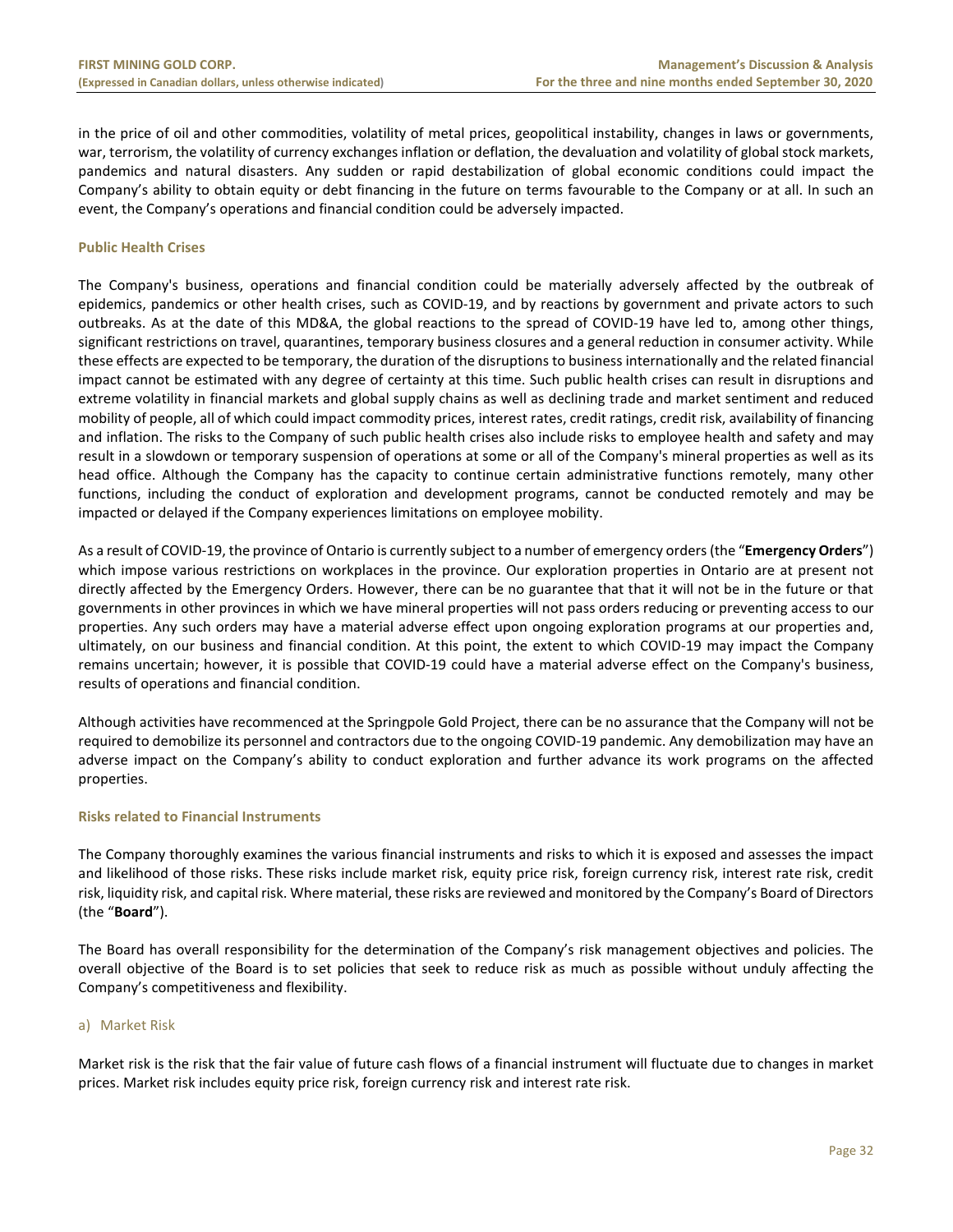in the price of oil and other commodities, volatility of metal prices, geopolitical instability, changes in laws or governments, war, terrorism, the volatility of currency exchanges inflation or deflation, the devaluation and volatility of global stock markets, pandemics and natural disasters. Any sudden or rapid destabilization of global economic conditions could impact the Company's ability to obtain equity or debt financing in the future on terms favourable to the Company or at all. In such an event, the Company's operations and financial condition could be adversely impacted.

### Public Health Crises

The Company's business, operations and financial condition could be materially adversely affected by the outbreak of epidemics, pandemics or other health crises, such as COVID-19, and by reactions by government and private actors to such outbreaks. As at the date of this MD&A, the global reactions to the spread of COVID-19 have led to, among other things, significant restrictions on travel, quarantines, temporary business closures and a general reduction in consumer activity. While these effects are expected to be temporary, the duration of the disruptions to business internationally and the related financial impact cannot be estimated with any degree of certainty at this time. Such public health crises can result in disruptions and extreme volatility in financial markets and global supply chains as well as declining trade and market sentiment and reduced mobility of people, all of which could impact commodity prices, interest rates, credit ratings, credit risk, availability of financing and inflation. The risks to the Company of such public health crises also include risks to employee health and safety and may result in a slowdown or temporary suspension of operations at some or all of the Company's mineral properties as well as its head office. Although the Company has the capacity to continue certain administrative functions remotely, many other functions, including the conduct of exploration and development programs, cannot be conducted remotely and may be impacted or delayed if the Company experiences limitations on employee mobility.

As a result of COVID-19, the province of Ontario is currently subject to a number of emergency orders (the "**Emergency Orders**") which impose various restrictions on workplaces in the province. Our exploration properties in Ontario are at present not directly affected by the Emergency Orders. However, there can be no guarantee that that it will not be in the future or that governments in other provinces in which we have mineral properties will not pass orders reducing or preventing access to our properties. Any such orders may have a material adverse effect upon ongoing exploration programs at our properties and, ultimately, on our business and financial condition. At this point, the extent to which COVID-19 may impact the Company remains uncertain; however, it is possible that COVID-19 could have a material adverse effect on the Company's business, results of operations and financial condition.

Although activities have recommenced at the Springpole Gold Project, there can be no assurance that the Company will not be required to demobilize its personnel and contractors due to the ongoing COVID-19 pandemic. Any demobilization may have an adverse impact on the Company's ability to conduct exploration and further advance its work programs on the affected properties.

### Risks related to Financial Instruments

The Company thoroughly examines the various financial instruments and risks to which it is exposed and assesses the impact and likelihood of those risks. These risks include market risk, equity price risk, foreign currency risk, interest rate risk, credit risk, liquidity risk, and capital risk. Where material, these risks are reviewed and monitored by the Company's Board of Directors (the "**Board**").

The Board has overall responsibility for the determination of the Company's risk management objectives and policies. The overall objective of the Board is to set policies that seek to reduce risk as much as possible without unduly affecting the Company's competitiveness and flexibility.

#### a) Market Risk

Market risk is the risk that the fair value of future cash flows of a financial instrument will fluctuate due to changes in market prices. Market risk includes equity price risk, foreign currency risk and interest rate risk.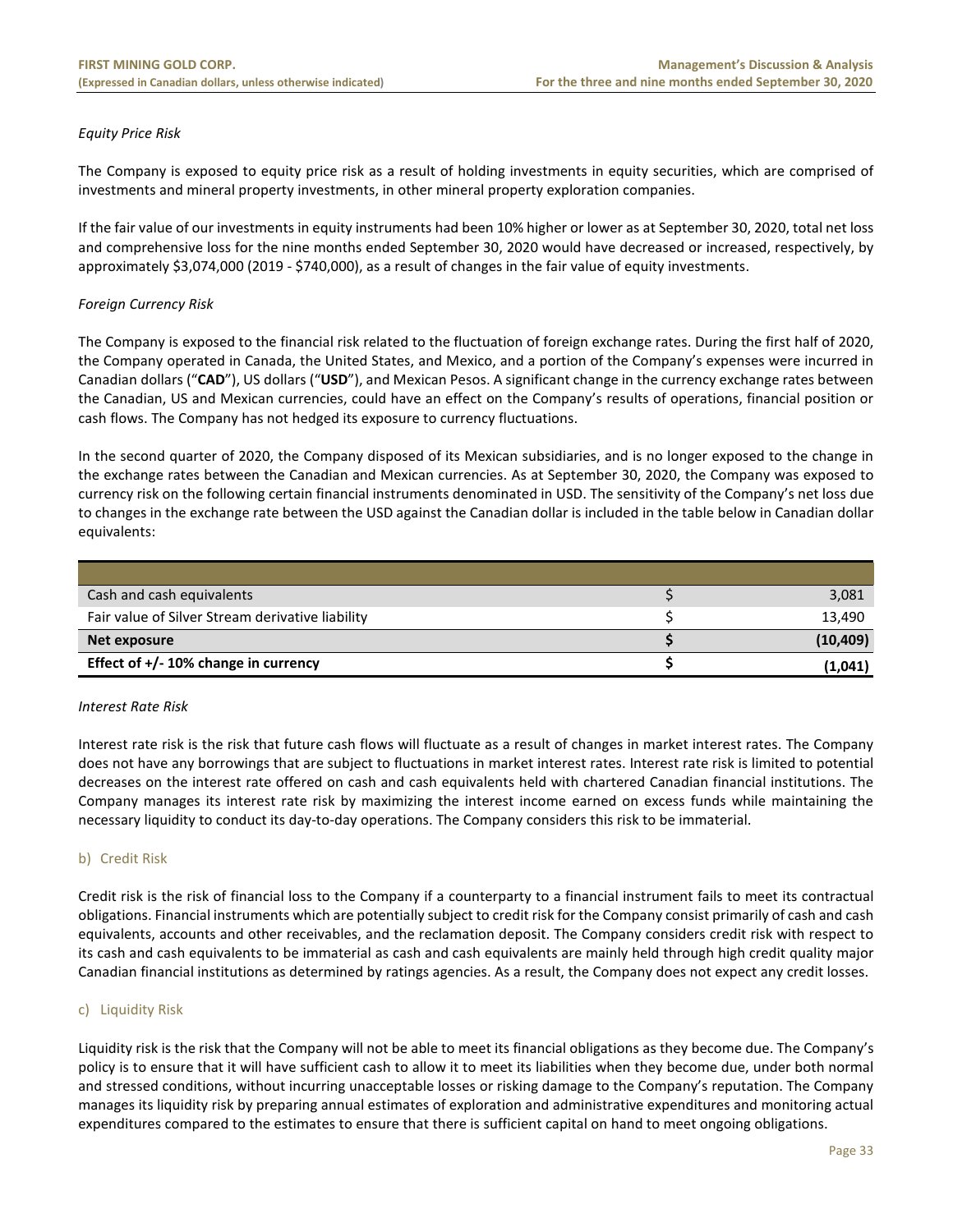*Equity Price Risk*

The Company is exposed to equity price risk as a result of holding investments in equity securities, which are comprised of investments and mineral property investments, in other mineral property exploration companies.

If the fair value of our investments in equity instruments had been 10% higher or lower as at September 30, 2020, total net loss and comprehensive loss for the nine months ended September 30, 2020 would have decreased or increased, respectively, by approximately $3,074,000 (2019 - $740,000), as a result of changes in the fair value of equity investments.

*Foreign Currency Risk*

The Company is exposed to the financial risk related to the fluctuation of foreign exchange rates. During the first half of 2020, the Company operated in Canada, the United States, and Mexico, and a portion of the Company's expenses were incurred in Canadian dollars ("**CAD**"), US dollars ("**USD**"), and Mexican Pesos. A significant change in the currency exchange rates between the Canadian, US and Mexican currencies, could have an effect on the Company's results of operations, financial position or cash flows. The Company has not hedged its exposure to currency fluctuations.

In the second quarter of 2020, the Company disposed of its Mexican subsidiaries, and is no longer exposed to the change in the exchange rates between the Canadian and Mexican currencies. As at September 30, 2020, the Company was exposed to currency risk on the following certain financial instruments denominated in USD. The sensitivity of the Company's net loss due to changes in the exchange rate between the USD against the Canadian dollar is included in the table below in Canadian dollar equivalents:

| | | |
|---|---|---|
| Cash and cash equivalents | $ | 3,081 |
| Fair value of Silver Stream derivative liability | $ | 13,490 |
| **Net exposure** | **$** | **(10,409)** |
| **Effect of +/- 10% change in currency** | **$** | **(1,041)** |

*Interest Rate Risk*

Interest rate risk is the risk that future cash flows will fluctuate as a result of changes in market interest rates. The Company does not have any borrowings that are subject to fluctuations in market interest rates. Interest rate risk is limited to potential decreases on the interest rate offered on cash and cash equivalents held with chartered Canadian financial institutions. The Company manages its interest rate risk by maximizing the interest income earned on excess funds while maintaining the necessary liquidity to conduct its day-to-day operations. The Company considers this risk to be immaterial.

## b) Credit Risk

Credit risk is the risk of financial loss to the Company if a counterparty to a financial instrument fails to meet its contractual obligations. Financial instruments which are potentially subject to credit risk for the Company consist primarily of cash and cash equivalents, accounts and other receivables, and the reclamation deposit. The Company considers credit risk with respect to its cash and cash equivalents to be immaterial as cash and cash equivalents are mainly held through high credit quality major Canadian financial institutions as determined by ratings agencies. As a result, the Company does not expect any credit losses.

## c) Liquidity Risk

Liquidity risk is the risk that the Company will not be able to meet its financial obligations as they become due. The Company's policy is to ensure that it will have sufficient cash to allow it to meet its liabilities when they become due, under both normal and stressed conditions, without incurring unacceptable losses or risking damage to the Company's reputation. The Company manages its liquidity risk by preparing annual estimates of exploration and administrative expenditures and monitoring actual expenditures compared to the estimates to ensure that there is sufficient capital on hand to meet ongoing obligations.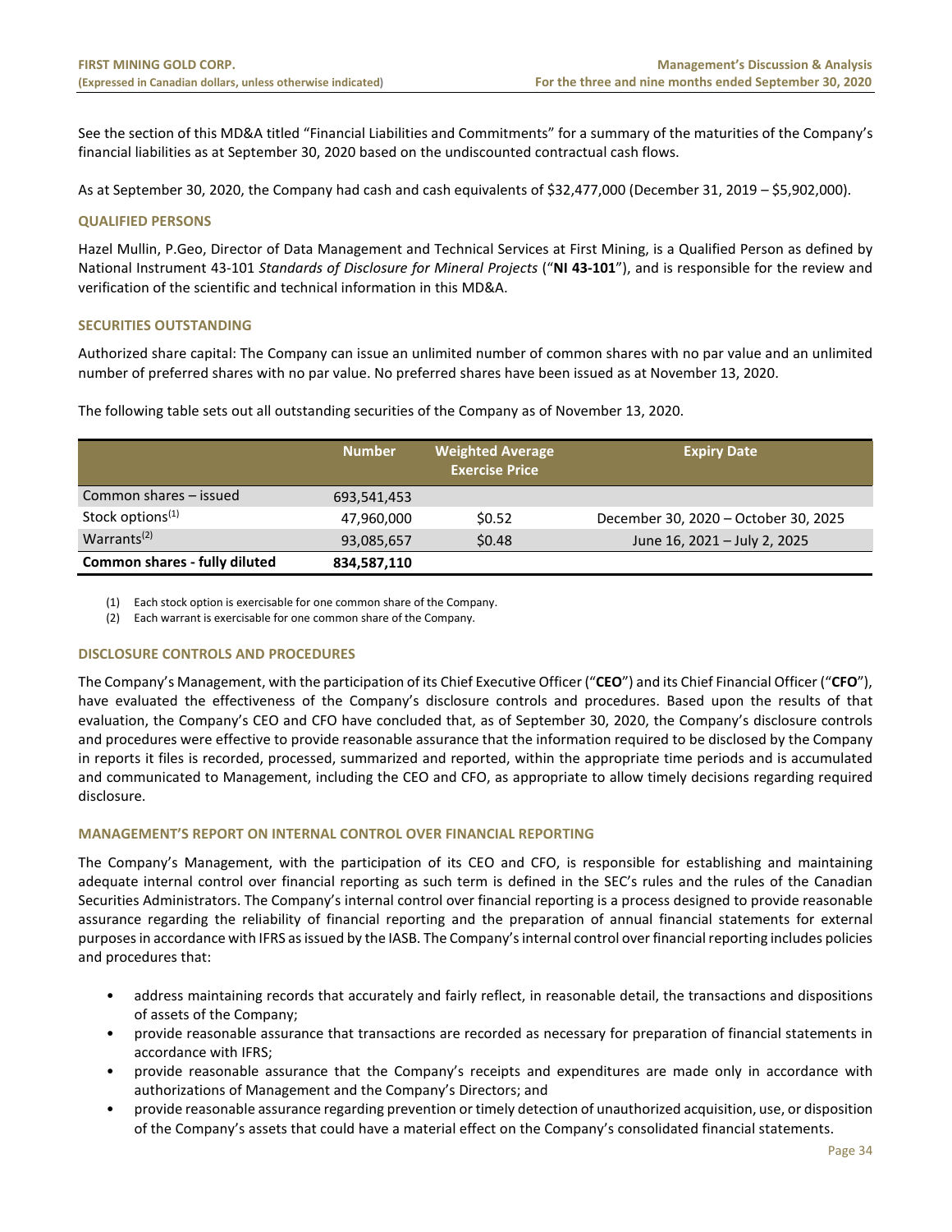See the section of this MD&A titled "Financial Liabilities and Commitments" for a summary of the maturities of the Company's financial liabilities as at September 30, 2020 based on the undiscounted contractual cash flows.

As at September 30, 2020, the Company had cash and cash equivalents of $32,477,000 (December 31, 2019 – $5,902,000).

## QUALIFIED PERSONS

Hazel Mullin, P.Geo, Director of Data Management and Technical Services at First Mining, is a Qualified Person as defined by National Instrument 43-101 *Standards of Disclosure for Mineral Projects* ("**NI 43-101**"), and is responsible for the review and verification of the scientific and technical information in this MD&A.

## SECURITIES OUTSTANDING

Authorized share capital: The Company can issue an unlimited number of common shares with no par value and an unlimited number of preferred shares with no par value. No preferred shares have been issued as at November 13, 2020.

The following table sets out all outstanding securities of the Company as of November 13, 2020.

| | Number | Weighted Average Exercise Price | Expiry Date |
|---|---|---|---|
| Common shares – issued | 693,541,453 | | |
| Stock options[1] | 47,960,000 | $0.52 | December 30, 2020 – October 30, 2025 |
| Warrants[2] | 93,085,657 | $0.48 | June 16, 2021 – July 2, 2025 |
| **Common shares - fully diluted** | **834,587,110** | | |

(1) Each stock option is exercisable for one common share of the Company.
(2) Each warrant is exercisable for one common share of the Company.

## DISCLOSURE CONTROLS AND PROCEDURES

The Company's Management, with the participation of its Chief Executive Officer ("**CEO**") and its Chief Financial Officer ("**CFO**"), have evaluated the effectiveness of the Company's disclosure controls and procedures. Based upon the results of that evaluation, the Company's CEO and CFO have concluded that, as of September 30, 2020, the Company's disclosure controls and procedures were effective to provide reasonable assurance that the information required to be disclosed by the Company in reports it files is recorded, processed, summarized and reported, within the appropriate time periods and is accumulated and communicated to Management, including the CEO and CFO, as appropriate to allow timely decisions regarding required disclosure.

## MANAGEMENT'S REPORT ON INTERNAL CONTROL OVER FINANCIAL REPORTING

The Company's Management, with the participation of its CEO and CFO, is responsible for establishing and maintaining adequate internal control over financial reporting as such term is defined in the SEC's rules and the rules of the Canadian Securities Administrators. The Company's internal control over financial reporting is a process designed to provide reasonable assurance regarding the reliability of financial reporting and the preparation of annual financial statements for external purposes in accordance with IFRS as issued by the IASB. The Company's internal control over financial reporting includes policies and procedures that:

- address maintaining records that accurately and fairly reflect, in reasonable detail, the transactions and dispositions of assets of the Company;
- provide reasonable assurance that transactions are recorded as necessary for preparation of financial statements in accordance with IFRS;
- provide reasonable assurance that the Company's receipts and expenditures are made only in accordance with authorizations of Management and the Company's Directors; and
- provide reasonable assurance regarding prevention or timely detection of unauthorized acquisition, use, or disposition of the Company's assets that could have a material effect on the Company's consolidated financial statements.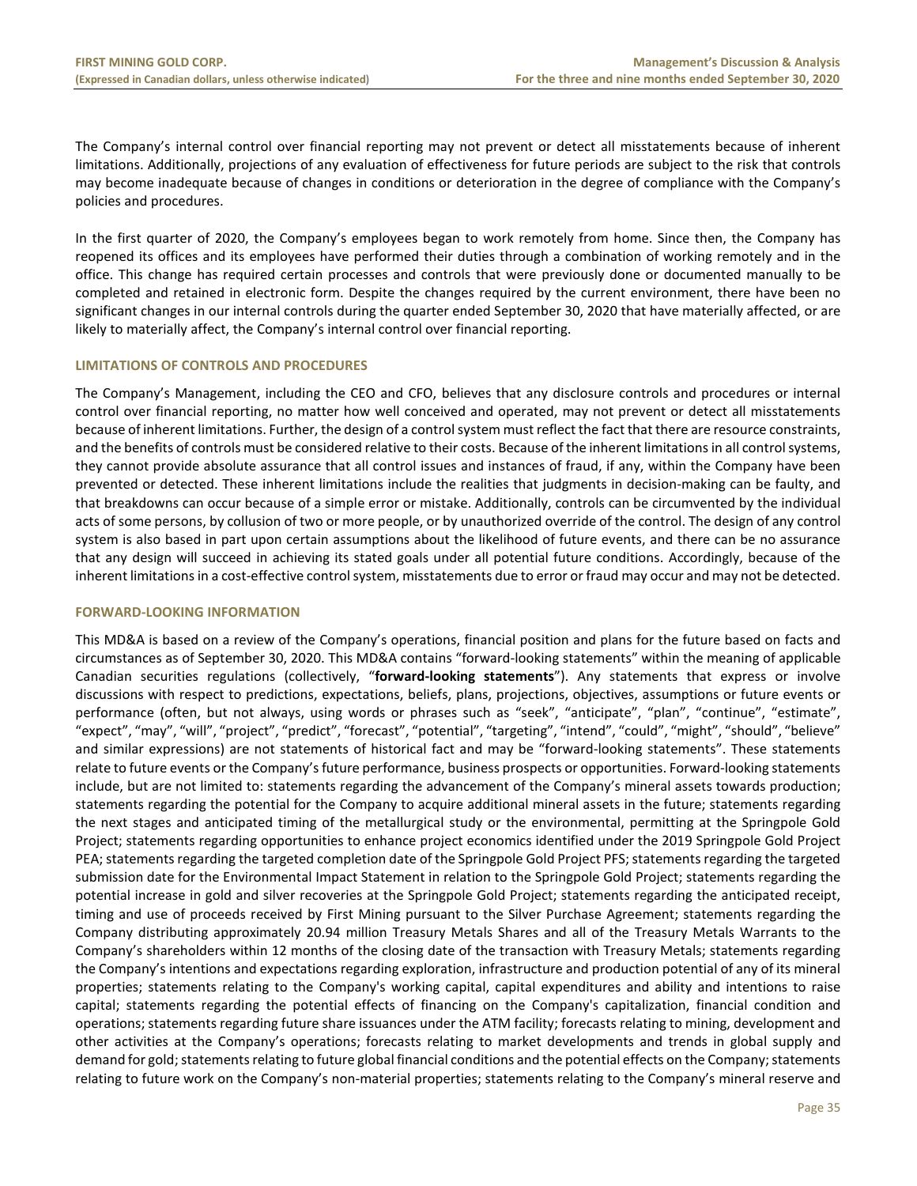The Company's internal control over financial reporting may not prevent or detect all misstatements because of inherent limitations. Additionally, projections of any evaluation of effectiveness for future periods are subject to the risk that controls may become inadequate because of changes in conditions or deterioration in the degree of compliance with the Company's policies and procedures.

In the first quarter of 2020, the Company's employees began to work remotely from home. Since then, the Company has reopened its offices and its employees have performed their duties through a combination of working remotely and in the office. This change has required certain processes and controls that were previously done or documented manually to be completed and retained in electronic form. Despite the changes required by the current environment, there have been no significant changes in our internal controls during the quarter ended September 30, 2020 that have materially affected, or are likely to materially affect, the Company's internal control over financial reporting.

## LIMITATIONS OF CONTROLS AND PROCEDURES

The Company's Management, including the CEO and CFO, believes that any disclosure controls and procedures or internal control over financial reporting, no matter how well conceived and operated, may not prevent or detect all misstatements because of inherent limitations. Further, the design of a control system must reflect the fact that there are resource constraints, and the benefits of controls must be considered relative to their costs. Because of the inherent limitations in all control systems, they cannot provide absolute assurance that all control issues and instances of fraud, if any, within the Company have been prevented or detected. These inherent limitations include the realities that judgments in decision-making can be faulty, and that breakdowns can occur because of a simple error or mistake. Additionally, controls can be circumvented by the individual acts of some persons, by collusion of two or more people, or by unauthorized override of the control. The design of any control system is also based in part upon certain assumptions about the likelihood of future events, and there can be no assurance that any design will succeed in achieving its stated goals under all potential future conditions. Accordingly, because of the inherent limitations in a cost-effective control system, misstatements due to error or fraud may occur and may not be detected.

## FORWARD-LOOKING INFORMATION

This MD&A is based on a review of the Company's operations, financial position and plans for the future based on facts and circumstances as of September 30, 2020. This MD&A contains "forward-looking statements" within the meaning of applicable Canadian securities regulations (collectively, "**forward-looking statements**"). Any statements that express or involve discussions with respect to predictions, expectations, beliefs, plans, projections, objectives, assumptions or future events or performance (often, but not always, using words or phrases such as "seek", "anticipate", "plan", "continue", "estimate", "expect", "may", "will", "project", "predict", "forecast", "potential", "targeting", "intend", "could", "might", "should", "believe" and similar expressions) are not statements of historical fact and may be "forward-looking statements". These statements relate to future events or the Company's future performance, business prospects or opportunities. Forward-looking statements include, but are not limited to: statements regarding the advancement of the Company's mineral assets towards production; statements regarding the potential for the Company to acquire additional mineral assets in the future; statements regarding the next stages and anticipated timing of the metallurgical study or the environmental, permitting at the Springpole Gold Project; statements regarding opportunities to enhance project economics identified under the 2019 Springpole Gold Project PEA; statements regarding the targeted completion date of the Springpole Gold Project PFS; statements regarding the targeted submission date for the Environmental Impact Statement in relation to the Springpole Gold Project; statements regarding the potential increase in gold and silver recoveries at the Springpole Gold Project; statements regarding the anticipated receipt, timing and use of proceeds received by First Mining pursuant to the Silver Purchase Agreement; statements regarding the Company distributing approximately 20.94 million Treasury Metals Shares and all of the Treasury Metals Warrants to the Company's shareholders within 12 months of the closing date of the transaction with Treasury Metals; statements regarding the Company's intentions and expectations regarding exploration, infrastructure and production potential of any of its mineral properties; statements relating to the Company's working capital, capital expenditures and ability and intentions to raise capital; statements regarding the potential effects of financing on the Company's capitalization, financial condition and operations; statements regarding future share issuances under the ATM facility; forecasts relating to mining, development and other activities at the Company's operations; forecasts relating to market developments and trends in global supply and demand for gold; statements relating to future global financial conditions and the potential effects on the Company; statements relating to future work on the Company's non-material properties; statements relating to the Company's mineral reserve and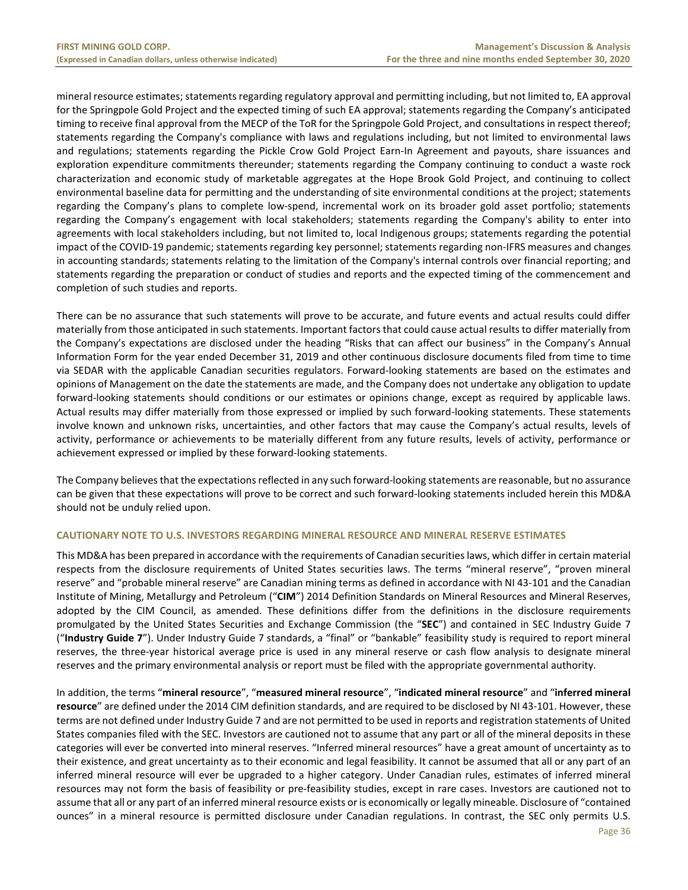mineral resource estimates; statements regarding regulatory approval and permitting including, but not limited to, EA approval for the Springpole Gold Project and the expected timing of such EA approval; statements regarding the Company's anticipated timing to receive final approval from the MECP of the ToR for the Springpole Gold Project, and consultations in respect thereof; statements regarding the Company's compliance with laws and regulations including, but not limited to environmental laws and regulations; statements regarding the Pickle Crow Gold Project Earn-In Agreement and payouts, share issuances and exploration expenditure commitments thereunder; statements regarding the Company continuing to conduct a waste rock characterization and economic study of marketable aggregates at the Hope Brook Gold Project, and continuing to collect environmental baseline data for permitting and the understanding of site environmental conditions at the project; statements regarding the Company's plans to complete low-spend, incremental work on its broader gold asset portfolio; statements regarding the Company's engagement with local stakeholders; statements regarding the Company's ability to enter into agreements with local stakeholders including, but not limited to, local Indigenous groups; statements regarding the potential impact of the COVID-19 pandemic; statements regarding key personnel; statements regarding non-IFRS measures and changes in accounting standards; statements relating to the limitation of the Company's internal controls over financial reporting; and statements regarding the preparation or conduct of studies and reports and the expected timing of the commencement and completion of such studies and reports.

There can be no assurance that such statements will prove to be accurate, and future events and actual results could differ materially from those anticipated in such statements. Important factors that could cause actual results to differ materially from the Company's expectations are disclosed under the heading "Risks that can affect our business" in the Company's Annual Information Form for the year ended December 31, 2019 and other continuous disclosure documents filed from time to time via SEDAR with the applicable Canadian securities regulators. Forward-looking statements are based on the estimates and opinions of Management on the date the statements are made, and the Company does not undertake any obligation to update forward-looking statements should conditions or our estimates or opinions change, except as required by applicable laws. Actual results may differ materially from those expressed or implied by such forward-looking statements. These statements involve known and unknown risks, uncertainties, and other factors that may cause the Company's actual results, levels of activity, performance or achievements to be materially different from any future results, levels of activity, performance or achievement expressed or implied by these forward-looking statements.

The Company believes that the expectations reflected in any such forward-looking statements are reasonable, but no assurance can be given that these expectations will prove to be correct and such forward-looking statements included herein this MD&A should not be unduly relied upon.

## CAUTIONARY NOTE TO U.S. INVESTORS REGARDING MINERAL RESOURCE AND MINERAL RESERVE ESTIMATES

This MD&A has been prepared in accordance with the requirements of Canadian securities laws, which differ in certain material respects from the disclosure requirements of United States securities laws. The terms "mineral reserve", "proven mineral reserve" and "probable mineral reserve" are Canadian mining terms as defined in accordance with NI 43-101 and the Canadian Institute of Mining, Metallurgy and Petroleum ("**CIM**") 2014 Definition Standards on Mineral Resources and Mineral Reserves, adopted by the CIM Council, as amended. These definitions differ from the definitions in the disclosure requirements promulgated by the United States Securities and Exchange Commission (the "**SEC**") and contained in SEC Industry Guide 7 ("**Industry Guide 7**"). Under Industry Guide 7 standards, a "final" or "bankable" feasibility study is required to report mineral reserves, the three-year historical average price is used in any mineral reserve or cash flow analysis to designate mineral reserves and the primary environmental analysis or report must be filed with the appropriate governmental authority.

In addition, the terms "**mineral resource**", "**measured mineral resource**", "**indicated mineral resource**" and "**inferred mineral resource**" are defined under the 2014 CIM definition standards, and are required to be disclosed by NI 43-101. However, these terms are not defined under Industry Guide 7 and are not permitted to be used in reports and registration statements of United States companies filed with the SEC. Investors are cautioned not to assume that any part or all of the mineral deposits in these categories will ever be converted into mineral reserves. "Inferred mineral resources" have a great amount of uncertainty as to their existence, and great uncertainty as to their economic and legal feasibility. It cannot be assumed that all or any part of an inferred mineral resource will ever be upgraded to a higher category. Under Canadian rules, estimates of inferred mineral resources may not form the basis of feasibility or pre-feasibility studies, except in rare cases. Investors are cautioned not to assume that all or any part of an inferred mineral resource exists or is economically or legally mineable. Disclosure of "contained ounces" in a mineral resource is permitted disclosure under Canadian regulations. In contrast, the SEC only permits U.S.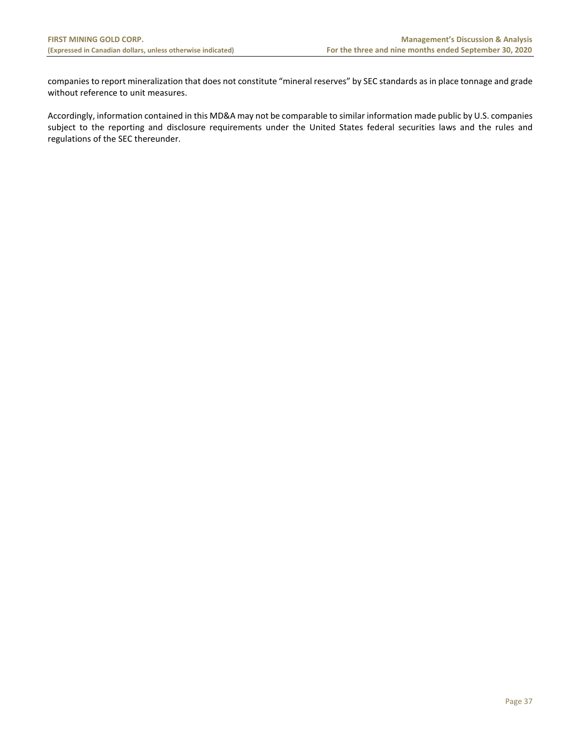companies to report mineralization that does not constitute "mineral reserves" by SEC standards as in place tonnage and grade without reference to unit measures.

Accordingly, information contained in this MD&A may not be comparable to similar information made public by U.S. companies subject to the reporting and disclosure requirements under the United States federal securities laws and the rules and regulations of the SEC thereunder.